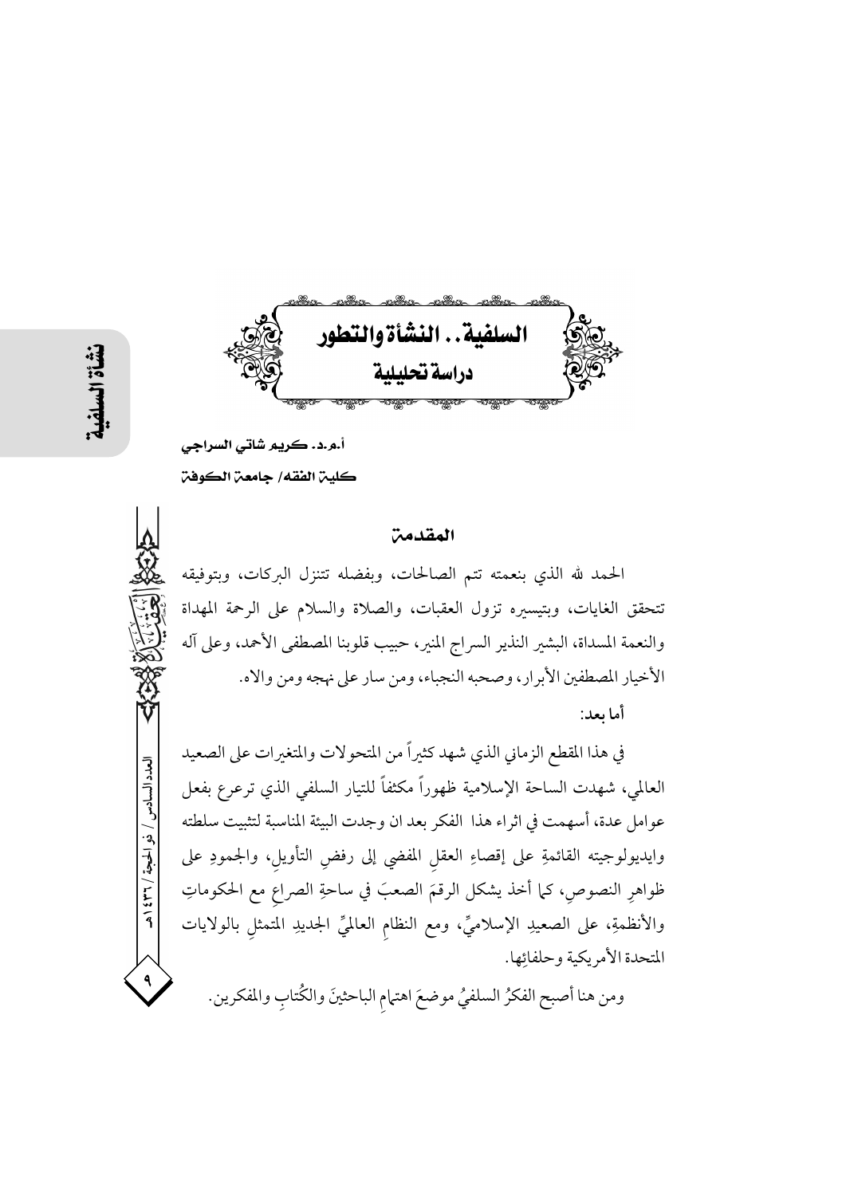# السلفية.. النشأة والتطور

## دراسة تحليلية

أ.م.د. كريم شاتي السراجي

كلية الفقه/ جامعة الكوفة

### المقدمة

الحمد لله الذي بنعمته تتم الصالحات، وبفضله تتنزل البركات، وبتوفيقه تتحقق الغايات، وبتيسيره تزول العقبات، والصلاة والسلام على الرحمة المهداة والنعمة المسداة، البشير النذير السراج المنير، حبيب قلوبنا المصطفى الأحمد، وعلى آله الأخيار المصطفين الأبرار، وصحبه النجباء، ومن سار على نهجه ومن والاه.

**أما بعد:**

في هذا المقطع الزماني الذي شهد كثيراً من المتحولات والمتغيرات على الصعيد العالمي، شهدت الساحة الإسلامية ظهوراً مكثفاً للتيار السلفي الذي ترعرع بفعل عوامل عدة، أسهمت في اثراء هذا الفكر بعد ان وجدت البيئة المناسبة لتثبيت سلطته وايديولوجيته القائمةِ على إقصاءِ العقلِ المفضي إلى رفضِ التأويلِ، والجمودِ على ظواهرِ النصوصِ، كما أخذ يشكل الرقمَ الصعبَ في ساحةِ الصراعِ مع الحكوماتِ والأنظمةِ، على الصعيدِ الإسلاميِّ، ومع النظامِ العالميِّ الجديدِ المتمثلِ بالولايات المتحدة الأمريكية وحلفائِها.

ومن هنا أصبح الفكرُ السلفيُ موضعَ اهتمامِ الباحثينَ والكُتابِ والمفكرين.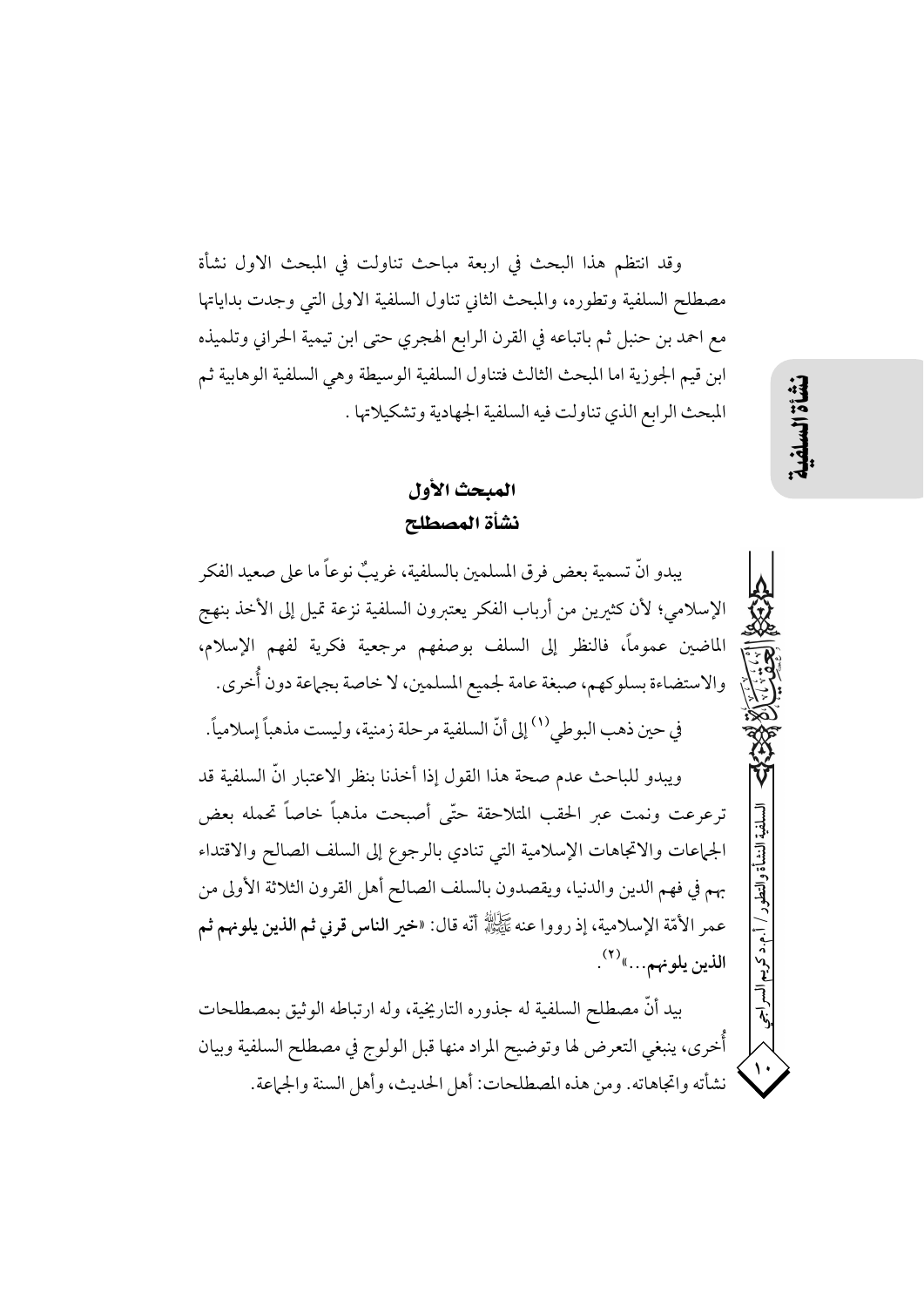وقد انتظم هذا البحث في اربعة مباحث تناولت في المبحث الاول نشأة مصطلح السلفية وتطوره، والمبحث الثاني تناول السلفية الاولى التي وجدت بداياتها مع احمد بن حنبل ثم باتباعه في القرن الرابع الهجري حتى ابن تيمية الحراني وتلميذه ابن قيم الجوزية اما المبحث الثالث فتناول السلفية الوسيطة وهي السلفية الوهابية ثم المبحث الرابع الذي تناولت فيه السلفية الجهادية وتشكيلاتها .

## المبحث الأول
## نشأة المصطلح

يبدو انّ تسمية بعض فرق المسلمين بالسلفية، غريبٌ نوعاً ما على صعيد الفكر الإسلامي؛ لأن كثيرين من أرباب الفكر يعتبرون السلفية نزعة تميل إلى الأخذ بنهج الماضين عموماً، فالنظر إلى السلف بوصفهم مرجعية فكرية لفهم الإسلام، والاستضاءة بسلوكهم، صبغة عامة لجميع المسلمين، لا خاصة بجماعة دون أُخرى.

في حين ذهب البوطي[1] إلى أنّ السلفية مرحلة زمنية، وليست مذهباً إسلامياً.

ويبدو للباحث عدم صحة هذا القول إذا أخذنا بنظر الاعتبار انّ السلفية قد ترعرعت ونمت عبر الحقب المتلاحقة حتّى أصبحت مذهباً خاصاً تحمله بعض الجماعات والاتجاهات الإسلامية التي تنادي بالرجوع إلى السلف الصالح والاقتداء بهم في فهم الدين والدنيا، ويقصدون بالسلف الصالح أهل القرون الثلاثة الأولى من عمر الأمّة الإسلامية، إذ رووا عنه ﷺ أنّه قال: «**خير الناس قرني ثم الذين يلونهم ثم الذين يلونهم...**»[2].

بيد أنّ مصطلح السلفية له جذوره التاريخية، وله ارتباطه الوثيق بمصطلحات أُخرى، ينبغي التعرض لها وتوضيح المراد منها قبل الولوج في مصطلح السلفية وبيان نشأته واتجاهاته. ومن هذه المصطلحات: أهل الحديث، وأهل السنة والجماعة.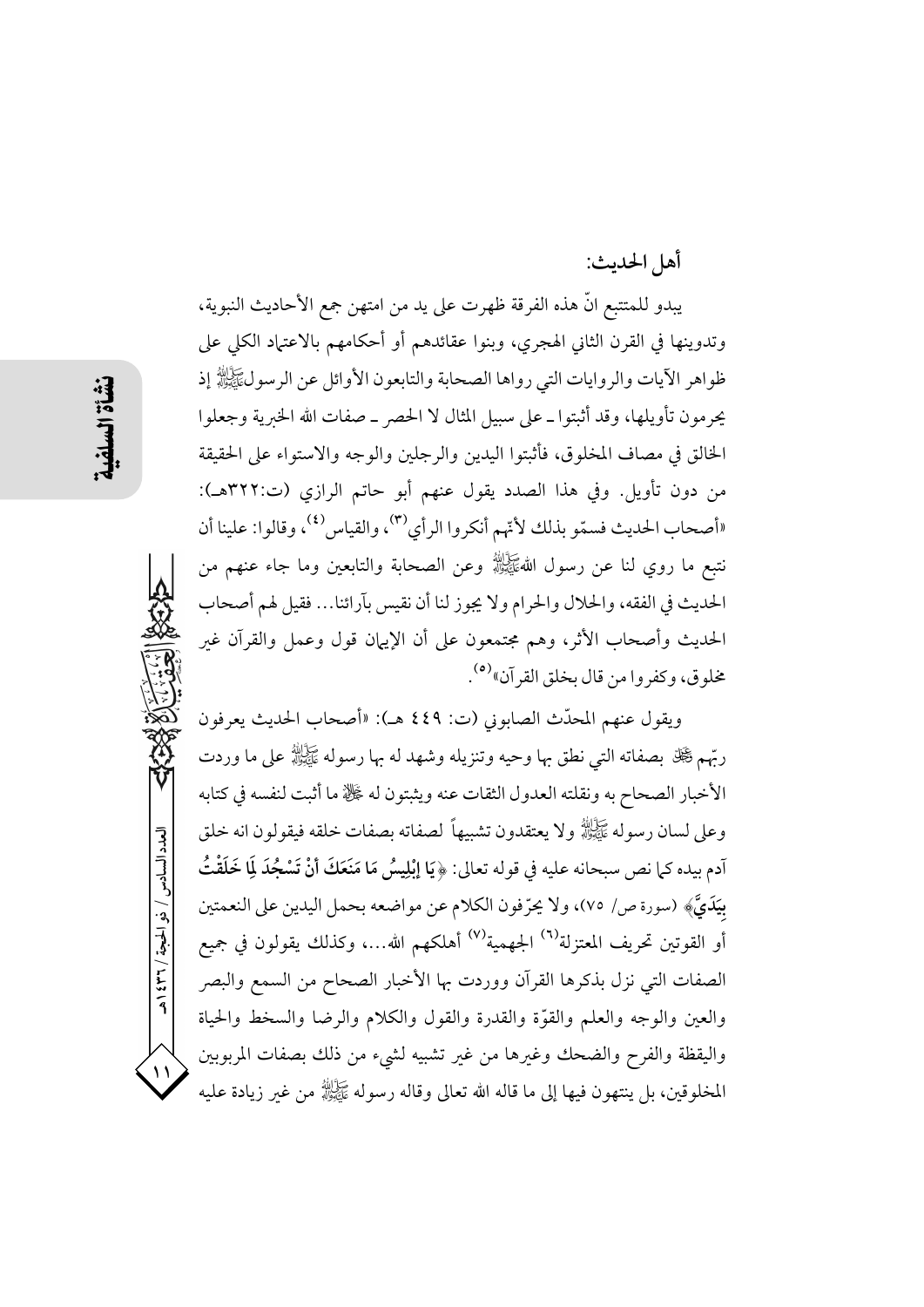## أهل الحديث:

يبدو للمتتبع انّ هذه الفرقة ظهرت على يد من امتهن جمع الأحاديث النبوية، وتدوينها في القرن الثاني الهجري، وبنوا عقائدهم أو أحكامهم بالاعتماد الكلي على ظواهر الآيات والروايات التي رواها الصحابة والتابعون الأوائل عن الرسولﷺ إذ يحرمون تأويلها، وقد أثبتوا ـ على سبيل المثال لا الحصر ـ صفات الله الخبرية وجعلوا الخالق في مصاف المخلوق، فأثبتوا اليدين والرجلين والوجه والاستواء على الحقيقة من دون تأويل. وفي هذا الصدد يقول عنهم أبو حاتم الرازي (ت:٣٢٢هـ): «أصحاب الحديث فسمّو بذلك لأنّهم أنكروا الرأي[3]، والقياس[4]، وقالوا: علينا أن نتبع ما روي لنا عن رسول اللهﷺ وعن الصحابة والتابعين وما جاء عنهم من الحديث في الفقه، والحلال والحرام ولا يجوز لنا أن نقيس بآرائنا... فقيل لهم أصحاب الحديث وأصحاب الأثر، وهم مجتمعون على أن الإيمان قول وعمل والقرآن غير مخلوق، وكفروا من قال بخلق القرآن»[5].

ويقول عنهم المحدّث الصابوني (ت: ٤٤٩ هـ): «أصحاب الحديث يعرفون ربّهم ﷻ بصفاته التي نطق بها وحيه وتنزيله وشهد له بها رسوله ﷺ على ما وردت الأخبار الصحاح به ونقلته العدول الثقات عنه ويثبتون له ﷻ ما أثبت لنفسه في كتابه وعلى لسان رسوله ﷺ ولا يعتقدون تشبيهاً لصفاته بصفات خلقه فيقولون انه خلق آدم بيده كما نص سبحانه عليه في قوله تعالى: ﴿**يَا إِبْلِيسُ مَا مَنَعَكَ أَنْ تَسْجُدَ لِمَا خَلَقْتُ بِيَدَيَّ**﴾ (سورة ص/ ٧٥)، ولا يحرّفون الكلام عن مواضعه بحمل اليدين على النعمتين أو القوتين تحريف المعتزلة[6] الجهمية[7] أهلكهم الله...، وكذلك يقولون في جميع الصفات التي نزل بذكرها القرآن ووردت بها الأخبار الصحاح من السمع والبصر والعين والوجه والعلم والقوّة والقدرة والقول والكلام والرضا والسخط والحياة واليقظة والفرح والضحك وغيرها من غير تشبيه لشيء من ذلك بصفات المربوبين المخلوقين، بل ينتهون فيها إلى ما قاله الله تعالى وقاله رسوله ﷺ من غير زيادة عليه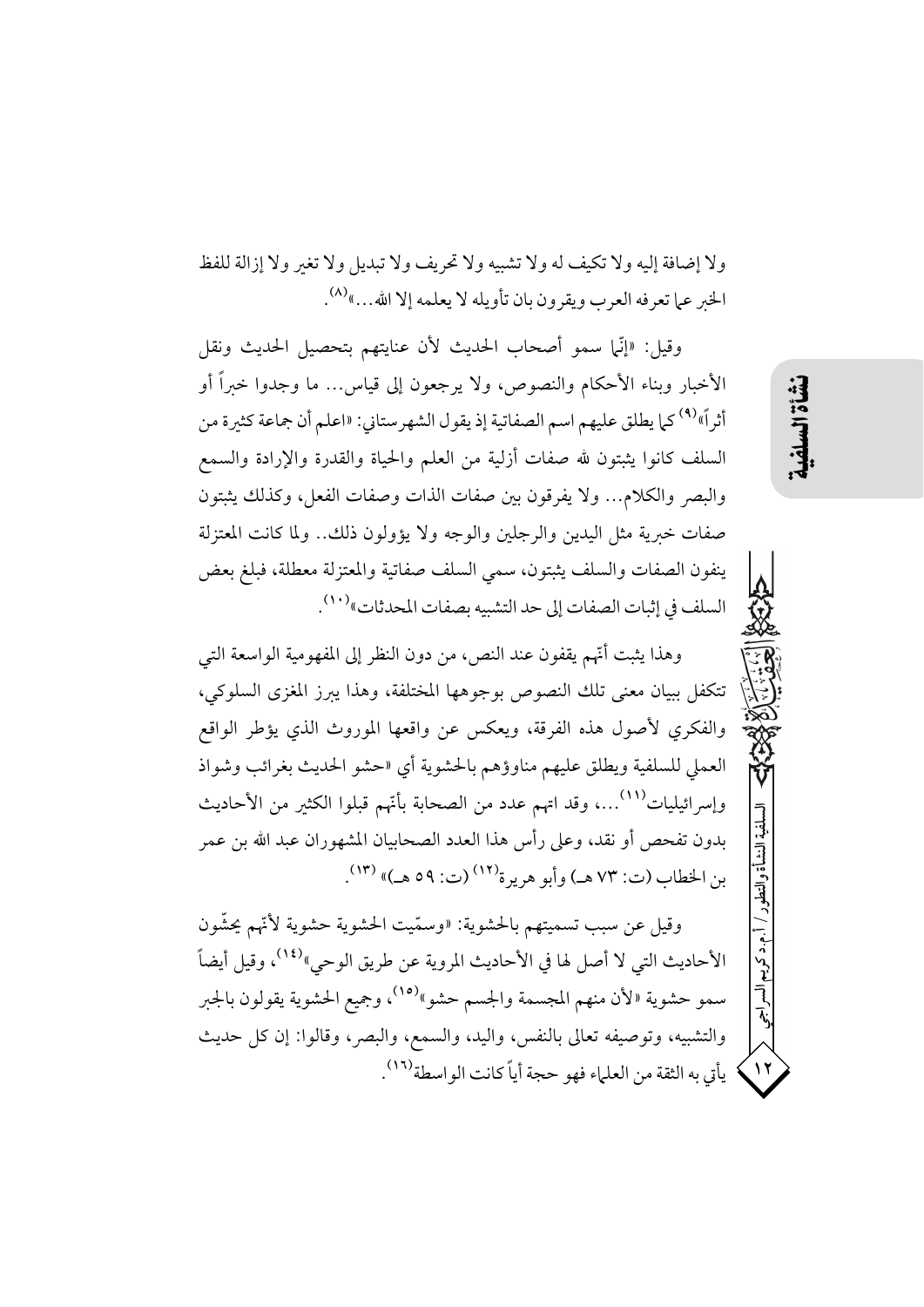ولا إضافة إليه ولا تكيف له ولا تشبيه ولا تحريف ولا تبديل ولا تغير ولا إزالة للفظ الخبر عما تعرفه العرب ويقرون بان تأويله لا يعلمه إلا الله...»[٨].

وقيل: «إنّما سمو أصحاب الحديث لأن عنايتهم بتحصيل الحديث ونقل الأخبار وبناء الأحكام والنصوص، ولا يرجعون إلى قياس... ما وجدوا خبراً أو أثراً»[٩] كما يطلق عليهم اسم الصفاتية إذ يقول الشهرستاني: «اعلم أن جماعة كثيرة من السلف كانوا يثبتون لله صفات أزلية من العلم والحياة والقدرة والإرادة والسمع والبصر والكلام... ولا يفرقون بين صفات الذات وصفات الفعل، وكذلك يثبتون صفات خبرية مثل اليدين والرجلين والوجه ولا يؤولون ذلك.. ولما كانت المعتزلة ينفون الصفات والسلف يثبتون، سمي السلف صفاتية والمعتزلة معطلة، فبلغ بعض السلف في إثبات الصفات إلى حد التشبيه بصفات المحدثات»[١٠].

وهذا يثبت أنّهم يقفون عند النص، من دون النظر إلى المفهومية الواسعة التي تتكفل ببيان معنى تلك النصوص بوجوهها المختلفة، وهذا يبرز المغزى السلوكي، والفكري لأصول هذه الفرقة، ويعكس عن واقعها الموروث الذي يؤطر الواقع العملي للسلفية ويطلق عليهم مناوؤهم بالحشوية أي «حشو الحديث بغرائب وشواذ وإسرائيليات[١١]...، وقد اتهم عدد من الصحابة بأنّهم قبلوا الكثير من الأحاديث بدون تفحص أو نقد، وعلى رأس هذا العدد الصحابيان المشهوران عبد الله بن عمر بن الخطاب (ت: ٧٣ هـ) وأبو هريرة[١٢] (ت: ٥٩ هـ)» [١٣].

وقيل عن سبب تسميتهم بالحشوية: «وسمّيت الحشوية حشوية لأنّهم يحشّون الأحاديث التي لا أصل لها في الأحاديث المروية عن طريق الوحي»[١٤]، وقيل أيضاً سمو حشوية «لأن منهم المجسمة والجسم حشو»[١٥]، وجميع الحشوية يقولون بالجبر والتشبيه، وتوصيفه تعالى بالنفس، واليد، والسمع، والبصر، وقالوا: إن كل حديث يأتي به الثقة من العلماء فهو حجة أياً كانت الواسطة[١٦].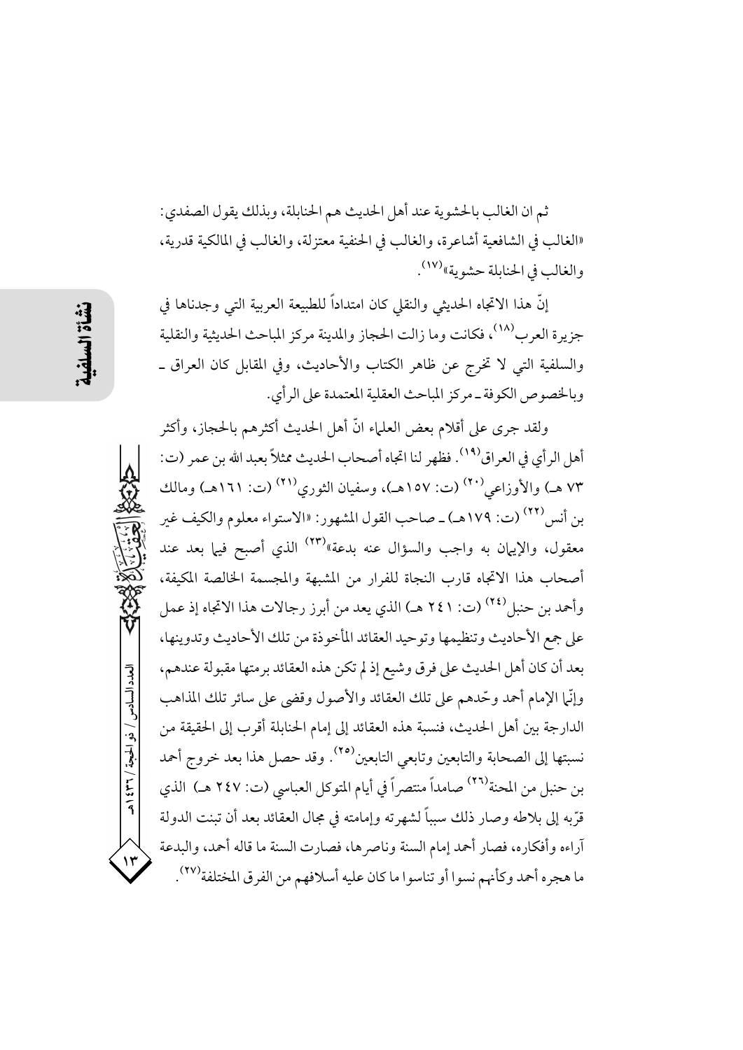ثم ان الغالب بالحشوية عند أهل الحديث هم الحنابلة، وبذلك يقول الصفدي: «الغالب في الشافعية أشاعرة، والغالب في الحنفية معتزلة، والغالب في المالكية قدرية، والغالب في الحنابلة حشوية»[١٧].

إنّ هذا الاتجاه الحديثي والنقلي كان امتداداً للطبيعة العربية التي وجدناها في جزيرة العرب[١٨]، فكانت وما زالت الحجاز والمدينة مركز المباحث الحديثية والنقلية والسلفية التي لا تخرج عن ظاهر الكتاب والأحاديث، وفي المقابل كان العراق ـ وبالخصوص الكوفة ـ مركز المباحث العقلية المعتمدة على الرأي.

ولقد جرى على أقلام بعض العلماء انّ أهل الحديث أكثرهم بالحجاز، وأكثر أهل الرأي في العراق[١٩]. فظهر لنا اتجاه أصحاب الحديث ممثلاً بعبد الله بن عمر (ت: ٧٣ هـ) والأوزاعي[٢٠] (ت: ١٥٧هـ)، وسفيان الثوري[٢١] (ت: ١٦١هـ) ومالك بن أنس[٢٢] (ت: ١٧٩هـ) ـ صاحب القول المشهور: «الاستواء معلوم والكيف غير معقول، والإيمان به واجب والسؤال عنه بدعة»[٢٣] الذي أصبح فيما بعد عند أصحاب هذا الاتجاه قارب النجاة للفرار من المشبهة والمجسمة الخالصة المكيفة، وأحمد بن حنبل[٢٤] (ت: ٢٤١ هـ) الذي يعد من أبرز رجالات هذا الاتجاه إذ عمل على جمع الأحاديث وتنظيمها وتوحيد العقائد المأخوذة من تلك الأحاديث وتدوينها، بعد أن كان أهل الحديث على فرق وشيع إذ لم تكن هذه العقائد برمتها مقبولة عندهم، وإنّما الإمام أحمد وحّدهم على تلك العقائد والأصول وقضى على سائر تلك المذاهب الدارجة بين أهل الحديث، فنسبة هذه العقائد إلى إمام الحنابلة أقرب إلى الحقيقة من نسبتها إلى الصحابة والتابعين وتابعي التابعين[٢٥]. وقد حصل هذا بعد خروج أحمد بن حنبل من المحنة[٢٦] صامداً منتصراً في أيام المتوكل العباسي (ت: ٢٤٧ هـ) الذي قرّبه إلى بلاطه وصار ذلك سبباً لشهرته وإمامته في مجال العقائد بعد أن تبنت الدولة آراءه وأفكاره، فصار أحمد إمام السنة وناصرها، فصارت السنة ما قاله أحمد، والبدعة ما هجره أحمد وكأنهم نسوا أو تناسوا ما كان عليه أسلافهم من الفرق المختلفة[٢٧].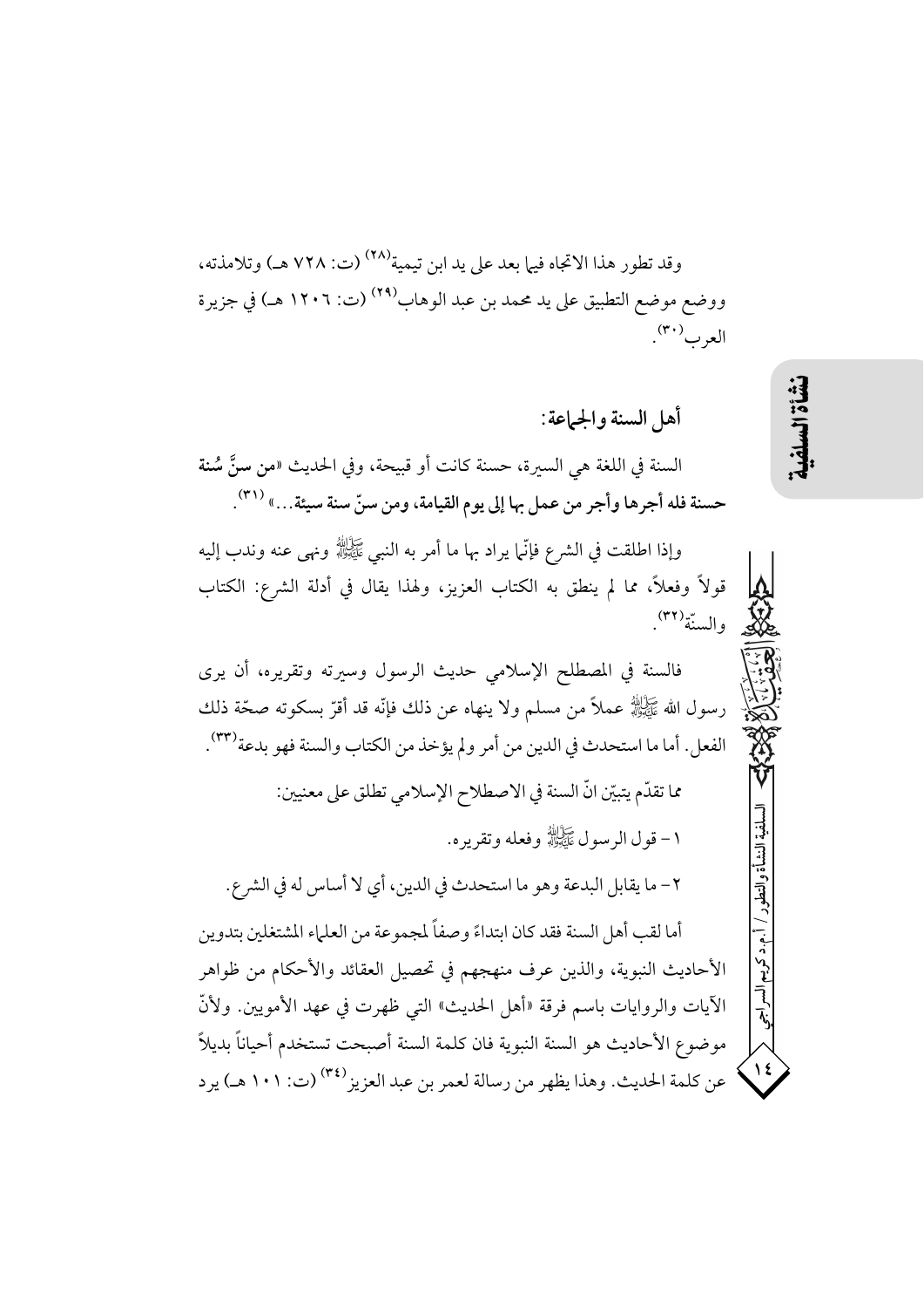وقد تطور هذا الاتجاه فيما بعد على يد ابن تيمية[٢٨] (ت: ٧٢٨ هـ) وتلامذته، ووضع موضع التطبيق على يد محمد بن عبد الوهاب[٢٩] (ت: ١٢٠٦ هـ) في جزيرة العرب[٣٠].

## أهل السنة والجماعة:

السنة في اللغة هي السيرة، حسنة كانت أو قبيحة، وفي الحديث «**من سنَّ سُنة حسنة فله أجرها وأجر من عمل بها إلى يوم القيامة، ومن سنّ سنة سيئة...**» [٣١].

وإذا اطلقت في الشرع فإنّما يراد بها ما أمر به النبي ﷺ ونهى عنه وندب إليه قولاً وفعلاً، مما لم ينطق به الكتاب العزيز، ولهذا يقال في أدلة الشرع: الكتاب والسنّة[٣٢].

فالسنة في المصطلح الإسلامي حديث الرسول وسيرته وتقريره، أن يرى رسول الله ﷺ عملاً من مسلم ولا ينهاه عن ذلك فإنّه قد أقرّ بسكوته صحّة ذلك الفعل. أما ما استحدث في الدين من أمر ولم يؤخذ من الكتاب والسنة فهو بدعة[٣٣].

مما تقدّم يتبيّن انّ السنة في الاصطلاح الإسلامي تطلق على معنيين:

١- قول الرسول ﷺ وفعله وتقريره.

٢- ما يقابل البدعة وهو ما استحدث في الدين، أي لا أساس له في الشرع.

أما لقب أهل السنة فقد كان ابتداءً وصفاً لمجموعة من العلماء المشتغلين بتدوين الأحاديث النبوية، والذين عرف منهجهم في تحصيل العقائد والأحكام من ظواهر الآيات والروايات باسم فرقة «أهل الحديث» التي ظهرت في عهد الأمويين. ولأنّ موضوع الأحاديث هو السنة النبوية فان كلمة السنة أصبحت تستخدم أحياناً بديلاً عن كلمة الحديث. وهذا يظهر من رسالة لعمر بن عبد العزيز[٣٤] (ت: ١٠١ هـ) يرد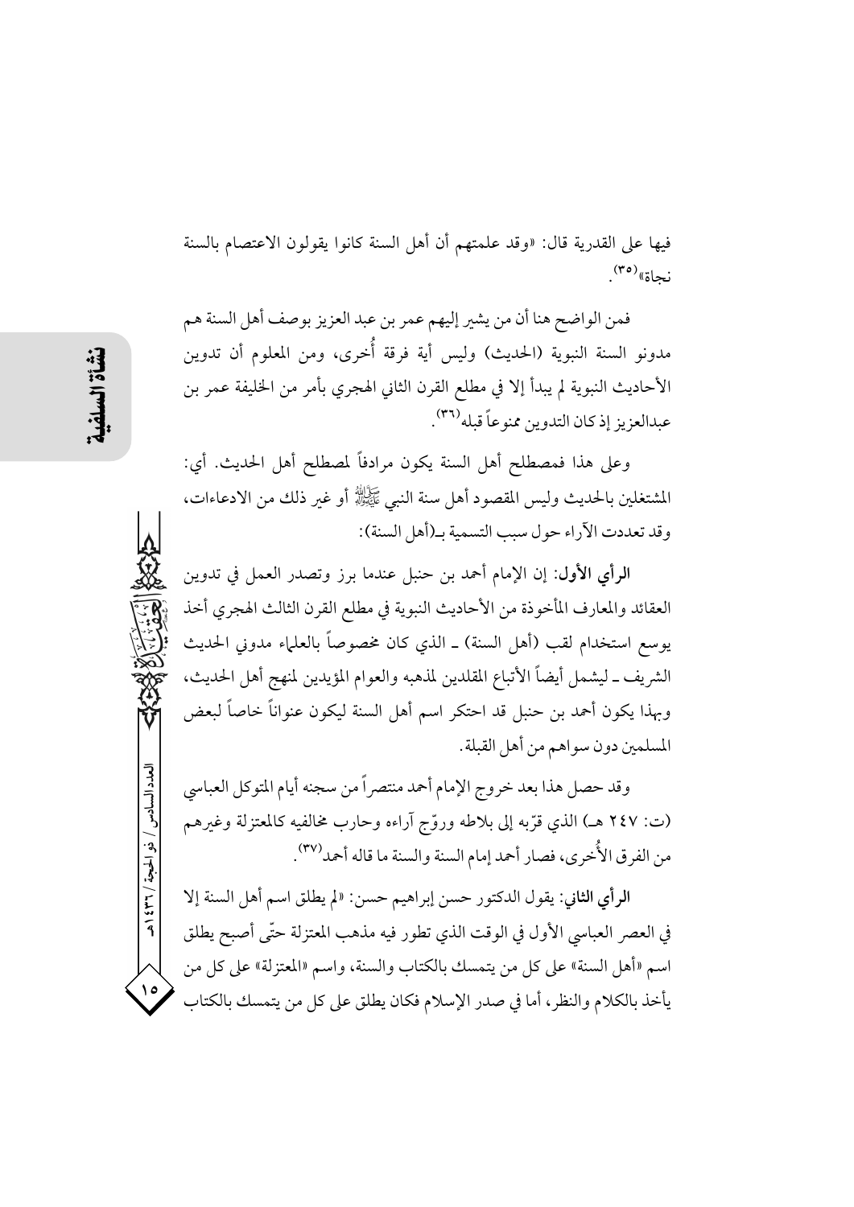فيها على القدرية قال: «وقد علمتهم أن أهل السنة كانوا يقولون الاعتصام بالسنة نجاة»[٣٥].

فمن الواضح هنا أن من يشير إليهم عمر بن عبد العزيز بوصف أهل السنة هم مدونو السنة النبوية (الحديث) وليس أية فرقة أُخرى، ومن المعلوم أن تدوين الأحاديث النبوية لم يبدأ إلا في مطلع القرن الثاني الهجري بأمر من الخليفة عمر بن عبدالعزيز إذ كان التدوين ممنوعاً قبله[٣٦].

وعلى هذا فمصطلح أهل السنة يكون مرادفاً لمصطلح أهل الحديث. أي: المشتغلين بالحديث وليس المقصود أهل سنة النبي ﷺ أو غير ذلك من الادعاءات، وقد تعددت الآراء حول سبب التسمية بـ(أهل السنة):

**الرأي الأول**: إن الإمام أحمد بن حنبل عندما برز وتصدر العمل في تدوين العقائد والمعارف المأخوذة من الأحاديث النبوية في مطلع القرن الثالث الهجري أخذ يوسع استخدام لقب (أهل السنة) ـ الذي كان مخصوصاً بالعلماء مدوني الحديث الشريف ـ ليشمل أيضاً الأتباع المقلدين لمذهبه والعوام المؤيدين لمنهج أهل الحديث، وبهذا يكون أحمد بن حنبل قد احتكر اسم أهل السنة ليكون عنواناً خاصاً لبعض المسلمين دون سواهم من أهل القبلة.

وقد حصل هذا بعد خروج الإمام أحمد منتصراً من سجنه أيام المتوكل العباسي (ت: ٢٤٧ هـ) الذي قرّبه إلى بلاطه وروّج آراءه وحارب مخالفيه كالمعتزلة وغيرهم من الفرق الأُخرى، فصار أحمد إمام السنة والسنة ما قاله أحمد[٣٧].

**الرأي الثاني**: يقول الدكتور حسن إبراهيم حسن: «لم يطلق اسم أهل السنة إلا في العصر العباسي الأول في الوقت الذي تطور فيه مذهب المعتزلة حتّى أصبح يطلق اسم «أهل السنة» على كل من يتمسك بالكتاب والسنة، واسم «المعتزلة» على كل من يأخذ بالكلام والنظر، أما في صدر الإسلام فكان يطلق على كل من يتمسك بالكتاب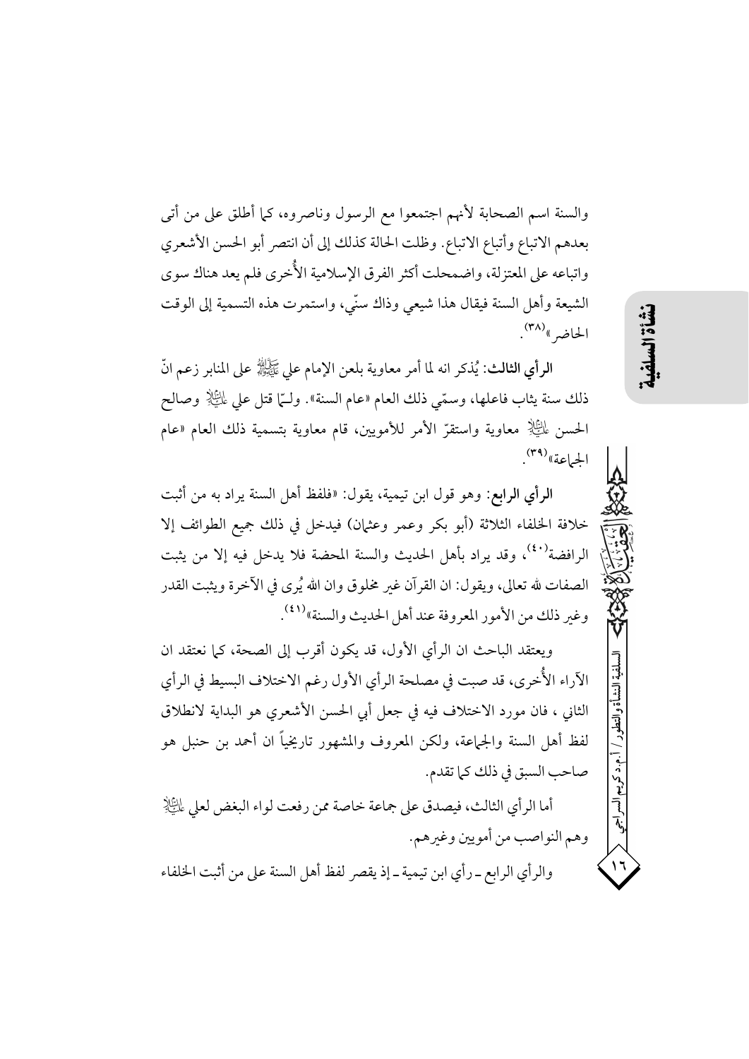والسنة اسم الصحابة لأنهم اجتمعوا مع الرسول وناصروه، كما أطلق على من أتى بعدهم الاتباع وأتباع الاتباع. وظلت الحالة كذلك إلى أن انتصر أبو الحسن الأشعري واتباعه على المعتزلة، واضمحلت أكثر الفرق الإسلامية الأُخرى فلم يعد هناك سوى الشيعة وأهل السنة فيقال هذا شيعي وذاك سنّي، واستمرت هذه التسمية إلى الوقت الحاضر»[٣٨].

**الرأي الثالث**: يُذكر انه لما أمر معاوية بلعن الإمام علي ﷺ على المنابر زعم انّ ذلك سنة يثاب فاعلها، وسمّي ذلك العام «عام السنة». ولـمّا قتل علي عليه السلام وصالح الحسن عليه السلام معاوية واستقرّ الأمر للأمويين، قام معاوية بتسمية ذلك العام «عام الجماعة»[٣٩].

**الرأي الرابع**: وهو قول ابن تيمية، يقول: «فلفظ أهل السنة يراد به من أثبت خلافة الخلفاء الثلاثة (أبو بكر وعمر وعثمان) فيدخل في ذلك جميع الطوائف إلا الرافضة[٤٠]، وقد يراد بأهل الحديث والسنة المحضة فلا يدخل فيه إلا من يثبت الصفات لله تعالى، ويقول: ان القرآن غير مخلوق وان الله يُرى في الآخرة ويثبت القدر وغير ذلك من الأمور المعروفة عند أهل الحديث والسنة»[٤١].

ويعتقد الباحث ان الرأي الأول، قد يكون أقرب إلى الصحة، كما نعتقد ان الآراء الأُخرى، قد صبت في مصلحة الرأي الأول رغم الاختلاف البسيط في الرأي الثاني ، فان مورد الاختلاف فيه في جعل أبي الحسن الأشعري هو البداية لانطلاق لفظ أهل السنة والجماعة، ولكن المعروف والمشهور تاريخياً ان أحمد بن حنبل هو صاحب السبق في ذلك كما تقدم.

أما الرأي الثالث، فيصدق على جماعة خاصة ممن رفعت لواء البغض لعلي عليه السلام وهم النواصب من أمويين وغيرهم.

والرأي الرابع ـ رأي ابن تيمية ـ إذ يقصر لفظ أهل السنة على من أثبت الخلفاء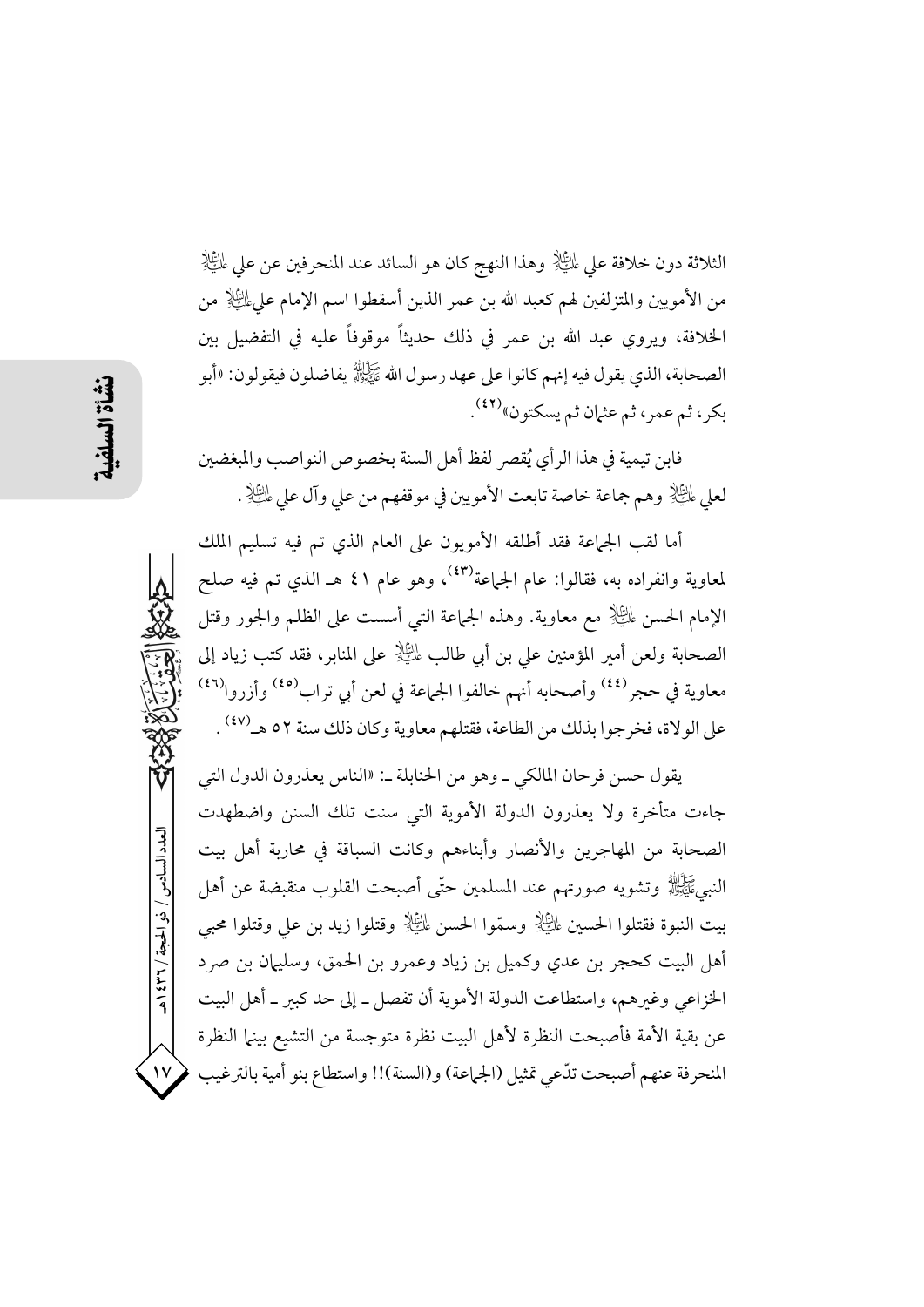الثلاثة دون خلافة علي عليه السلام وهذا النهج كان هو السائد عند المنحرفين عن علي عليه السلام من الأمويين والمتزلفين لهم كعبد الله بن عمر الذين أسقطوا اسم الإمام علي عليه السلام من الخلافة، ويروي عبد الله بن عمر في ذلك حديثاً موقوفاً عليه في التفضيل بين الصحابة، الذي يقول فيه إنهم كانوا على عهد رسول الله صلى الله عليه وآله يفاضلون فيقولون: «أبو بكر، ثم عمر، ثم عثمان ثم يسكتون»[42].

فابن تيمية في هذا الرأي يُقصر لفظ أهل السنة بخصوص النواصب والمبغضين لعلي عليه السلام وهم جماعة خاصة تابعت الأمويين في موقفهم من علي وآل علي عليه السلام .

أما لقب الجماعة فقد أطلقه الأمويون على العام الذي تم فيه تسليم الملك لمعاوية وانفراده به، فقالوا: عام الجماعة[43]، وهو عام ٤١ هـ الذي تم فيه صلح الإمام الحسن عليه السلام مع معاوية. وهذه الجماعة التي أسست على الظلم والجور وقتل الصحابة ولعن أمير المؤمنين علي بن أبي طالب عليه السلام على المنابر، فقد كتب زياد إلى معاوية في حجر[44] وأصحابه أنهم خالفوا الجماعة في لعن أبي تراب[45] وأزروا[46] على الولاة، فخرجوا بذلك من الطاعة، فقتلهم معاوية وكان ذلك سنة ٥٢ هـ[47].

يقول حسن فرحان المالكي ـ وهو من الحنابلة ـ: «الناس يعذرون الدول التي جاءت متأخرة ولا يعذرون الدولة الأموية التي سنت تلك السنن واضطهدت الصحابة من المهاجرين والأنصار وأبناءهم وكانت السباقة في محاربة أهل بيت النبي صلى الله عليه وآله وتشويه صورتهم عند المسلمين حتّى أصبحت القلوب منقبضة عن أهل بيت النبوة فقتلوا الحسين عليه السلام وسمّوا الحسن عليه السلام وقتلوا زيد بن علي وقتلوا محبي أهل البيت كحجر بن عدي وكميل بن زياد وعمرو بن الحمق، وسليمان بن صرد الخزاعي وغيرهم، واستطاعت الدولة الأموية أن تفصل ـ إلى حد كبير ـ أهل البيت عن بقية الأمة فأصبحت النظرة لأهل البيت نظرة متوجسة من التشيع بينما النظرة المنحرفة عنهم أصبحت تدّعي تمثيل (الجماعة) و(السنة)!! واستطاع بنو أمية بالترغيب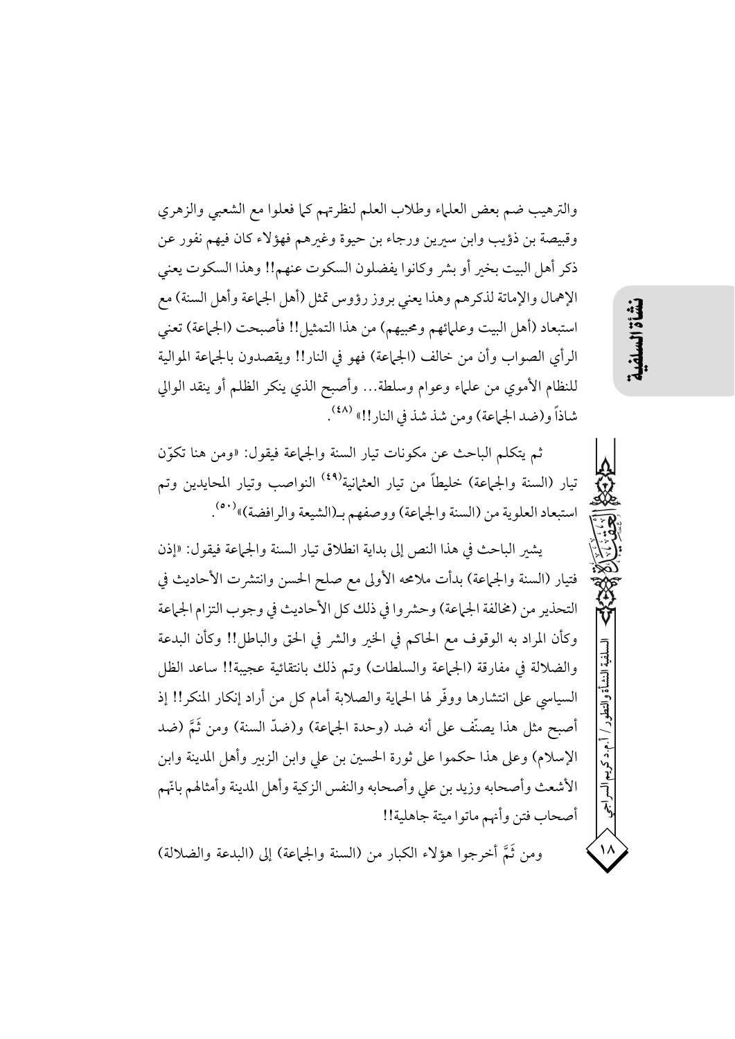والترهيب ضم بعض العلماء وطلاب العلم لنظرتهم كما فعلوا مع الشعبي والزهري وقبيصة بن ذؤيب وابن سيرين ورجاء بن حيوة وغيرهم فهؤلاء كان فيهم نفور عن ذكر أهل البيت بخير أو بشر وكانوا يفضلون السكوت عنهم!! وهذا السكوت يعني الإهمال والإماتة لذكرهم وهذا يعني بروز رؤوس تمثل (أهل الجماعة وأهل السنة) مع استبعاد (أهل البيت وعلمائهم ومحبيهم) من هذا التمثيل!! فأصبحت (الجماعة) تعني الرأي الصواب وأن من خالف (الجماعة) فهو في النار!! ويقصدون بالجماعة الموالية للنظام الأموي من علماء وعوام وسلطة... وأصبح الذي ينكر الظلم أو ينقد الوالي شاذاً و(ضد الجماعة) ومن شذ شذ في النار!!»[48].

ثم يتكلم الباحث عن مكونات تيار السنة والجماعة فيقول: «ومن هنا تكوّن تيار (السنة والجماعة) خليطاً من تيار العثمانية[49] النواصب وتيار المحايدين وتم استبعاد العلوية من (السنة والجماعة) ووصفهم بـ(الشيعة والرافضة)»[50].

يشير الباحث في هذا النص إلى بداية انطلاق تيار السنة والجماعة فيقول: «إذن فتيار (السنة والجماعة) بدأت ملامحه الأولى مع صلح الحسن وانتشرت الأحاديث في التحذير من (مخالفة الجماعة) وحشروا في ذلك كل الأحاديث في وجوب التزام الجماعة وكأن المراد به الوقوف مع الحاكم في الخير والشر في الحق والباطل!! وكأن البدعة والضلالة في مفارقة (الجماعة والسلطات) وتم ذلك بانتقائية عجيبة!! ساعد الظل السياسي على انتشارها ووفّر لها الحماية والصلابة أمام كل من أراد إنكار المنكر!! إذ أصبح مثل هذا يصنّف على أنه ضد (وحدة الجماعة) و(ضدّ السنة) ومن ثَمَّ (ضد الإسلام) وعلى هذا حكموا على ثورة الحسين بن علي وابن الزبير وأهل المدينة وابن الأشعث وأصحابه وزيد بن علي وأصحابه والنفس الزكية وأهل المدينة وأمثالهم بانّهم أصحاب فتن وأنهم ماتوا ميتة جاهلية!!

ومن ثَمَّ أخرجوا هؤلاء الكبار من (السنة والجماعة) إلى (البدعة والضلالة)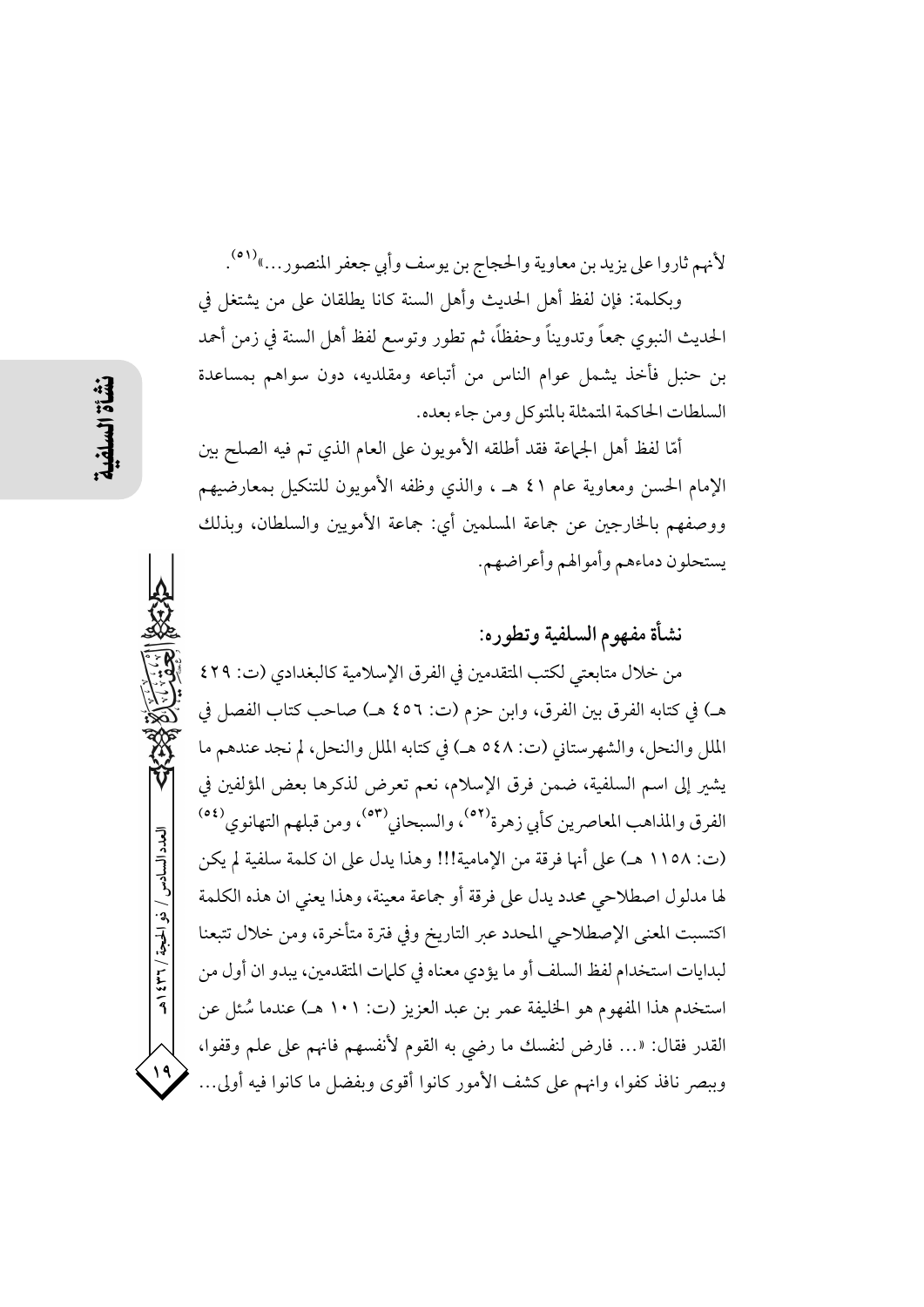لأنهم ثاروا على يزيد بن معاوية والحجاج بن يوسف وأبي جعفر المنصور...»[٥١].

وبكلمة: فإن لفظ أهل الحديث وأهل السنة كانا يطلقان على من يشتغل في الحديث النبوي جمعاً وتدويناً وحفظاً، ثم تطور وتوسع لفظ أهل السنة في زمن أحمد بن حنبل فأخذ يشمل عوام الناس من أتباعه ومقلديه، دون سواهم بمساعدة السلطات الحاكمة المتمثلة بالمتوكل ومن جاء بعده.

أمّا لفظ أهل الجماعة فقد أطلقه الأمويون على العام الذي تم فيه الصلح بين الإمام الحسن ومعاوية عام ٤١ هـ ، والذي وظفه الأمويون للتنكيل بمعارضيهم ووصفهم بالخارجين عن جماعة المسلمين أي: جماعة الأمويين والسلطان، وبذلك يستحلون دماءهم وأموالهم وأعراضهم.

## نشأة مفهوم السلفية وتطوره:

من خلال متابعتي لكتب المتقدمين في الفرق الإسلامية كالبغدادي (ت: ٤٢٩ هـ) في كتابه الفرق بين الفرق، وابن حزم (ت: ٤٥٦ هـ) صاحب كتاب الفصل في الملل والنحل، والشهرستاني (ت: ٥٤٨ هـ) في كتابه الملل والنحل، لم نجد عندهم ما يشير إلى اسم السلفية، ضمن فرق الإسلام، نعم تعرض لذكرها بعض المؤلفين في الفرق والمذاهب المعاصرين كأبي زهرة[٥٢]، والسبحاني[٥٣]، ومن قبلهم التهانوي[٥٤] (ت: ١١٥٨ هـ) على أنها فرقة من الإمامية!!! وهذا يدل على ان كلمة سلفية لم يكن لها مدلول اصطلاحي محدد يدل على فرقة أو جماعة معينة، وهذا يعني ان هذه الكلمة اكتسبت المعنى الإصطلاحي المحدد عبر التاريخ وفي فترة متأخرة، ومن خلال تتبعنا لبدايات استخدام لفظ السلف أو ما يؤدي معناه في كلمات المتقدمين، يبدو ان أول من استخدم هذا المفهوم هو الخليفة عمر بن عبد العزيز (ت: ١٠١ هـ) عندما سُئل عن القدر فقال: «... فارض لنفسك ما رضي به القوم لأنفسهم فانهم على علم وقفوا، وببصر نافذ كفوا، وانهم على كشف الأمور كانوا أقوى وبفضل ما كانوا فيه أولى...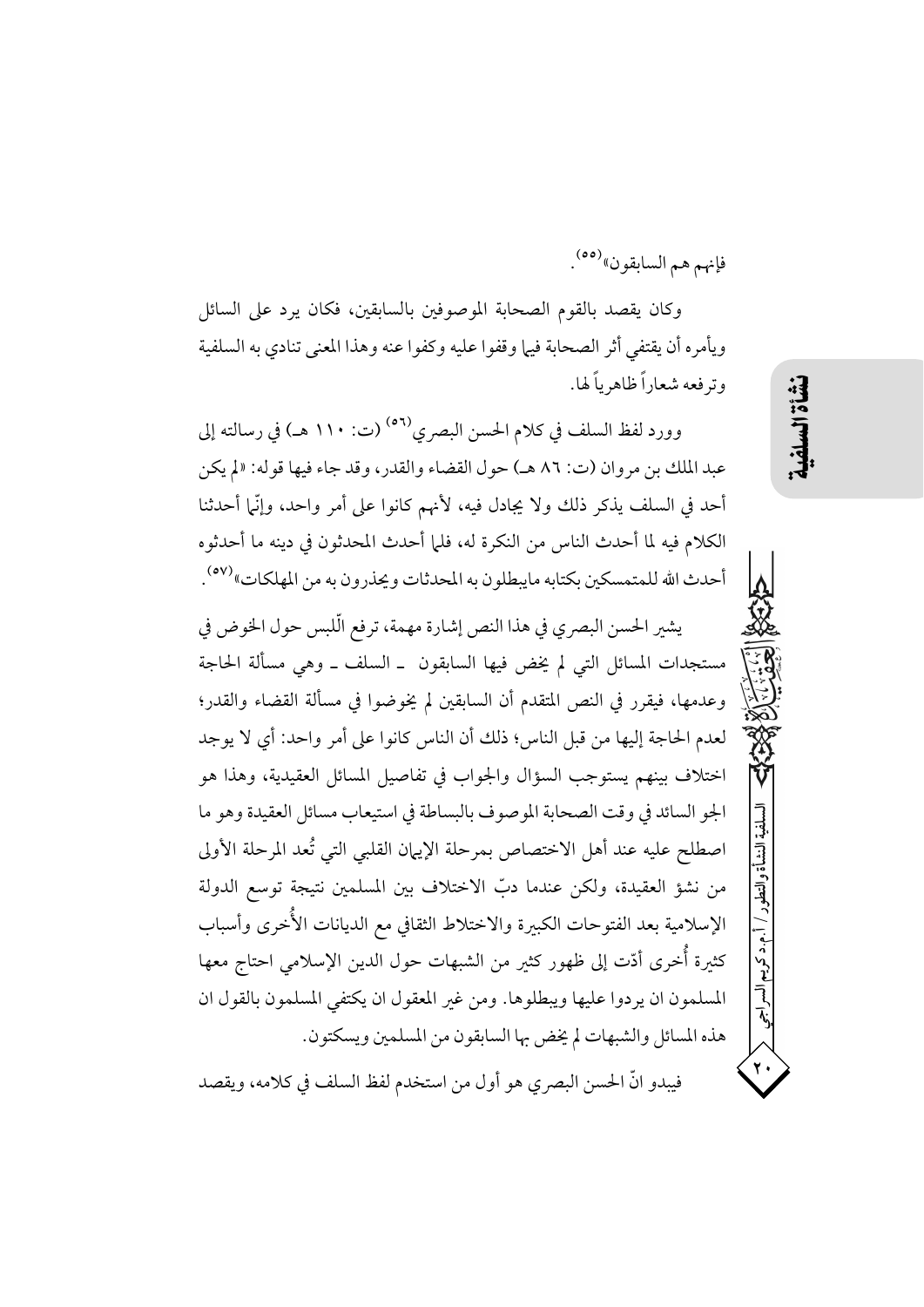فإنهم هم السابقون»[٥٥].

وكان يقصد بالقوم الصحابة الموصوفين بالسابقين، فكان يرد على السائل ويأمره أن يقتفي أثر الصحابة فيما وقفوا عليه وكفوا عنه وهذا المعنى تنادي به السلفية وترفعه شعاراً ظاهرياً لها.

وورد لفظ السلف في كلام الحسن البصري[٥٦] (ت: ١١٠ هـ) في رسالته إلى عبد الملك بن مروان (ت: ٨٦ هـ) حول القضاء والقدر، وقد جاء فيها قوله: «لم يكن أحد في السلف يذكر ذلك ولا يجادل فيه، لأنهم كانوا على أمر واحد، وإنّما أحدثنا الكلام فيه لما أحدث الناس من النكرة له، فلما أحدث المحدثون في دينه ما أحدثوه أحدث الله للمتمسكين بكتابه مايبطلون به المحدثات ويحذرون به من المهلكات»[٥٧].

يشير الحسن البصري في هذا النص إشارة مهمة، ترفع الّلبس حول الخوض في مستجدات المسائل التي لم يخض فيها السابقون ـ السلف ـ وهي مسألة الحاجة وعدمها، فيقرر في النص المتقدم أن السابقين لم يخوضوا في مسألة القضاء والقدر؛ لعدم الحاجة إليها من قبل الناس؛ ذلك أن الناس كانوا على أمر واحد: أي لا يوجد اختلاف بينهم يستوجب السؤال والجواب في تفاصيل المسائل العقيدية، وهذا هو الجو السائد في وقت الصحابة الموصوف بالبساطة في استيعاب مسائل العقيدة وهو ما اصطلح عليه عند أهل الاختصاص بمرحلة الإيمان القلبي التي تُعد المرحلة الأولى من نشوْ العقيدة، ولكن عندما دبّ الاختلاف بين المسلمين نتيجة توسع الدولة الإسلامية بعد الفتوحات الكبيرة والاختلاط الثقافي مع الديانات الأُخرى وأسباب كثيرة أُخرى أدّت إلى ظهور كثير من الشبهات حول الدين الإسلامي احتاج معها المسلمون ان يردوا عليها ويبطلوها. ومن غير المعقول ان يكتفي المسلمون بالقول ان هذه المسائل والشبهات لم يخض بها السابقون من المسلمين ويسكتون.

فيبدو انّ الحسن البصري هو أول من استخدم لفظ السلف في كلامه، ويقصد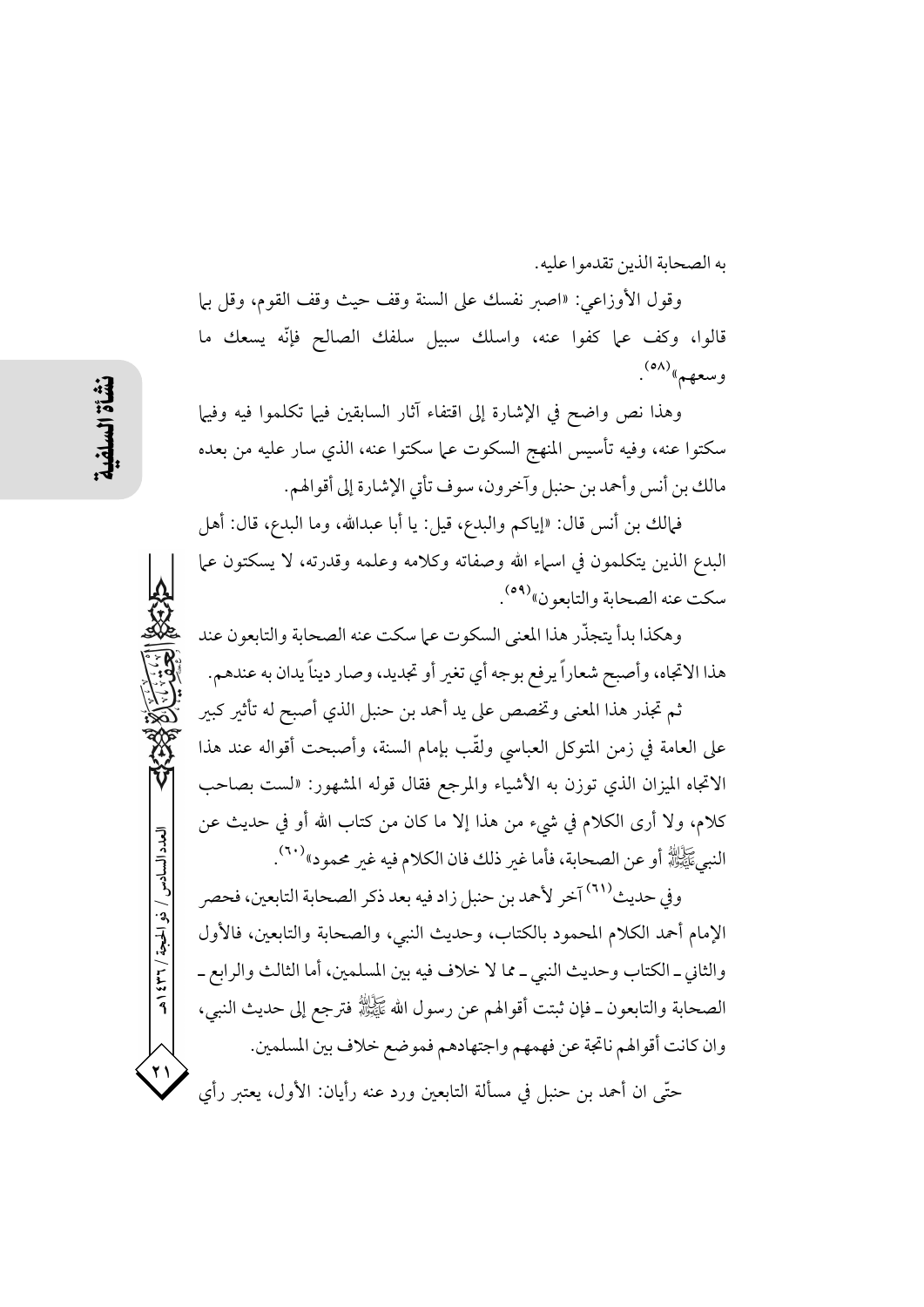به الصحابة الذين تقدموا عليه.

وقول الأوزاعي: «اصبر نفسك على السنة قف حيث وقف القوم، وقل بما قالوا، وكف عما كفوا عنه، واسلك سبيل سلفك الصالح فإنّه يسعك ما وسعهم»(٥٨).

وهذا نص واضح في الإشارة إلى اقتفاء آثار السابقين فيما تكلموا فيه وفيما سكتوا عنه، وفيه تأسيس المنهج السكوت عما سكتوا عنه، الذي سار عليه من بعده مالك بن أنس وأحمد بن حنبل وآخرون، سوف تأتي الإشارة إلى أقوالهم.

فمالك بن أنس قال: «إياكم والبدع، قيل: يا أبا عبدالله، وما البدع، قال: أهل البدع الذين يتكلمون في اسماء الله وصفاته وكلامه وعلمه وقدرته، لا يسكتون عما سكت عنه الصحابة والتابعون»(٥٩).

وهكذا بدأ يتجذّر هذا المعنى السكوت عما سكت عنه الصحابة والتابعون عند هذا الاتجاه، وأصبح شعاراً يرفع بوجه أي تغير أو تجديد، وصار ديناً يدان به عندهم.

ثم تجذر هذا المعنى وتخصص على يد أحمد بن حنبل الذي أصبح له تأثير كبير على العامة في زمن المتوكل العباسي ولقّب بإمام السنة، وأصبحت أقواله عند هذا الاتجاه الميزان الذي توزن به الأشياء والمرجع فقال قوله المشهور: «لست بصاحب كلام، ولا أرى الكلام في شيء من هذا إلا ما كان من كتاب الله أو في حديث عن النبيﷺ أو عن الصحابة، فأما غير ذلك فان الكلام فيه غير محمود»(٦٠).

وفي حديث(٦١) آخر لأحمد بن حنبل زاد فيه بعد ذكر الصحابة التابعين، فحصر الإمام أحمد الكلام المحمود بالكتاب، وحديث النبي، والصحابة والتابعين، فالأول والثاني ـ الكتاب وحديث النبي ـ مما لا خلاف فيه بين المسلمين، أما الثالث والرابع ـ الصحابة والتابعون ـ فإن ثبتت أقوالهم عن رسول الله ﷺ فترجع إلى حديث النبي، وان كانت أقوالهم ناتجة عن فهمهم واجتهادهم فموضع خلاف بين المسلمين.

حتّى ان أحمد بن حنبل في مسألة التابعين ورد عنه رأيان: الأول، يعتبر رأي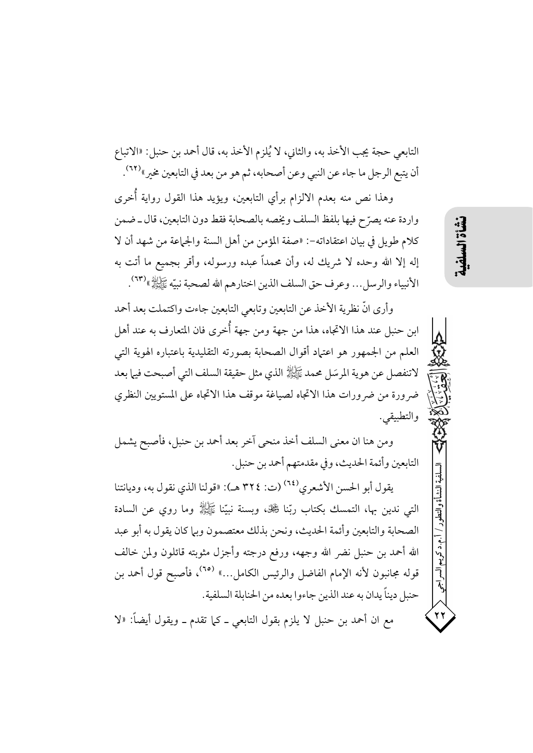التابعي حجة يجب الأخذ به، والثاني، لا يُلزم الأخذ به، قال أحمد بن حنبل: «الاتباع أن يتبع الرجل ما جاء عن النبي وعن أصحابه، ثم هو من بعد في التابعين مخير»[٦٢].

وهذا نص منه بعدم الالزام برأي التابعين، ويؤيد هذا القول رواية أُخرى واردة عنه يصرّح فيها بلفظ السلف ويخصه بالصحابة فقط دون التابعين، قال ـ ضمن كلام طويل في بيان اعتقاداته-: «صفة المؤمن من أهل السنة والجماعة من شهد أن لا إله إلا الله وحده لا شريك له، وأن محمداً عبده ورسوله، وأقر بجميع ما أتت به الأنبياء والرسل... وعرف حق السلف الذين اختارهم الله لصحبة نبيّه ﷺ»[٦٣].

وأرى انّ نظرية الأخذ عن التابعين وتابعي التابعين جاءت واكتملت بعد أحمد ابن حنبل عند هذا الاتجاه، هذا من جهة ومن جهة أُخرى فان المتعارف به عند أهل العلم من الجمهور هو اعتماد أقوال الصحابة بصورته التقليدية باعتباره الهوية التي لاتنفصل عن هوية المرسَل محمد ﷺ الذي مثل حقيقة السلف التي أصبحت فيما بعد ضرورة من ضرورات هذا الاتجاه لصياغة موقف هذا الاتجاه على المستويين النظري والتطبيقي.

ومن هنا ان معنى السلف أخذ منحى آخر بعد أحمد بن حنبل، فأصبح يشمل التابعين وأئمة الحديث، وفي مقدمتهم أحمد بن حنبل.

يقول أبو الحسن الأشعري[٦٤] (ت: ٣٢٤ هـ): «قولنا الذي نقول به، وديانتنا التي ندين بها، التمسك بكتاب ربّنا ﷻ، وبسنة نبيّنا ﷺ وما روي عن السادة الصحابة والتابعين وأئمة الحديث، ونحن بذلك معتصمون وبما كان يقول به أبو عبد الله أحمد بن حنبل نضر الله وجهه، ورفع درجته وأجزل مثوبته قائلون ولمن خالف قوله مجانبون لأنه الإمام الفاضل والرئيس الكامل...» [٦٥]، فأصبح قول أحمد بن حنبل ديناً يدان به عند الذين جاءوا بعده من الحنابلة السلفية.

مع ان أحمد بن حنبل لا يلزم بقول التابعي ـ كما تقدم ـ ويقول أيضاً: «لا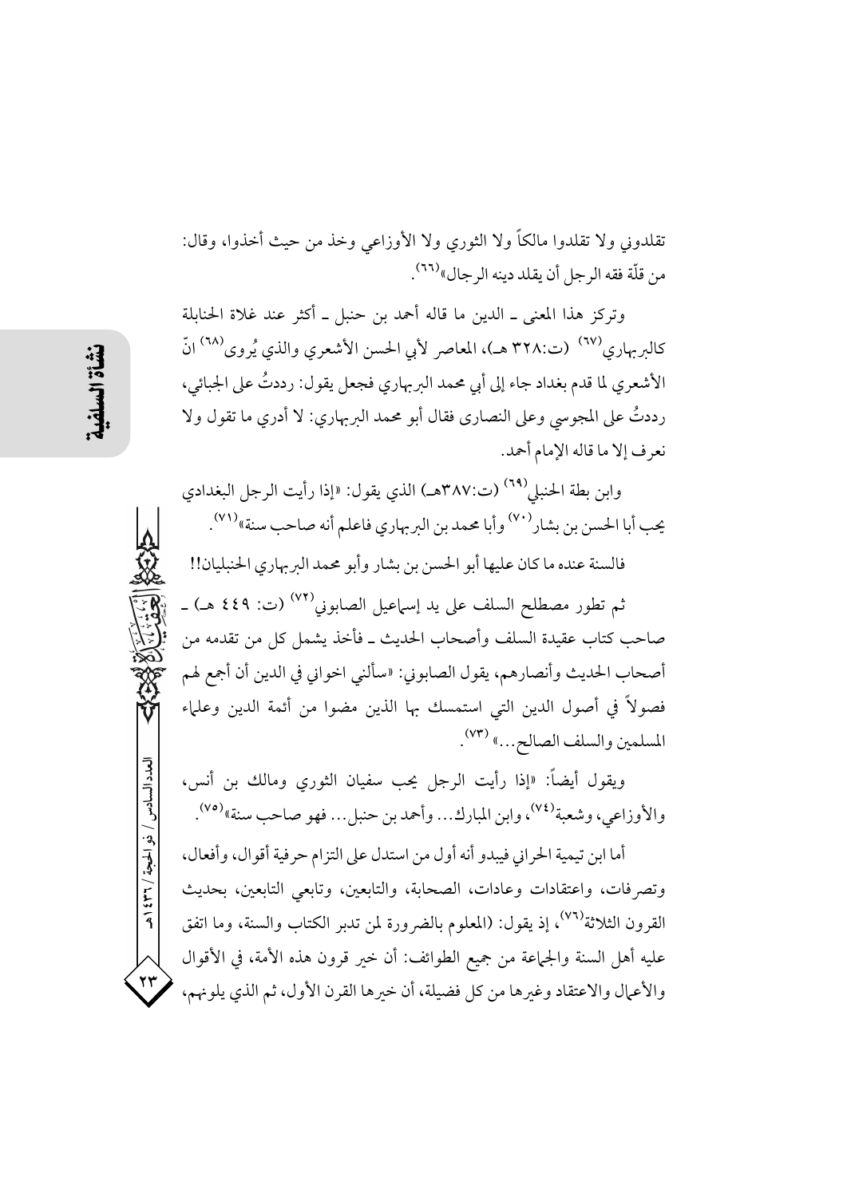تقلدوني ولا تقلدوا مالكاً ولا الثوري ولا الأوزاعي وخذ من حيث أخذوا، وقال: من قلّة فقه الرجل أن يقلد دينه الرجال»[٦٦].

وتركز هذا المعنى ـ الدين ما قاله أحمد بن حنبل ـ أكثر عند غلاة الحنابلة كالبربهاري[٦٧] (ت:٣٢٨ هـ)، المعاصر لأبي الحسن الأشعري والذي يُروى[٦٨] انّ الأشعري لما قدم بغداد جاء إلى أبي محمد البربهاري فجعل يقول: رددتُ على الجبائي، رددتُ على المجوسي وعلى النصارى فقال أبو محمد البربهاري: لا أدري ما تقول ولا نعرف إلا ما قاله الإمام أحمد.

وابن بطة الحنبلي[٦٩] (ت:٣٨٧هـ) الذي يقول: «إذا رأيت الرجل البغدادي يحب أبا الحسن بن بشار[٧٠] وأبا محمد بن البربهاري فاعلم أنه صاحب سنة»[٧١].

فالسنة عنده ما كان عليها أبو الحسن بن بشار وأبو محمد البربهاري الحنبليان!!

ثم تطور مصطلح السلف على يد إسماعيل الصابوني[٧٢] (ت: ٤٤٩ هـ) ـ صاحب كتاب عقيدة السلف وأصحاب الحديث ـ فأخذ يشمل كل من تقدمه من أصحاب الحديث وأنصارهم، يقول الصابوني: «سألني اخواني في الدين أن أجمع لهم فصولاً في أصول الدين التي استمسك بها الذين مضوا من أئمة الدين وعلماء المسلمين والسلف الصالح...» [٧٣].

ويقول أيضاً: «إذا رأيت الرجل يحب سفيان الثوري ومالك بن أنس، والأوزاعي، وشعبة[٧٤]، وابن المبارك... وأحمد بن حنبل... فهو صاحب سنة»[٧٥].

أما ابن تيمية الحراني فيبدو أنه أول من استدل على التزام حرفية أقوال، وأفعال، وتصرفات، واعتقادات وعادات، الصحابة، والتابعين، وتابعي التابعين، بحديث القرون الثلاثة[٧٦]، إذ يقول: (المعلوم بالضرورة لمن تدبر الكتاب والسنة، وما اتفق عليه أهل السنة والجماعة من جميع الطوائف: أن خير قرون هذه الأمة، في الأقوال والأعمال والاعتقاد وغيرها من كل فضيلة، أن خيرها القرن الأول، ثم الذي يلونهم،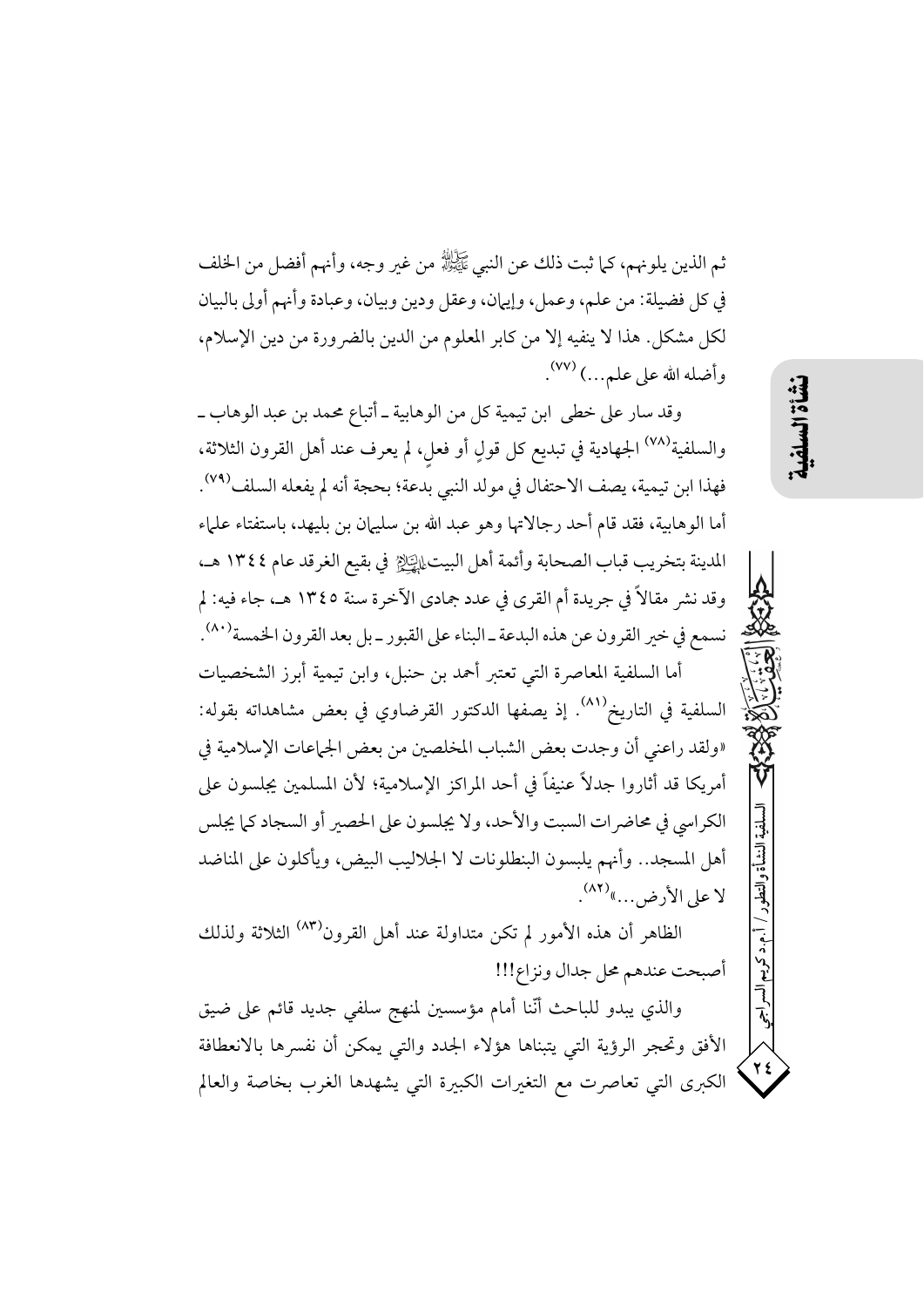ثم الذين يلونهم، كما ثبت ذلك عن النبي ﷺ من غير وجه، وأنهم أفضل من الخلف في كل فضيلة: من علم، وعمل، وإيمان، وعقل ودين وبيان، وعبادة وأنهم أولى بالبيان لكل مشكل. هذا لا ينفيه إلا من كابر المعلوم من الدين بالضرورة من دين الإسلام، وأضله الله على علم...) (٧٧).

وقد سار على خطى ابن تيمية كل من الوهابية ـ أتباع محمد بن عبد الوهاب ـ والسلفية(٧٨) الجهادية في تبديع كل قولٍ أو فعلٍ، لم يعرف عند أهل القرون الثلاثة، فهذا ابن تيمية، يصف الاحتفال في مولد النبي بدعة؛ بحجة أنه لم يفعله السلف(٧٩). أما الوهابية، فقد قام أحد رجالاتها وهو عبد الله بن سليمان بن بليهد، باستفتاء علماء المدينة بتخريب قباب الصحابة وأئمة أهل البيت عليهم السلام في بقيع الغرقد عام ١٣٤٤ هـ، وقد نشر مقالاً في جريدة أم القرى في عدد جمادى الآخرة سنة ١٣٤٥ هـ، جاء فيه: لم نسمع في خير القرون عن هذه البدعة ـ البناء على القبور ـ بل بعد القرون الخمسة(٨٠).

أما السلفية المعاصرة التي تعتبر أحمد بن حنبل، وابن تيمية أبرز الشخصيات السلفية في التاريخ(٨١). إذ يصفها الدكتور القرضاوي في بعض مشاهداته بقوله: «ولقد راعني أن وجدت بعض الشباب المخلصين من بعض الجماعات الإسلامية في أمريكا قد أثاروا جدلاً عنيفاً في أحد المراكز الإسلامية؛ لأن المسلمين يجلسون على الكراسي في محاضرات السبت والأحد، ولا يجلسون على الحصير أو السجاد كما يجلس أهل المسجد.. وأنهم يلبسون البنطلونات لا الجلاليب البيض، ويأكلون على المناضد لا على الأرض...»(٨٢).

الظاهر أن هذه الأمور لم تكن متداولة عند أهل القرون(٨٣) الثلاثة ولذلك أصبحت عندهم محل جدال ونزاع!!!

والذي يبدو للباحث أنّنا أمام مؤسسين لمنهج سلفي جديد قائم على ضيق الأفق وتحجر الرؤية التي يتبناها هؤلاء الجدد والتي يمكن أن نفسرها بالانعطافة الكبرى التي تعاصرت مع التغيرات الكبيرة التي يشهدها الغرب بخاصة والعالم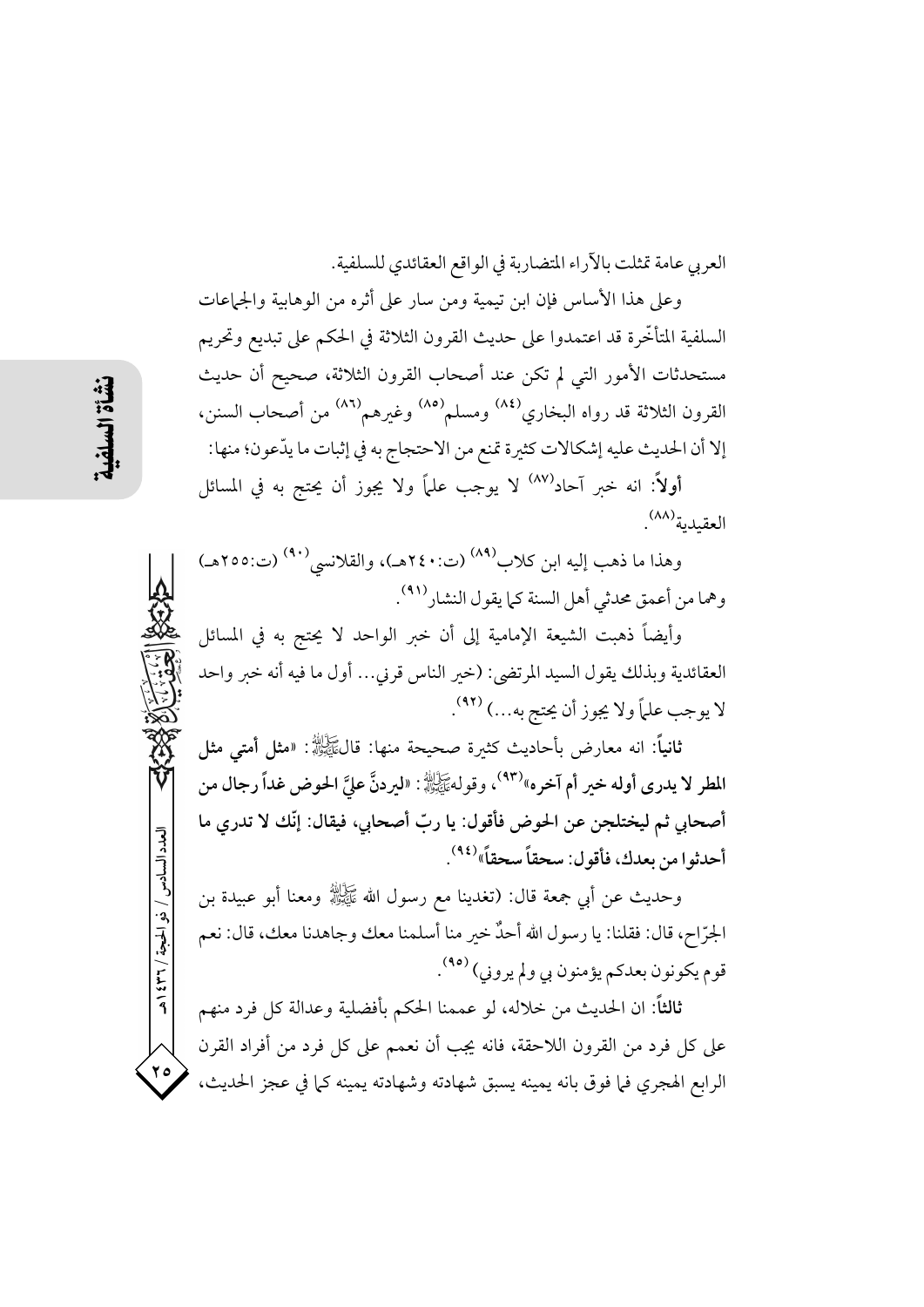العربي عامة تمثلت بالآراء المتضاربة في الواقع العقائدي للسلفية.

وعلى هذا الأساس فإن ابن تيمية ومن سار على أثره من الوهابية والجماعات السلفية المتأخّرة قد اعتمدوا على حديث القرون الثلاثة في الحكم على تبديع وتحريم مستحدثات الأمور التي لم تكن عند أصحاب القرون الثلاثة، صحيح أن حديث القرون الثلاثة قد رواه البخاري[٨٤] ومسلم[٨٥] وغيرهم[٨٦] من أصحاب السنن، إلا أن الحديث عليه إشكالات كثيرة تمنع من الاحتجاج به في إثبات ما يدّعون؛ منها:

**أولاً**: انه خبر آحاد[٨٧] لا يوجب علماً ولا يجوز أن يحتج به في المسائل العقيدية[٨٨].

وهذا ما ذهب إليه ابن كلاب[٨٩] (ت:٢٤٠هـ)، والقلانسي[٩٠] (ت:٢٥٥هـ) وهما من أعمق محدثي أهل السنة كما يقول النشار[٩١].

وأيضاً ذهبت الشيعة الإمامية إلى أن خبر الواحد لا يحتج به في المسائل العقائدية وبذلك يقول السيد المرتضى: (خير الناس قرني... أول ما فيه أنه خبر واحد لا يوجب علماً ولا يجوز أن يحتج به...)[٩٢].

**ثانياً**: انه معارض بأحاديث كثيرة صحيحة منها: قالﷺ: «**مثل أمتي مثل المطر لا يدرى أوله خير أم آخره**»[٩٣]، وقولهﷺ: «**ليردنَّ عليَّ الحوض غداً رجال من أصحابي ثم ليختلجن عن الحوض فأقول: يا ربّ أصحابي، فيقال: إنّك لا تدري ما أحدثوا من بعدك، فأقول: سحقاً سحقاً**»[٩٤].

وحديث عن أبي جمعة قال: (تغدينا مع رسول الله ﷺ ومعنا أبو عبيدة بن الجرّاح، قال: فقلنا: يا رسول الله أحدٌ خير منا أسلمنا معك وجاهدنا معك، قال: نعم قوم يكونون بعدكم يؤمنون بي ولم يروني)[٩٥].

**ثالثاً**: ان الحديث من خلاله، لو عممنا الحكم بأفضلية وعدالة كل فرد منهم على كل فرد من القرون اللاحقة، فانه يجب أن نعمم على كل فرد من أفراد القرن الرابع الهجري فما فوق بانه يمينه يسبق شهادته وشهادته يمينه كما في عجز الحديث،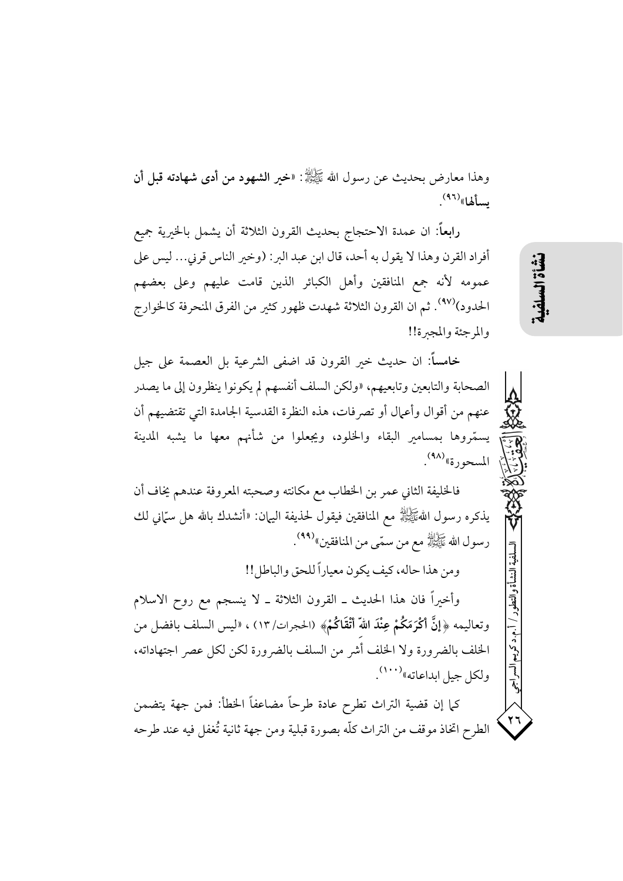وهذا معارض بحديث عن رسول الله ﷺ: «**خير الشهود من أدى شهادته قبل أن يسألها**»(٩٦).

**رابعاً**: ان عمدة الاحتجاج بحديث القرون الثلاثة أن يشمل بالخيرية جميع أفراد القرن وهذا لا يقول به أحد، قال ابن عبد البر: (وخير الناس قرني... ليس على عمومه لأنه جمع المنافقين وأهل الكبائر الذين قامت عليهم وعلى بعضهم الحدود)(٩٧). ثم ان القرون الثلاثة شهدت ظهور كثير من الفرق المنحرفة كالخوارج والمرجئة والمجبرة!!

**خامساً**: ان حديث خير القرون قد اضفى الشرعية بل العصمة على جيل الصحابة وتابعيهم وتابعيهم، «ولكن السلف أنفسهم لم يكونوا ينظرون إلى ما يصدر عنهم من أقوال وأعمال أو تصرفات، هذه النظرة القدسية الجامدة التي تقتضيهم أن يسمّروها بمسامير البقاء والخلود، ويجعلوا من شأنهم معها ما يشبه المدينة المسحورة»(٩٨).

فالخليفة الثاني عمر بن الخطاب مع مكانته وصحبته المعروفة عندهم يخاف أن يذكره رسول الله ﷺ مع المنافقين فيقول لحذيفة اليمان: «أنشدك بالله هل سمّاني لك رسول الله ﷺ مع من سمّى من المنافقين»(٩٩).

ومن هذا حاله، كيف يكون معياراً للحق والباطل!!

وأخيراً فان هذا الحديث ـ القرون الثلاثة ـ لا ينسجم مع روح الاسلام وتعاليمه ﴿**إِنَّ أَكْرَمَكُمْ عِنْدَ اللهِ أَتْقَاكُمْ**﴾ (الحجرات/ ١٣) ، «ليس السلف بافضل من الخلف بالضرورة ولا الخلف أشر من السلف بالضرورة لكن لكل عصر اجتهاداته، ولكل جيل ابداعاته»(١٠٠).

كما إن قضية التراث تطرح عادة طرحاً مضاعفاً الخطأ: فمن جهة يتضمن الطرح اتخاذ موقف من التراث كلّه بصورة قبلية ومن جهة ثانية تُغفل فيه عند طرحه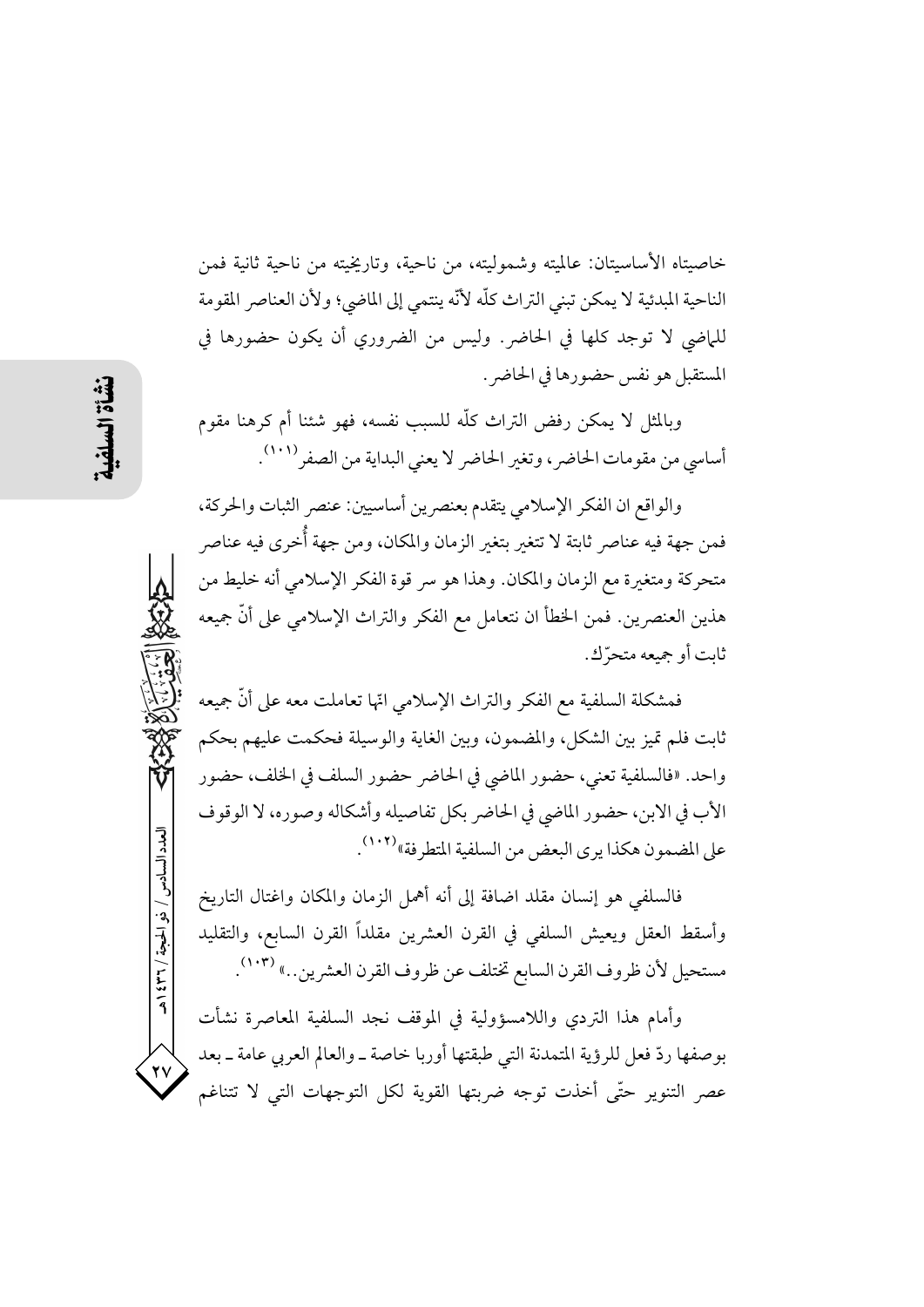خاصيتاه الأساسيتان: عالميته وشموليته، من ناحية، وتاريخيته من ناحية ثانية فمن الناحية المبدئية لا يمكن تبني التراث كلّه لأنّه ينتمي إلى الماضي؛ ولأن العناصر المقومة للماضي لا توجد كلها في الحاضر. وليس من الضروري أن يكون حضورها في المستقبل هو نفس حضورها في الحاضر.

وبالمثل لا يمكن رفض التراث كلّه للسبب نفسه، فهو شئنا أم كرهنا مقوم أساسي من مقومات الحاضر، وتغير الحاضر لا يعني البداية من الصفر[١٠١].

والواقع ان الفكر الإسلامي يتقدم بعنصرين أساسيين: عنصر الثبات والحركة، فمن جهة فيه عناصر ثابتة لا تتغير بتغير الزمان والمكان، ومن جهة أُخرى فيه عناصر متحركة ومتغيرة مع الزمان والمكان. وهذا هو سر قوة الفكر الإسلامي أنه خليط من هذين العنصرين. فمن الخطأ ان نتعامل مع الفكر والتراث الإسلامي على أنّ جميعه ثابت أو جميعه متحرّك.

فمشكلة السلفية مع الفكر والتراث الإسلامي انّها تعاملت معه على أنّ جميعه ثابت فلم تميز بين الشكل، والمضمون، وبين الغاية والوسيلة فحكمت عليهم بحكم واحد. «فالسلفية تعني، حضور الماضي في الحاضر حضور السلف في الخلف، حضور الأب في الابن، حضور الماضي في الحاضر بكل تفاصيله وأشكاله وصوره، لا الوقوف على المضمون هكذا يرى البعض من السلفية المتطرفة»[١٠٢].

فالسلفي هو إنسان مقلد اضافة إلى أنه أهمل الزمان والمكان واغتال التاريخ وأسقط العقل ويعيش السلفي في القرن العشرين مقلداً القرن السابع، والتقليد مستحيل لأن ظروف القرن السابع تختلف عن ظروف القرن العشرين..» [١٠٣].

وأمام هذا التردي واللامسؤولية في الموقف نجد السلفية المعاصرة نشأت بوصفها ردّ فعل للرؤية المتمدنة التي طبقتها أوربا خاصة ـ والعالم العربي عامة ـ بعد عصر التنوير حتّى أخذت توجه ضربتها القوية لكل التوجهات التي لا تتناغم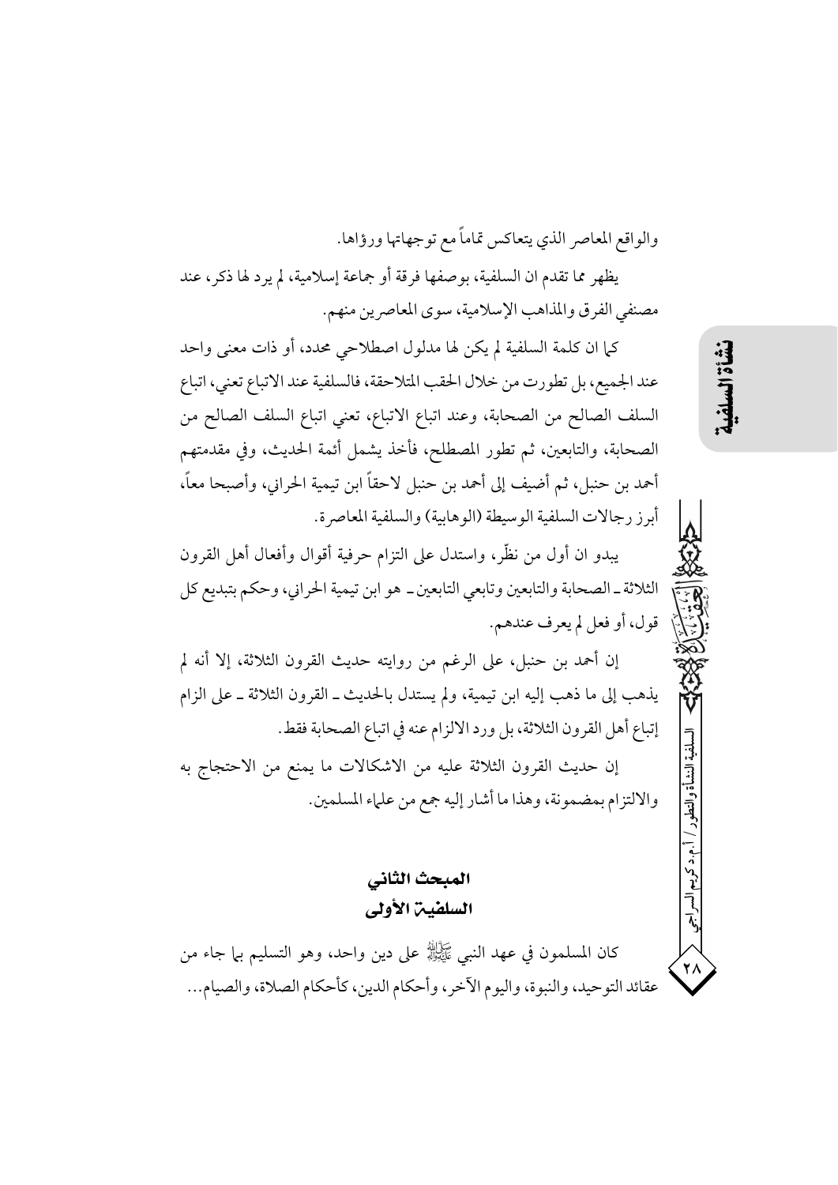والواقع المعاصر الذي يتعاكس تماماً مع توجهاتها ورؤاها.

يظهر مما تقدم ان السلفية، بوصفها فرقة أو جماعة إسلامية، لم يرد لها ذكر، عند مصنفي الفرق والمذاهب الإسلامية، سوى المعاصرين منهم.

كما ان كلمة السلفية لم يكن لها مدلول اصطلاحي محدد، أو ذات معنى واحد عند الجميع، بل تطورت من خلال الحقب المتلاحقة، فالسلفية عند الاتباع تعني، اتباع السلف الصالح من الصحابة، وعند اتباع الاتباع، تعني اتباع السلف الصالح من الصحابة، والتابعين، ثم تطور المصطلح، فأخذ يشمل أئمة الحديث، وفي مقدمتهم أحمد بن حنبل، ثم أضيف إلى أحمد بن حنبل لاحقاً ابن تيمية الحراني، وأصبحا معاً، أبرز رجالات السلفية الوسيطة (الوهابية) والسلفية المعاصرة.

يبدو ان أول من نظّر، واستدل على التزام حرفية أقوال وأفعال أهل القرون الثلاثة ـ الصحابة والتابعين وتابعي التابعين ـ هو ابن تيمية الحراني، وحكم بتبديع كل قول، أو فعل لم يعرف عندهم.

إن أحمد بن حنبل، على الرغم من روايته حديث القرون الثلاثة، إلا أنه لم يذهب إلى ما ذهب إليه ابن تيمية، ولم يستدل بالحديث ـ القرون الثلاثة ـ على الزام إتباع أهل القرون الثلاثة، بل ورد الالزام عنه في اتباع الصحابة فقط.

إن حديث القرون الثلاثة عليه من الاشكالات ما يمنع من الاحتجاج به والالتزام بمضمونة، وهذا ما أشار إليه جمع من علماء المسلمين.

## المبحث الثاني
## السلفية الأولى

كان المسلمون في عهد النبي ﷺ على دين واحد، وهو التسليم بما جاء من عقائد التوحيد، والنبوة، واليوم الآخر، وأحكام الدين، كأحكام الصلاة، والصيام...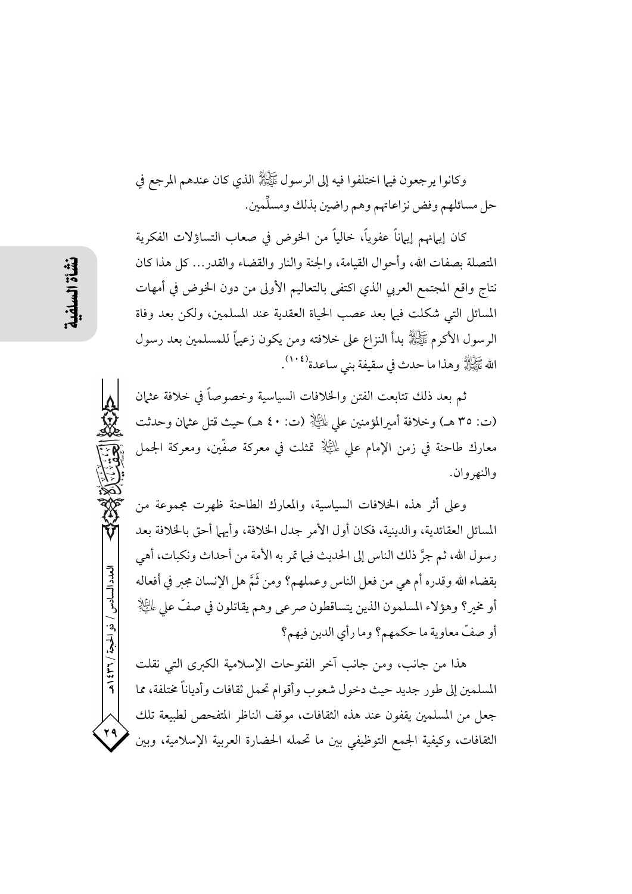وكانوا يرجعون فيما اختلفوا فيه إلى الرسول ﷺ الذي كان عندهم المرجع في حل مسائلهم وفض نزاعاتهم وهم راضين بذلك ومسلِّمين.

كان إيمانهم إيماناً عفوياً، خالياً من الخوض في صعاب التساؤلات الفكرية المتصلة بصفات الله، وأحوال القيامة، والجنة والنار والقضاء والقدر... كل هذا كان نتاج واقع المجتمع العربي الذي اكتفى بالتعاليم الأولى من دون الخوض في أمهات المسائل التي شكلت فيما بعد عصب الحياة العقدية عند المسلمين، ولكن بعد وفاة الرسول الأكرم ﷺ بدأ النزاع على خلافته ومن يكون زعيماً للمسلمين بعد رسول الله ﷺ وهذا ما حدث في سقيفة بني ساعدة[١٠٤].

ثم بعد ذلك تتابعت الفتن والخلافات السياسية وخصوصاً في خلافة عثمان (ت: ٣٥ هـ) وخلافة أمير المؤمنين علي عليه السلام (ت: ٤٠ هـ) حيث قتل عثمان وحدثت معارك طاحنة في زمن الإمام علي عليه السلام تمثلت في معركة صفّين، ومعركة الجمل والنهروان.

وعلى أثر هذه الخلافات السياسية، والمعارك الطاحنة ظهرت مجموعة من المسائل العقائدية، والدينية، فكان أول الأمر جدل الخلافة، وأيهما أحق بالخلافة بعد رسول الله، ثم جرَّ ذلك الناس إلى الحديث فيما تمر به الأمة من أحداث ونكبات، أهي بقضاء الله وقدره أم هي من فعل الناس وعملهم؟ ومن ثَمَّ هل الإنسان مجبر في أفعاله أو مخير؟ وهؤلاء المسلمون الذين يتساقطون صرعى وهم يقاتلون في صفّ علي عليه السلام أو صفّ معاوية ما حكمهم؟ وما رأي الدين فيهم؟

هذا من جانب، ومن جانب آخر الفتوحات الإسلامية الكبرى التي نقلت المسلمين إلى طور جديد حيث دخول شعوب وأقوام تحمل ثقافات وأدياناً مختلفة، مما جعل من المسلمين يقفون عند هذه الثقافات، موقف الناظر المتفحص لطبيعة تلك الثقافات، وكيفية الجمع التوظيفي بين ما تحمله الحضارة العربية الإسلامية، وبين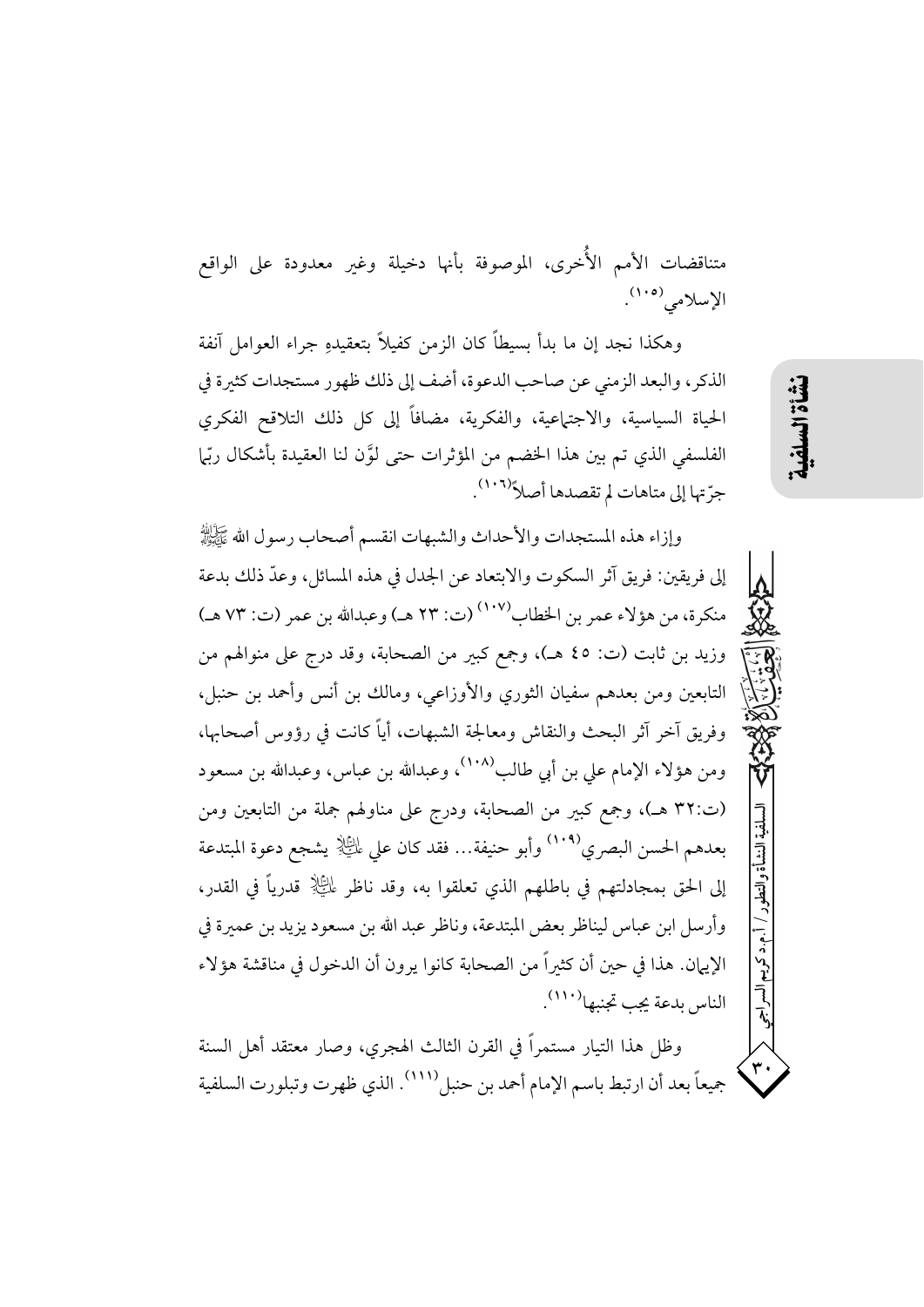متناقضات الأمم الأُخرى، الموصوفة بأنها دخيلة وغير معدودة على الواقع الإسلامي[105].

وهكذا نجد إن ما بدأ بسيطاً كان الزمن كفيلاً بتعقيدهِ جراء العوامل آنفة الذكر، والبعد الزمني عن صاحب الدعوة، أضف إلى ذلك ظهور مستجدات كثيرة في الحياة السياسية، والاجتماعية، والفكرية، مضافاً إلى كل ذلك التلاقح الفكري الفلسفي الذي تم بين هذا الخضم من المؤثرات حتى لوَّن لنا العقيدة بأشكال ربّما جرّتها إلى متاهات لم تقصدها أصلاً[106].

وإزاء هذه المستجدات والأحداث والشبهات انقسم أصحاب رسول الله ﷺ إلى فريقين: فريق آثر السكوت والابتعاد عن الجدل في هذه المسائل، وعدّ ذلك بدعة منكرة، من هؤلاء عمر بن الخطاب[107] (ت: ٢٣ هـ) وعبدالله بن عمر (ت: ٧٣ هـ) وزيد بن ثابت (ت: ٤٥ هـ)، وجمع كبير من الصحابة، وقد درج على منوالهم من التابعين ومن بعدهم سفيان الثوري والأوزاعي، ومالك بن أنس وأحمد بن حنبل، وفريق آخر آثر البحث والنقاش ومعالجة الشبهات، أياً كانت في رؤوس أصحابها، ومن هؤلاء الإمام علي بن أبي طالب[108]، وعبدالله بن عباس، وعبدالله بن مسعود (ت:٣٢ هـ)، وجمع كبير من الصحابة، ودرج على مناولهم جملة من التابعين ومن بعدهم الحسن البصري[109] وأبو حنيفة... فقد كان علي عليه السلام يشجع دعوة المبتدعة إلى الحق بمجادلتهم في باطلهم الذي تعلقوا به، وقد ناظر عليه السلام قدرياً في القدر، وأرسل ابن عباس ليناظر بعض المبتدعة، وناظر عبد الله بن مسعود يزيد بن عميرة في الإيمان. هذا في حين أن كثيراً من الصحابة كانوا يرون أن الدخول في مناقشة هؤلاء الناس بدعة يجب تجنبها[110].

وظل هذا التيار مستمراً في القرن الثالث الهجري، وصار معتقد أهل السنة جميعاً بعد أن ارتبط باسم الإمام أحمد بن حنبل[111]. الذي ظهرت وتبلورت السلفية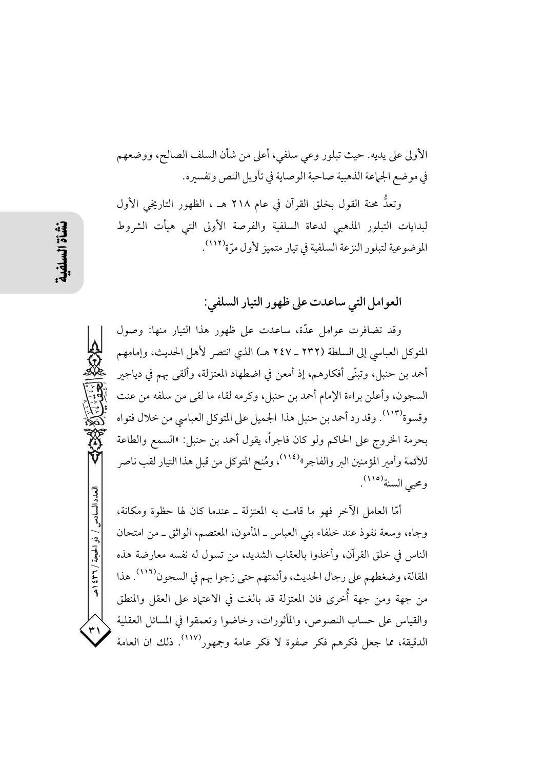الأولى على يديه. حيث تبلور وعي سلفي، أعلى من شأن السلف الصالح، ووضعهم في موضع الجماعة الذهبية صاحبة الوصاية في تأويل النص وتفسيره.

وتعدُّ محنة القول بخلق القرآن في عام ٢١٨ هـ ، الظهور التاريخي الأول لبدايات التبلور المذهبي لدعاة السلفية والفرصة الأولى التي هيأت الشروط الموضوعية لتبلور النزعة السلفية في تيار متميز لأول مرّة[١١٢].

## العوامل التي ساعدت على ظهور التيار السلفي:

وقد تضافرت عوامل عدّة، ساعدت على ظهور هذا التيار منها: وصول المتوكل العباسي إلى السلطة (٢٣٢ ـ ٢٤٧ هـ) الذي انتصر لأهل الحديث، وإمامهم أحمد بن حنبل، وتبنّى أفكارهم، إذ أمعن في اضطهاد المعتزلة، وألقى بهم في دياجير السجون، وأعلن براءة الإمام أحمد بن حنبل، وكرمه لقاء ما لقى من سلفه من عنت وقسوة[١١٣]. وقد رد أحمد بن حنبل هذا الجميل على المتوكل العباسي من خلال فتواه بحرمة الخروج على الحاكم ولو كان فاجراً، يقول أحمد بن حنبل: «السمع والطاعة للأئمة وأمير المؤمنين البر والفاجر»[١١٤]، ومُنح المتوكل من قبل هذا التيار لقب ناصر ومحيي السنة[١١٥].

أمّا العامل الآخر فهو ما قامت به المعتزلة ـ عندما كان لها حظوة ومكانة، وجاه، وسعة نفوذ عند خلفاء بني العباس ـ المأمون، المعتصم، الواثق ـ من امتحان الناس في خلق القرآن، وأخذوا بالعقاب الشديد، من تسول له نفسه معارضة هذه المقالة، وضغطهم على رجال الحديث، وأئمتهم حتى زجوا بهم في السجون[١١٦]. هذا من جهة ومن جهة أُخرى فان المعتزلة قد بالغت في الاعتماد على العقل والمنطق والقياس على حساب النصوص، والمأثورات، وخاضوا وتعمقوا في المسائل العقلية الدقيقة، مما جعل فكرهم فكر صفوة لا فكر عامة وجمهور[١١٧]. ذلك ان العامة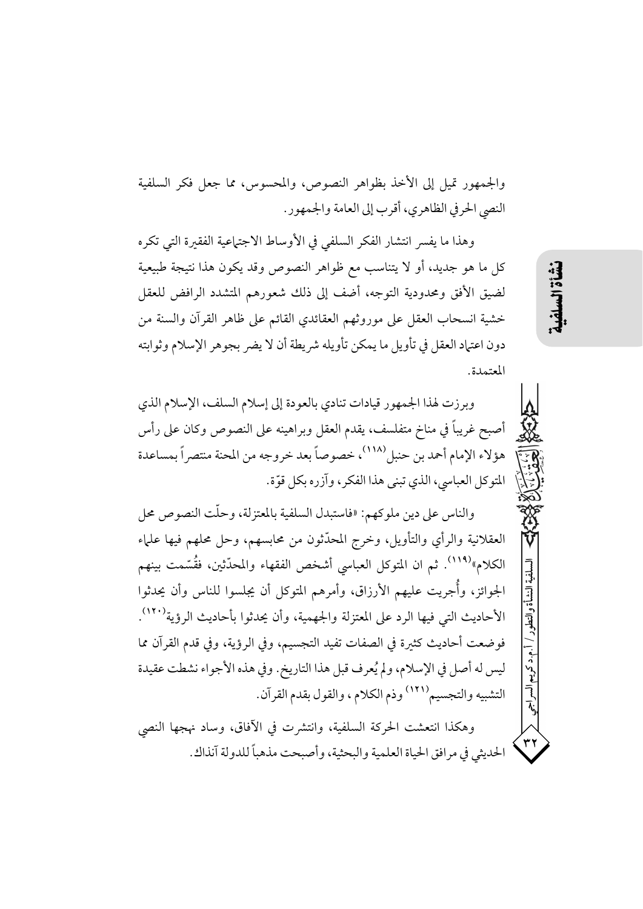والجمهور تميل إلى الأخذ بظواهر النصوص، والمحسوس، مما جعل فكر السلفية النصي الحرفي الظاهري، أقرب إلى العامة والجمهور.

وهذا ما يفسر انتشار الفكر السلفي في الأوساط الاجتماعية الفقيرة التي تكره كل ما هو جديد، أو لا يتناسب مع ظواهر النصوص وقد يكون هذا نتيجة طبيعية لضيق الأفق ومحدودية التوجه، أضف إلى ذلك شعورهم المتشدد الرافض للعقل خشية انسحاب العقل على موروثهم العقائدي القائم على ظاهر القرآن والسنة من دون اعتماد العقل في تأويل ما يمكن تأويله شريطة أن لا يضر بجوهر الإسلام وثوابته المعتمدة.

وبرزت لهذا الجمهور قيادات تنادي بالعودة إلى إسلام السلف، الإسلام الذي أصبح غريباً في مناخ متفلسف، يقدم العقل وبراهينه على النصوص وكان على رأس هؤلاء الإمام أحمد بن حنبل[١١٨]، خصوصاً بعد خروجه من المحنة منتصراً بمساعدة المتوكل العباسي، الذي تبنى هذا الفكر، وآزره بكل قوّة.

والناس على دين ملوكهم: «فاستبدل السلفية بالمعتزلة، وحلّت النصوص محل العقلانية والرأي والتأويل، وخرج المحدّثون من محابسهم، وحل محلهم فيها علماء الكلام»[١١٩]. ثم ان المتوكل العباسي أشخص الفقهاء والمحدّثين، فقُسّمت بينهم الجوائز، وأُجريت عليهم الأرزاق، وأمرهم المتوكل أن يجلسوا للناس وأن يحدثوا الأحاديث التي فيها الرد على المعتزلة والجهمية، وأن يحدثوا بأحاديث الرؤية[١٢٠]. فوضعت أحاديث كثيرة في الصفات تفيد التجسيم، وفي الرؤية، وفي قدم القرآن مما ليس له أصل في الإسلام، ولم يُعرف قبل هذا التاريخ. وفي هذه الأجواء نشطت عقيدة التشبيه والتجسيم[١٢١] وذم الكلام ، والقول بقدم القرآن.

وهكذا انتعشت الحركة السلفية، وانتشرت في الآفاق، وساد نهجها النصي الحديثي في مرافق الحياة العلمية والبحثية، وأصبحت مذهباً للدولة آنذاك.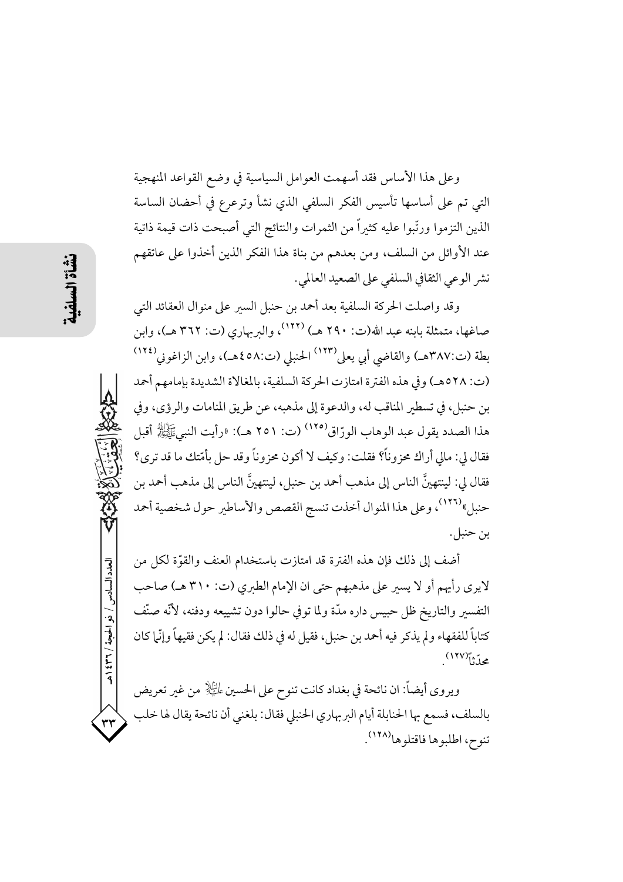وعلى هذا الأساس فقد أسهمت العوامل السياسية في وضع القواعد المنهجية التي تم على أساسها تأسيس الفكر السلفي الذي نشأ وترعرع في أحضان الساسة الذين التزموا ورتّبوا عليه كثيراً من الثمرات والنتائج التي أصبحت ذات قيمة ذاتية عند الأوائل من السلف، ومن بعدهم من بناة هذا الفكر الذين أخذوا على عاتقهم نشر الوعي الثقافي السلفي على الصعيد العالمي.

وقد واصلت الحركة السلفية بعد أحمد بن حنبل السير على منوال العقائد التي صاغها، متمثلة بابنه عبد الله(ت: ٢٩٠ هـ) [١٢٢]، والبربهاري (ت: ٣٦٢ هـ)، وابن بطة (ت:٣٨٧هـ) والقاضي أبي يعلى[١٢٣] الحنبلي (ت:٤٥٨هـ)، وابن الزاغوني[١٢٤] (ت: ٥٢٨هـ) وفي هذه الفترة امتازت الحركة السلفية، بالمغالاة الشديدة بإمامهم أحمد بن حنبل، في تسطير المناقب له، والدعوة إلى مذهبه، عن طريق المنامات والرؤى، وفي هذا الصدد يقول عبد الوهاب الورّاق[١٢٥] (ت: ٢٥١ هـ): «رأيت النبي ﷺ أقبل فقال لي: مالي أراك محزوناً؟ فقلت: وكيف لا أكون محزوناً وقد حل بأمّتك ما قد ترى؟ فقال لي: لينتهينَّ الناس إلى مذهب أحمد بن حنبل، لينتهينَّ الناس إلى مذهب أحمد بن حنبل»[١٢٦]، وعلى هذا المنوال أخذت تنسج القصص والأساطير حول شخصية أحمد بن حنبل.

أضف إلى ذلك فإن هذه الفترة قد امتازت باستخدام العنف والقوّة لكل من لايرى رأيهم أو لا يسير على مذهبهم حتى ان الإمام الطبري (ت: ٣١٠ هـ) صاحب التفسير والتاريخ ظل حبيس داره مدّة ولما توفي حالوا دون تشييعه ودفنه، لأنّه صنّف كتاباً للفقهاء ولم يذكر فيه أحمد بن حنبل، فقيل له في ذلك فقال: لم يكن فقيهاً وإنّما كان محدّثاً[١٢٧].

ويروى أيضاً: ان نائحة في بغداد كانت تنوح على الحسين عليه السلام من غير تعريض بالسلف، فسمع بها الحنابلة أيام البربهاري الحنبلي فقال: بلغني أن نائحة يقال لها خلب تنوح، اطلبوها فاقتلوها[١٢٨].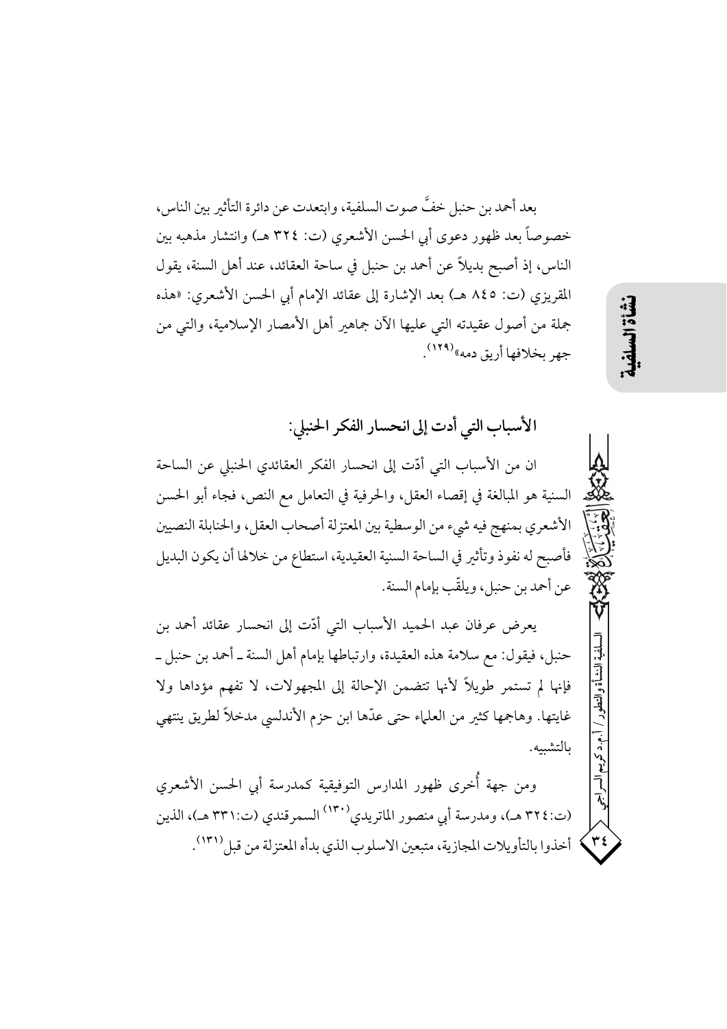بعد أحمد بن حنبل خفَّ صوت السلفية، وابتعدت عن دائرة التأثير بين الناس، خصوصاً بعد ظهور دعوى أبي الحسن الأشعري (ت: ٣٢٤ هـ) وانتشار مذهبه بين الناس، إذ أصبح بديلاً عن أحمد بن حنبل في ساحة العقائد، عند أهل السنة، يقول المقريزي (ت: ٨٤٥ هـ) بعد الإشارة إلى عقائد الإمام أبي الحسن الأشعري: «هذه جملة من أصول عقيدته التي عليها الآن جماهير أهل الأمصار الإسلامية، والتي من جهر بخلافها أريق دمه»[١٢٩].

## الأسباب التي أدت إلى انحسار الفكر الحنبلي:

ان من الأسباب التي أدّت إلى انحسار الفكر العقائدي الحنبلي عن الساحة السنية هو المبالغة في إقصاء العقل، والحرفية في التعامل مع النص، فجاء أبو الحسن الأشعري بمنهج فيه شيء من الوسطية بين المعتزلة أصحاب العقل، والحنابلة النصيين فأصبح له نفوذ وتأثير في الساحة السنية العقيدية، استطاع من خلالها أن يكون البديل عن أحمد بن حنبل، ويلقّب بإمام السنة.

يعرض عرفان عبد الحميد الأسباب التي أدّت إلى انحسار عقائد أحمد بن حنبل، فيقول: مع سلامة هذه العقيدة، وارتباطها بإمام أهل السنة ـ أحمد بن حنبل ـ فإنها لم تستمر طويلاً لأنها تتضمن الإحالة إلى المجهولات، لا تفهم مؤداها ولا غايتها. وهاجمها كثير من العلماء حتى عدّها ابن حزم الأندلسي مدخلاً لطريق ينتهي بالتشبيه.

ومن جهة أُخرى ظهور المدارس التوفيقية كمدرسة أبي الحسن الأشعري (ت:٣٢٤ هـ)، ومدرسة أبي منصور الماتريدي[١٣٠] السمرقندي (ت:٣٣١ هـ)، الذين أخذوا بالتأويلات المجازية، متبعين الاسلوب الذي بدأه المعتزلة من قبل[١٣١].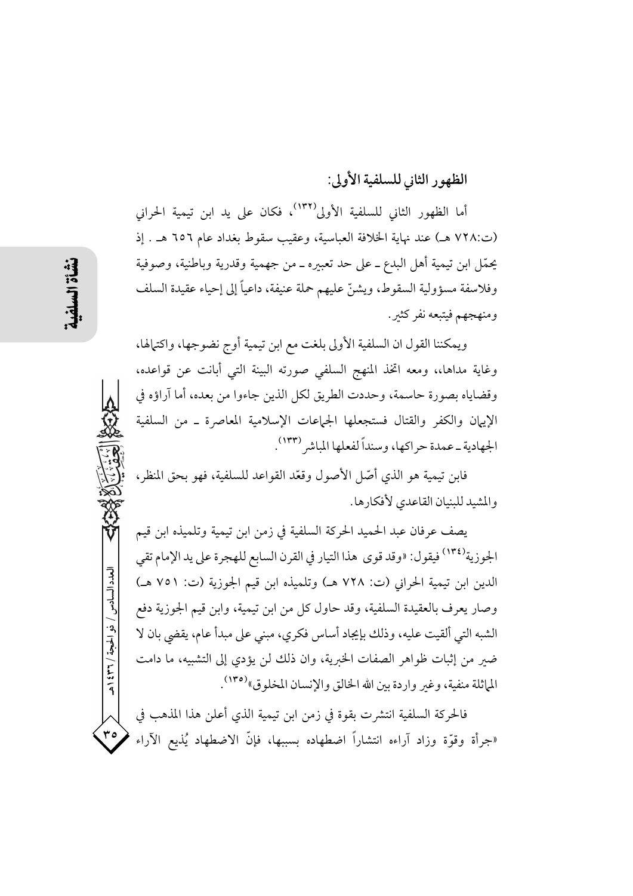## الظهور الثاني للسلفية الأولى:

أما الظهور الثاني للسلفية الأولى[١٣٢]، فكان على يد ابن تيمية الحراني (ت:٧٢٨ هـ) عند نهاية الخلافة العباسية، وعقيب سقوط بغداد عام ٦٥٦ هـ . إذ يحمّل ابن تيمية أهل البدع ـ على حد تعبيره ـ من جهمية وقدرية وباطنية، وصوفية وفلاسفة مسؤولية السقوط، ويشنّ عليهم حملة عنيفة، داعياً إلى إحياء عقيدة السلف ومنهجهم فيتبعه نفر كثير.

ويمكننا القول ان السلفية الأولى بلغت مع ابن تيمية أوج نضوجها، واكتمالها، وغاية مداها،، ومعه اتخذ المنهج السلفي صورته البينة التي أبانت عن قواعده، وقضاياه بصورة حاسمة، وحددت الطريق لكل الذين جاءوا من بعده، أما آراؤه في الإيمان والكفر والقتال فستجعلها الجماعات الإسلامية المعاصرة ـ من السلفية الجهادية ـ عمدة حراكها، وسنداً لفعلها المباشر[١٣٣].

فابن تيمية هو الذي أصّل الأصول وقعّد القواعد للسلفية، فهو بحق المنظر، والمشيد للبنيان القاعدي لأفكارها.

يصف عرفان عبد الحميد الحركة السلفية في زمن ابن تيمية وتلميذه ابن قيم الجوزية[١٣٤] فيقول: «وقد قوى هذا التيار في القرن السابع للهجرة على يد الإمام تقي الدين ابن تيمية الحراني (ت: ٧٢٨ هـ) وتلميذه ابن قيم الجوزية (ت: ٧٥١ هـ) وصار يعرف بالعقيدة السلفية، وقد حاول كل من ابن تيمية، وابن قيم الجوزية دفع الشبه التي ألقيت عليه، وذلك بإيجاد أساس فكري، مبني على مبدأ عام، يقضي بان لا ضير من إثبات ظواهر الصفات الخبرية، وان ذلك لن يؤدي إلى التشبيه، ما دامت المماثلة منفية، وغير واردة بين الله الخالق والإنسان المخلوق»[١٣٥].

فالحركة السلفية انتشرت بقوة في زمن ابن تيمية الذي أعلن هذا المذهب في «جرأة وقوّة وزاد آراءه انتشاراً اضطهاده بسببها، فإنّ الاضطهاد يُذيع الآراء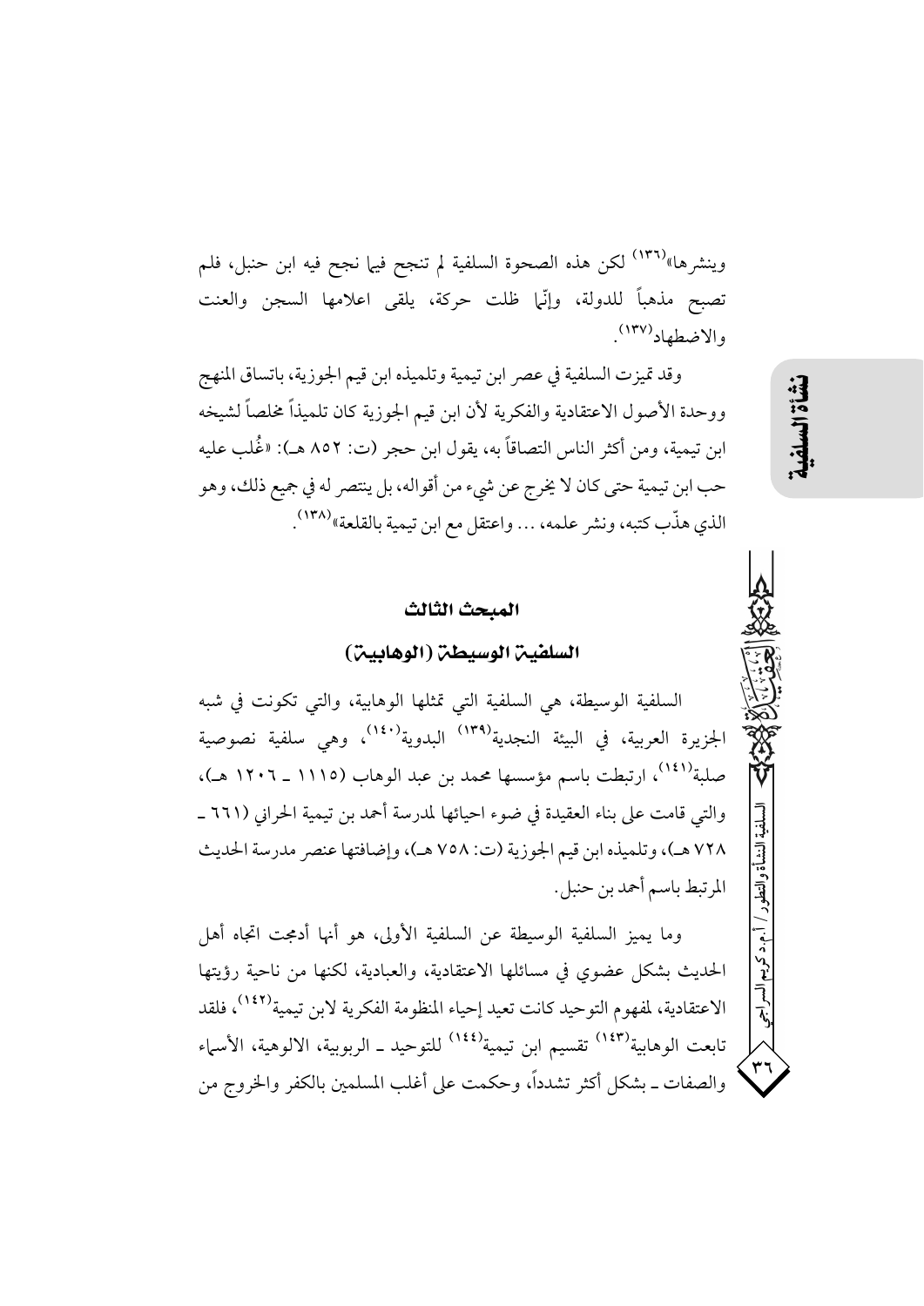وينشرها»[١٣٦] لكن هذه الصحوة السلفية لم تنجح فيما نجح فيه ابن حنبل، فلم تصبح مذهباً للدولة، وإنّما ظلت حركة، يلقى اعلامها السجن والعنت والاضطهاد[١٣٧].

وقد تميزت السلفية في عصر ابن تيمية وتلميذه ابن قيم الجوزية، باتساق المنهج ووحدة الأصول الاعتقادية والفكرية لأن ابن قيم الجوزية كان تلميذاً مخلصاً لشيخه ابن تيمية، ومن أكثر الناس التصاقاً به، يقول ابن حجر (ت: ٨٥٢ هـ): «غُلب عليه حب ابن تيمية حتى كان لا يخرج عن شيء من أقواله، بل ينتصر له في جميع ذلك، وهو الذي هذّب كتبه، ونشر علمه، ... واعتقل مع ابن تيمية بالقلعة»[١٣٨].

## المبحث الثالث

## السلفية الوسيطة (الوهابية)

السلفية الوسيطة، هي السلفية التي تمثلها الوهابية، والتي تكونت في شبه الجزيرة العربية، في البيئة النجدية[١٣٩] البدوية[١٤٠]، وهي سلفية نصوصية صلبة[١٤١]، ارتبطت باسم مؤسسها محمد بن عبد الوهاب (١١١٥ ـ ١٢٠٦ هـ)، والتي قامت على بناء العقيدة في ضوء احيائها لمدرسة أحمد بن تيمية الحراني (٦٦١ ـ ٧٢٨ هـ)، وتلميذه ابن قيم الجوزية (ت: ٧٥٨ هـ)، وإضافتها عنصر مدرسة الحديث المرتبط باسم أحمد بن حنبل.

وما يميز السلفية الوسيطة عن السلفية الأولى، هو أنها أدمجت اتجاه أهل الحديث بشكل عضوي في مسائلها الاعتقادية، والعبادية، لكنها من ناحية رؤيتها الاعتقادية، لمفهوم التوحيد كانت تعيد إحياء المنظومة الفكرية لابن تيمية[١٤٢]، فلقد تابعت الوهابية[١٤٣] تقسيم ابن تيمية[١٤٤] للتوحيد ـ الربوبية، الالوهية، الأسماء والصفات ـ بشكل أكثر تشدداً، وحكمت على أغلب المسلمين بالكفر والخروج من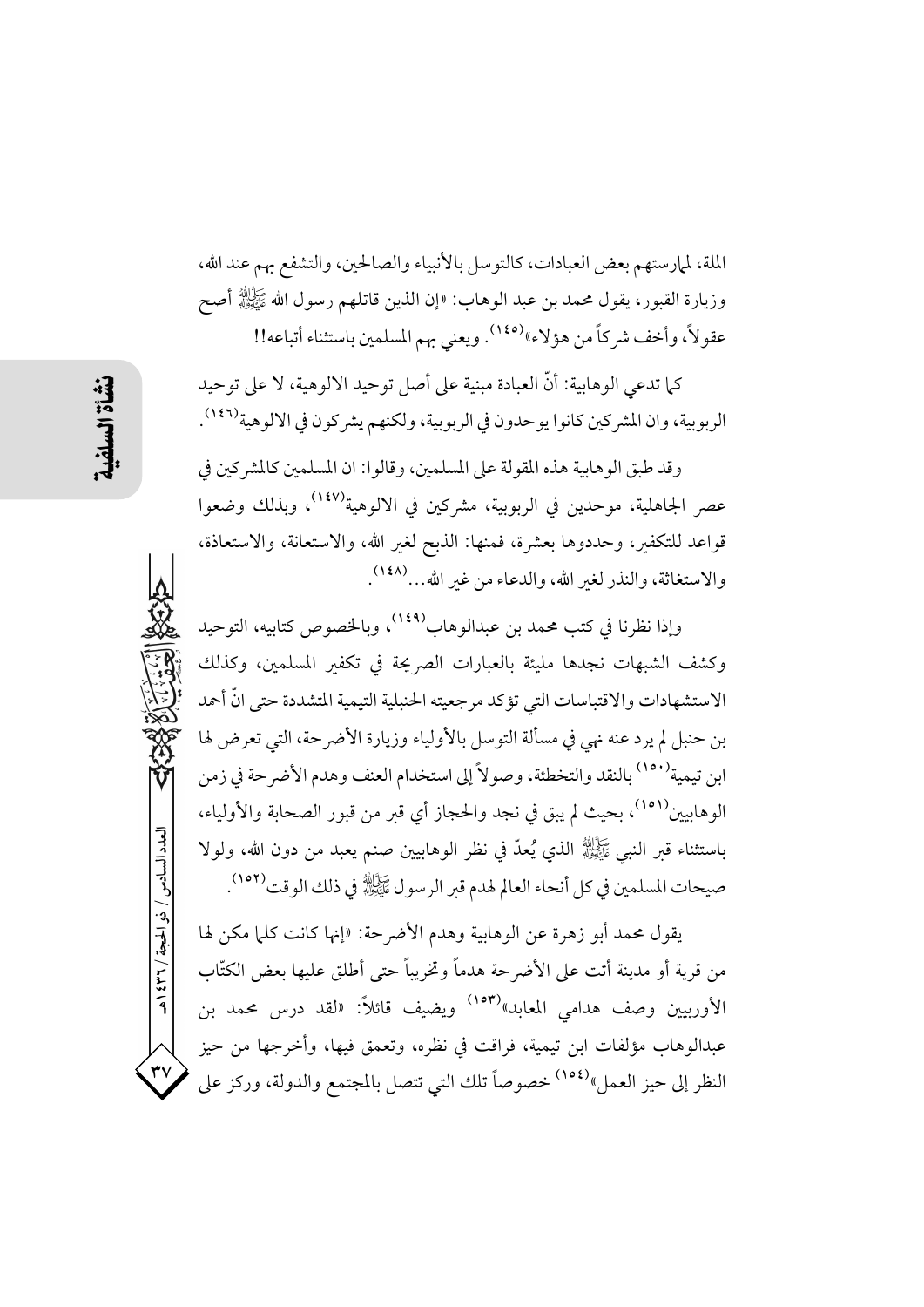الملة، لممارستهم بعض العبادات، كالتوسل بالأنبياء والصالحين، والتشفع بهم عند الله، وزيارة القبور، يقول محمد بن عبد الوهاب: «إن الذين قاتلهم رسول الله ﷺ أصح عقولاً، وأخف شركاً من هؤلاء»(١٤٥). ويعني بهم المسلمين باستثناء أتباعه!!

كما تدعي الوهابية: أنّ العبادة مبنية على أصل توحيد الالوهية، لا على توحيد الربوبية، وان المشركين كانوا يوحدون في الربوبية، ولكنهم يشركون في الالوهية(١٤٦).

وقد طبق الوهابية هذه المقولة على المسلمين، وقالوا: ان المسلمين كالمشركين في عصر الجاهلية، موحدين في الربوبية، مشركين في الالوهية(١٤٧)، وبذلك وضعوا قواعد للتكفير، وحددوها بعشرة، فمنها: الذبح لغير الله، والاستعانة، والاستعاذة، والاستغاثة، والنذر لغير الله، والدعاء من غير الله...(١٤٨).

وإذا نظرنا في كتب محمد بن عبدالوهاب(١٤٩)، وبالخصوص كتابيه، التوحيد وكشف الشبهات نجدها مليئة بالعبارات الصريحة في تكفير المسلمين، وكذلك الاستشهادات والاقتباسات التي تؤكد مرجعيته الحنبلية التيمية المتشددة حتى انّ أحمد بن حنبل لم يرد عنه نهي في مسألة التوسل بالأولياء وزيارة الأضرحة، التي تعرض لها ابن تيمية(١٥٠) بالنقد والتخطئة، وصولاً إلى استخدام العنف وهدم الأضرحة في زمن الوهابيين(١٥١)، بحيث لم يبق في نجد والحجاز أي قبر من قبور الصحابة والأولياء، باستثناء قبر النبي ﷺ الذي يُعدّ في نظر الوهابيين صنم يعبد من دون الله، ولولا صيحات المسلمين في كل أنحاء العالم لهدم قبر الرسول ﷺ في ذلك الوقت(١٥٢).

يقول محمد أبو زهرة عن الوهابية وهدم الأضرحة: «إنها كانت كلما مكن لها من قرية أو مدينة أتت على الأضرحة هدماً وتخريباً حتى أطلق عليها بعض الكتّاب الأوربيين وصف هدامي المعابد»(١٥٣) ويضيف قائلاً: «لقد درس محمد بن عبدالوهاب مؤلفات ابن تيمية، فراقت في نظره، وتعمق فيها، وأخرجها من حيز النظر إلى حيز العمل»(١٥٤) خصوصاً تلك التي تتصل بالمجتمع والدولة، وركز على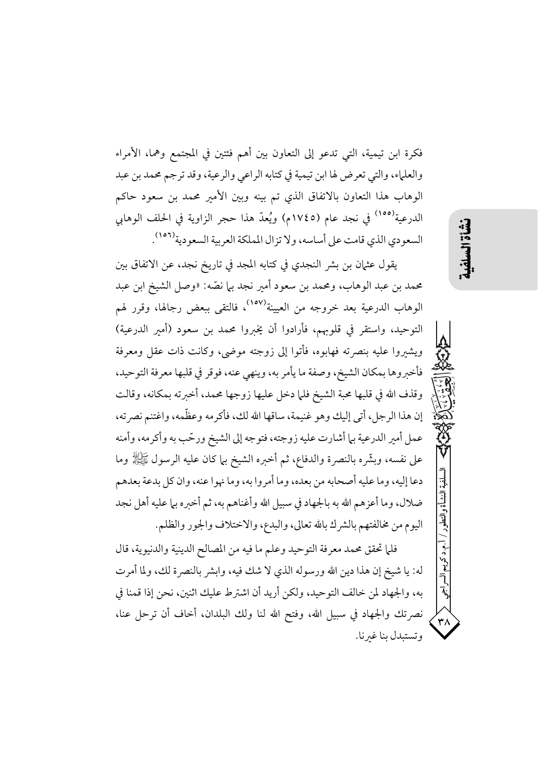فكرة ابن تيمية، التي تدعو إلى التعاون بين أهم فئتين في المجتمع وهما، الأمراء والعلماء، والتي تعرض لها ابن تيمية في كتابه الراعي والرعية، وقد ترجم محمد بن عبد الوهاب هذا التعاون بالاتفاق الذي تم بينه وبين الأمير محمد بن سعود حاكم الدرعية[١٥٥] في نجد عام (١٧٤٥م) ويُعدّ هذا حجر الزاوية في الحلف الوهابي السعودي الذي قامت على أساسه، ولا تزال المملكة العربية السعودية[١٥٦].

يقول عثمان بن بشر النجدي في كتابه المجد في تاريخ نجد، عن الاتفاق بين محمد بن عبد الوهاب، ومحمد بن سعود أمير نجد بما نصّه: «وصل الشيخ ابن عبد الوهاب الدرعية بعد خروجه من العيينة[١٥٧]، فالتقى ببعض رجالها، وقرر لهم التوحيد، واستقر في قلوبهم، فأرادوا أن يخبروا محمد بن سعود (أمير الدرعية) ويشيروا عليه بنصرته فهابوه، فأتوا إلى زوجته موضى، وكانت ذات عقل ومعرفة فأخبروها بمكان الشيخ، وصفة ما يأمر به، وينهى عنه، فوقر في قلبها معرفة التوحيد، وقذف الله في قلبها محبة الشيخ فلما دخل عليها زوجها محمد، أخبرته بمكانه، وقالت إن هذا الرجل، أتى إليك وهو غنيمة، ساقها الله لك، فأكرمه وعظّمه، واغتنم نصرته، عمل أمير الدرعية بما أشارت عليه زوجته، فتوجه إلى الشيخ ورحّب به وأكرمه، وأمنه على نفسه، وبشّره بالنصرة والدفاع، ثم أخبره الشيخ بما كان عليه الرسول ﷺ وما دعا إليه، وما عليه أصحابه من بعده، وما أمروا به، وما نهوا عنه، وان كل بدعة بعدهم ضلال، وما أعزهم الله به بالجهاد في سبيل الله وأغناهم به، ثم أخبره بما عليه أهل نجد اليوم من مخالفتهم بالشرك بالله تعالى، والبدع، والاختلاف والجور والظلم.

فلما تحقق محمد معرفة التوحيد وعلم ما فيه من المصالح الدينية والدنيوية، قال له: يا شيخ إن هذا دين الله ورسوله الذي لا شك فيه، وابشر بالنصرة لك، ولما أمرت به، والجهاد لمن خالف التوحيد، ولكن أريد أن اشترط عليك اثنين، نحن إذا قمنا في نصرتك والجهاد في سبيل الله، وفتح الله لنا ولك البلدان، أخاف أن ترحل عنا، وتستبدل بنا غيرنا.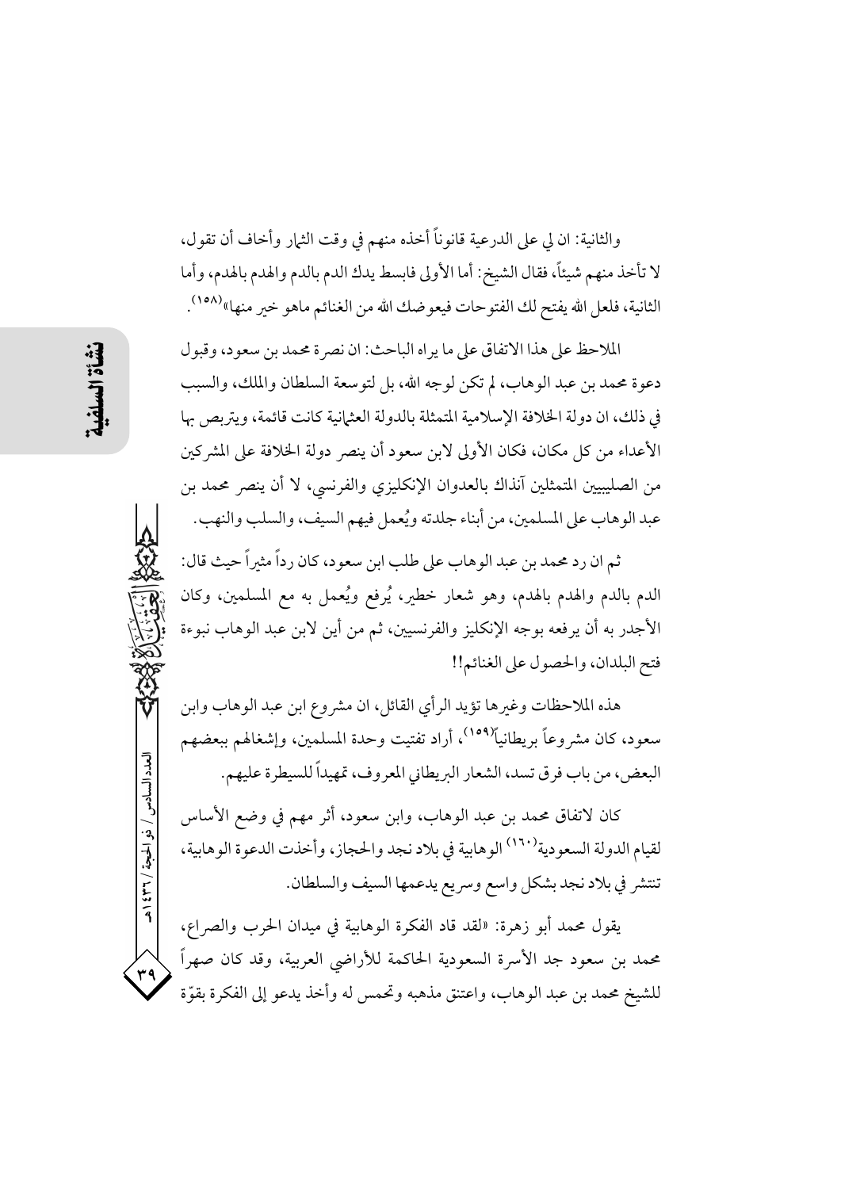والثانية: ان لي على الدرعية قانوناً أخذه منهم في وقت الثمار وأخاف أن تقول، لا تأخذ منهم شيئاً، فقال الشيخ: أما الأولى فابسط يدك الدم بالدم والهدم بالهدم، وأما الثانية، فلعل الله يفتح لك الفتوحات فيعوضك الله من الغنائم ماهو خير منها»[١٥٨].

الملاحظ على هذا الاتفاق على ما يراه الباحث: ان نصرة محمد بن سعود، وقبول دعوة محمد بن عبد الوهاب، لم تكن لوجه الله، بل لتوسعة السلطان والملك، والسبب في ذلك، ان دولة الخلافة الإسلامية المتمثلة بالدولة العثمانية كانت قائمة، ويتربص بها الأعداء من كل مكان، فكان الأولى لابن سعود أن ينصر دولة الخلافة على المشركين من الصليبيين المتمثلين آنذاك بالعدوان الإنكليزي والفرنسي، لا أن ينصر محمد بن عبد الوهاب على المسلمين، من أبناء جلدته ويُعمل فيهم السيف، والسلب والنهب.

ثم ان رد محمد بن عبد الوهاب على طلب ابن سعود، كان رداً مثيراً حيث قال: الدم بالدم والهدم بالهدم، وهو شعار خطير، يُرفع ويُعمل به مع المسلمين، وكان الأجدر به أن يرفعه بوجه الإنكليز والفرنسيين، ثم من أين لابن عبد الوهاب نبوءة فتح البلدان، والحصول على الغنائم!!

هذه الملاحظات وغيرها تؤيد الرأي القائل، ان مشروع ابن عبد الوهاب وابن سعود، كان مشروعاً بريطانياً[١٥٩]، أراد تفتيت وحدة المسلمين، وإشغالهم ببعضهم البعض، من باب فرق تسد، الشعار البريطاني المعروف، تمهيداً للسيطرة عليهم.

كان لاتفاق محمد بن عبد الوهاب، وابن سعود، أثر مهم في وضع الأساس لقيام الدولة السعودية[١٦٠] الوهابية في بلاد نجد والحجاز، وأخذت الدعوة الوهابية، تنتشر في بلاد نجد بشكل واسع وسريع يدعمها السيف والسلطان.

يقول محمد أبو زهرة: «لقد قاد الفكرة الوهابية في ميدان الحرب والصراع، محمد بن سعود جد الأسرة السعودية الحاكمة للأراضي العربية، وقد كان صهراً للشيخ محمد بن عبد الوهاب، واعتنق مذهبه وتحمس له وأخذ يدعو إلى الفكرة بقوّة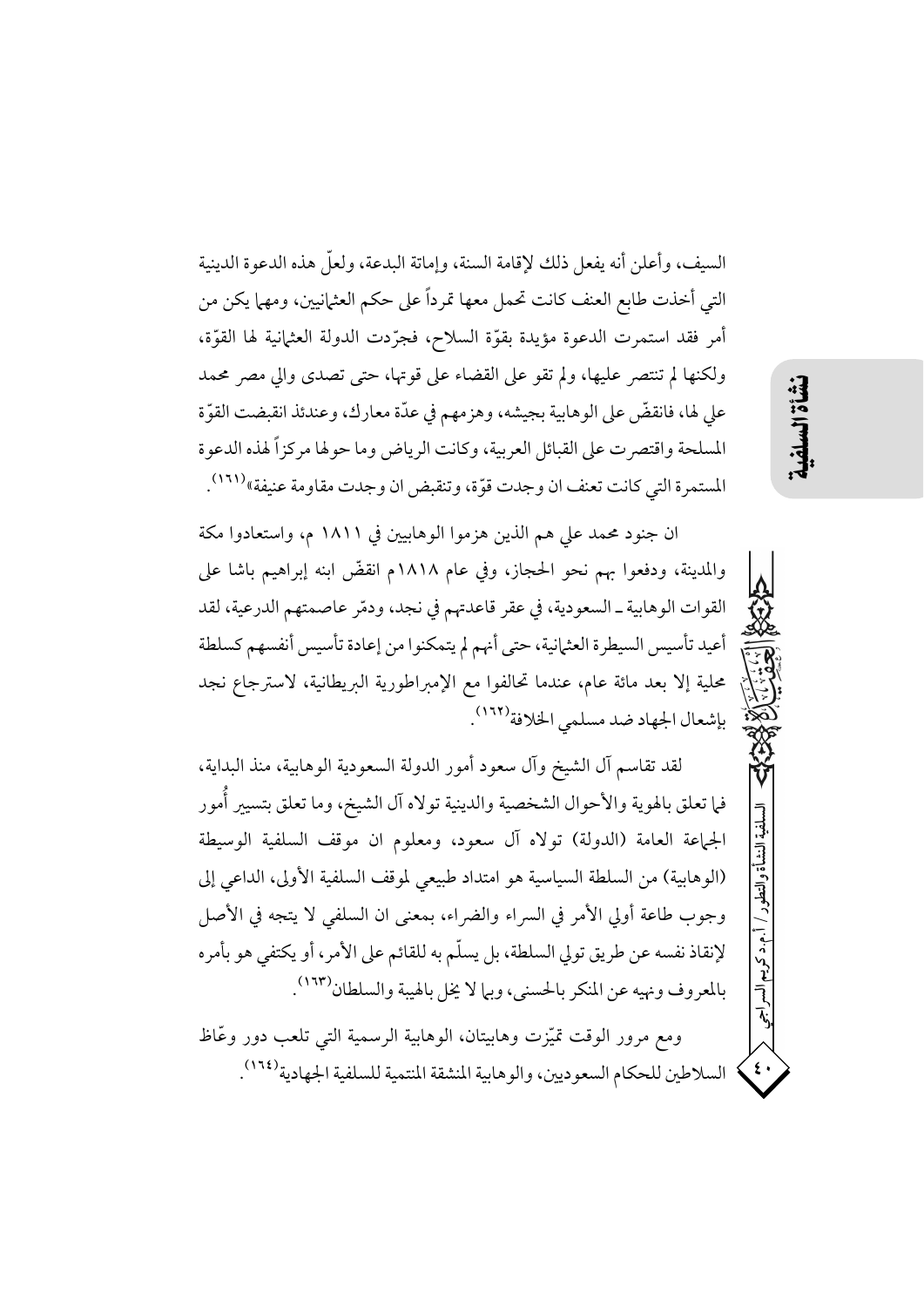السيف، وأعلن أنه يفعل ذلك لإقامة السنة، وإماتة البدعة، ولعلّ هذه الدعوة الدينية التي أخذت طابع العنف كانت تحمل معها تمرداً على حكم العثمانيين، ومهما يكن من أمر فقد استمرت الدعوة مؤيدة بقوّة السلاح، فجرّدت الدولة العثمانية لها القوّة، ولكنها لم تنتصر عليها، ولم تقو على القضاء على قوتها، حتى تصدى والي مصر محمد علي لها، فانقضّ على الوهابية بجيشه، وهزمهم في عدّة معارك، وعندئذ انقبضت القوّة المسلحة واقتصرت على القبائل العربية، وكانت الرياض وما حولها مركزاً لهذه الدعوة المستمرة التي كانت تعنف ان وجدت قوّة، وتنقبض ان وجدت مقاومة عنيفة»[١٦١].

ان جنود محمد علي هم الذين هزموا الوهابيين في ١٨١١ م، واستعادوا مكة والمدينة، ودفعوا بهم نحو الحجاز، وفي عام ١٨١٨م انقضّ ابنه إبراهيم باشا على القوات الوهابية ـ السعودية، في عقر قاعدتهم في نجد، ودمّر عاصمتهم الدرعية، لقد أعيد تأسيس السيطرة العثمانية، حتى أنهم لم يتمكنوا من إعادة تأسيس أنفسهم كسلطة محلية إلا بعد مائة عام، عندما تحالفوا مع الإمبراطورية البريطانية، لاسترجاع نجد بإشعال الجهاد ضد مسلمي الخلافة[١٦٢].

لقد تقاسم آل الشيخ وآل سعود أمور الدولة السعودية الوهابية، منذ البداية، فما تعلق بالهوية والأحوال الشخصية والدينية تولاه آل الشيخ، وما تعلق بتسيير أُمور الجماعة العامة (الدولة) تولاه آل سعود، ومعلوم ان موقف السلفية الوسيطة (الوهابية) من السلطة السياسية هو امتداد طبيعي لموقف السلفية الأولى، الداعي إلى وجوب طاعة أولي الأمر في السراء والضراء، بمعنى ان السلفي لا يتجه في الأصل لإنقاذ نفسه عن طريق تولي السلطة، بل يسلّم به للقائم على الأمر، أو يكتفي هو بأمره بالمعروف ونهيه عن المنكر بالحسنى، وبما لا يخل بالهيبة والسلطان[١٦٣].

ومع مرور الوقت تميّزت وهابيتان، الوهابية الرسمية التي تلعب دور وعّاظ السلاطين للحكام السعوديين، والوهابية المنشقة المنتمية للسلفية الجهادية[١٦٤].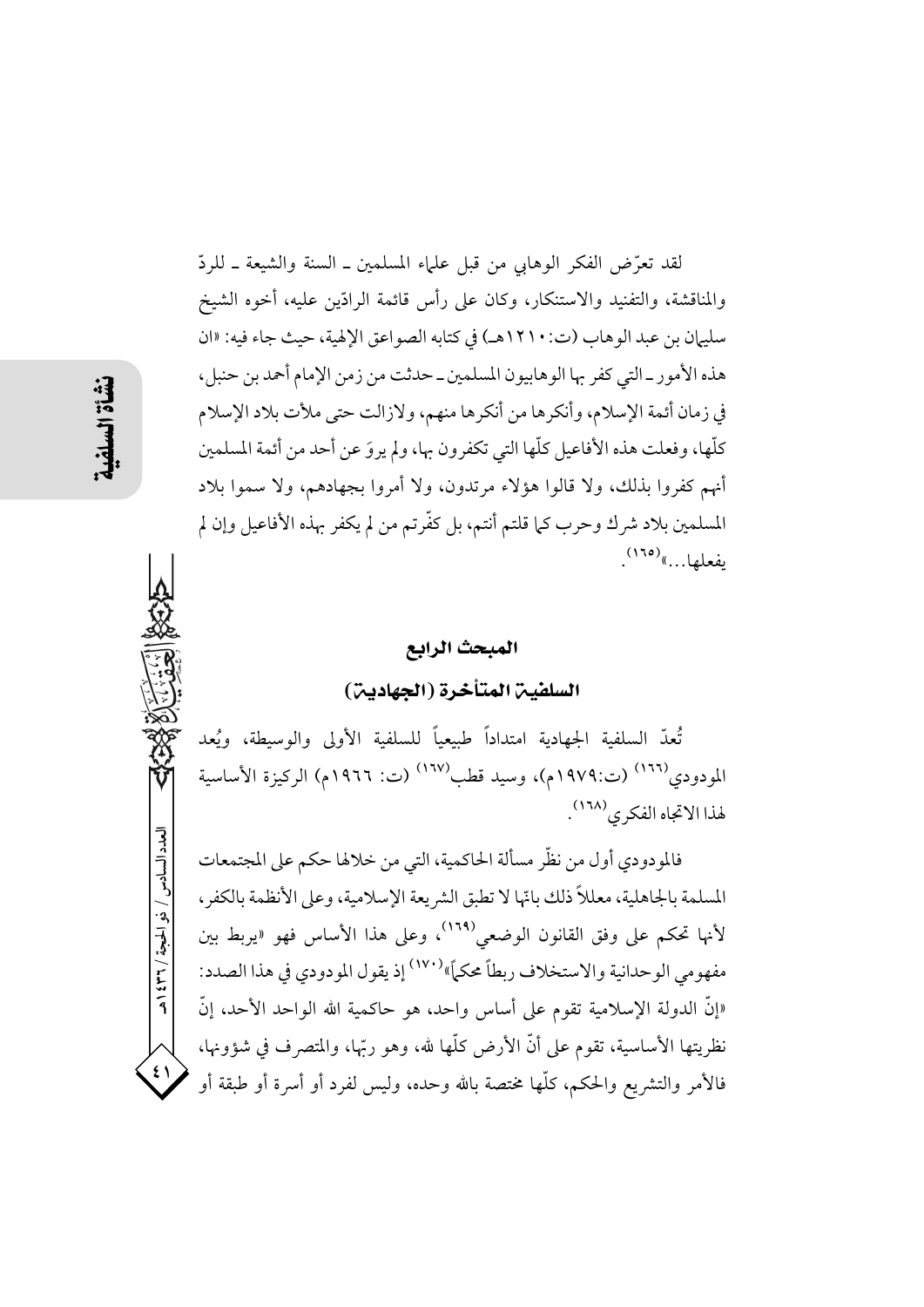لقد تعرّض الفكر الوهابي من قبل علماء المسلمين ـ السنة والشيعة ـ للردّ والمناقشة، والتفنيد والاستنكار، وكان على رأس قائمة الرادّين عليه، أخوه الشيخ سليمان بن عبد الوهاب (ت:١٢١٠هـ) في كتابه الصواعق الإلهية، حيث جاء فيه: «ان هذه الأمور ـ التي كفر بها الوهابيون المسلمين ـ حدثت من زمن الإمام أحمد بن حنبل، في زمان أئمة الإسلام، وأنكرها من أنكرها منهم، ولازالت حتى ملأت بلاد الإسلام كلّها، وفعلت هذه الأفاعيل كلّها التي تكفرون بها، ولم يروَ عن أحد من أئمة المسلمين أنهم كفروا بذلك، ولا قالوا هؤلاء مرتدون، ولا أمروا بجهادهم، ولا سموا بلاد المسلمين بلاد شرك وحرب كما قلتم أنتم، بل كفّرتم من لم يكفر بهذه الأفاعيل وإن لم يفعلها...»[١٦٥].

## المبحث الرابع

## السلفية المتأخرة (الجهادية)

تُعدّ السلفية الجهادية امتداداً طبيعياً للسلفية الأولى والوسيطة، ويُعد المودودي[١٦٦] (ت:١٩٧٩م)، وسيد قطب[١٦٧] (ت: ١٩٦٦م) الركيزة الأساسية لهذا الاتجاه الفكري[١٦٨].

فالمودودي أول من نظّر مسألة الحاكمية، التي من خلالها حكم على المجتمعات المسلمة بالجاهلية، معللاً ذلك بانّها لا تطبق الشريعة الإسلامية، وعلى الأنظمة بالكفر، لأنها تحكم على وفق القانون الوضعي[١٦٩]، وعلى هذا الأساس فهو «يربط بين مفهومي الوحدانية والاستخلاف ربطاً محكماً»[١٧٠] إذ يقول المودودي في هذا الصدد: «إنّ الدولة الإسلامية تقوم على أساس واحد، هو حاكمية الله الواحد الأحد، إنّ نظريتها الأساسية، تقوم على أنّ الأرض كلّها لله، وهو ربّها، والمتصرف في شؤونها، فالأمر والتشريع والحكم، كلّها مختصة بالله وحده، وليس لفرد أو أسرة أو طبقة أو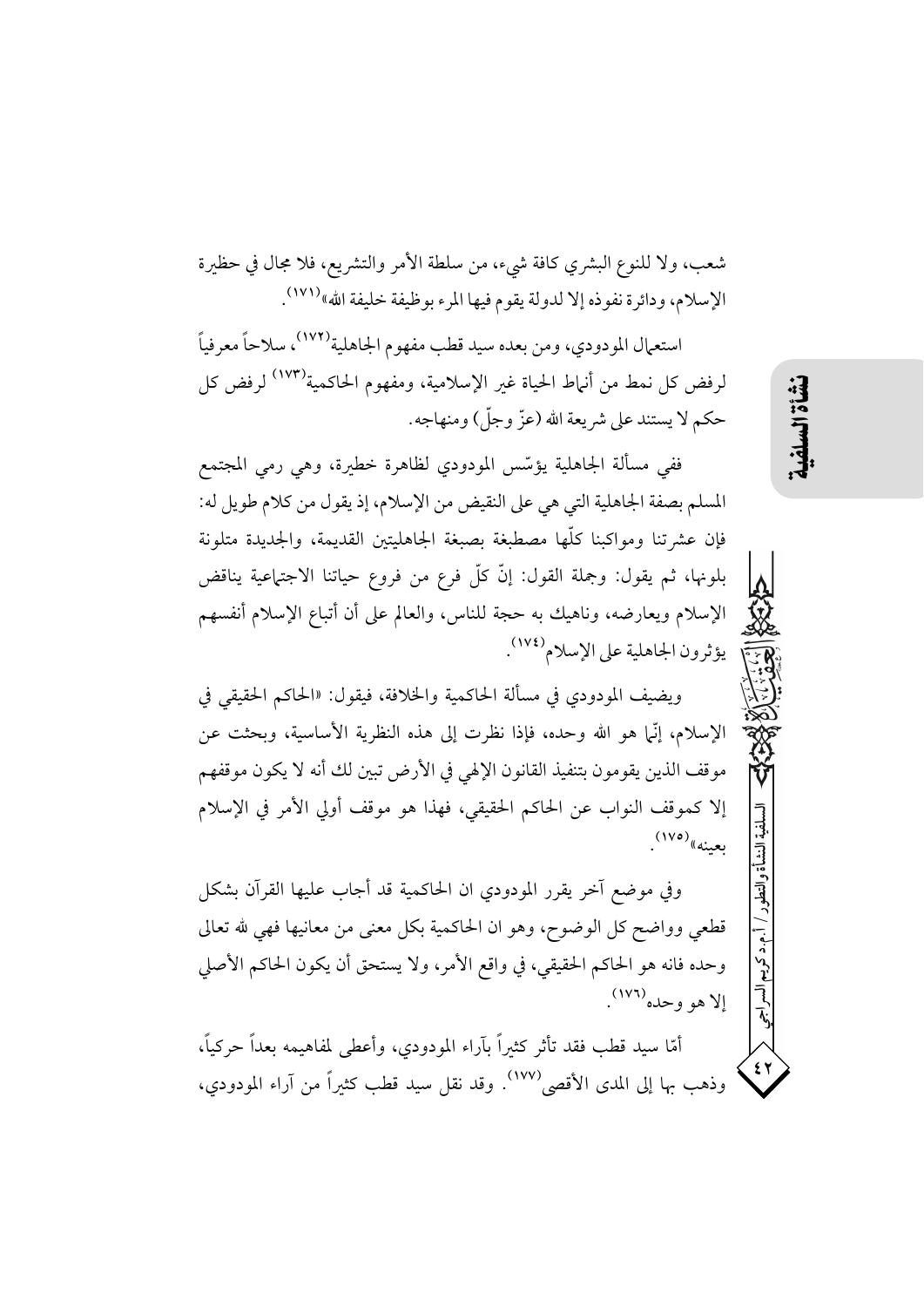شعب، ولا للنوع البشري كافة شيء، من سلطة الأمر والتشريع، فلا مجال في حظيرة الإسلام، ودائرة نفوذه إلا لدولة يقوم فيها المرء بوظيفة خليفة الله»[١٧١].

استعمال المودودي، ومن بعده سيد قطب مفهوم الجاهلية[١٧٢]، سلاحاً معرفياً لرفض كل نمط من أنماط الحياة غير الإسلامية، ومفهوم الحاكمية[١٧٣] لرفض كل حكم لا يستند على شريعة الله (عزّ وجلّ) ومنهاجه.

ففي مسألة الجاهلية يؤسّس المودودي لظاهرة خطيرة، وهي رمي المجتمع المسلم بصفة الجاهلية التي هي على النقيض من الإسلام، إذ يقول من كلام طويل له: فإن عشرتنا ومواكبنا كلّها مصطبغة بصبغة الجاهليتين القديمة، والجديدة متلونة بلونها، ثم يقول: وجملة القول: إنّ كلّ فرع من فروع حياتنا الاجتماعية يناقض الإسلام ويعارضه، وناهيك به حجة للناس، والعالم على أن أتباع الإسلام أنفسهم يؤثرون الجاهلية على الإسلام[١٧٤].

ويضيف المودودي في مسألة الحاكمية والخلافة، فيقول: «الحاكم الحقيقي في الإسلام، إنّما هو الله وحده، فإذا نظرت إلى هذه النظرية الأساسية، وبحثت عن موقف الذين يقومون بتنفيذ القانون الإلهي في الأرض تبين لك أنه لا يكون موقفهم إلا كموقف النواب عن الحاكم الحقيقي، فهذا هو موقف أولي الأمر في الإسلام بعينه»[١٧٥].

وفي موضع آخر يقرر المودودي ان الحاكمية قد أجاب عليها القرآن بشكل قطعي وواضح كل الوضوح، وهو ان الحاكمية بكل معنى من معانيها فهي لله تعالى وحده فانه هو الحاكم الحقيقي، في واقع الأمر، ولا يستحق أن يكون الحاكم الأصلي إلا هو وحده[١٧٦].

أمّا سيد قطب فقد تأثر كثيراً بآراء المودودي، وأعطى لمفاهيمه بعداً حركياً، وذهب بها إلى المدى الأقصى[١٧٧]. وقد نقل سيد قطب كثيراً من آراء المودودي،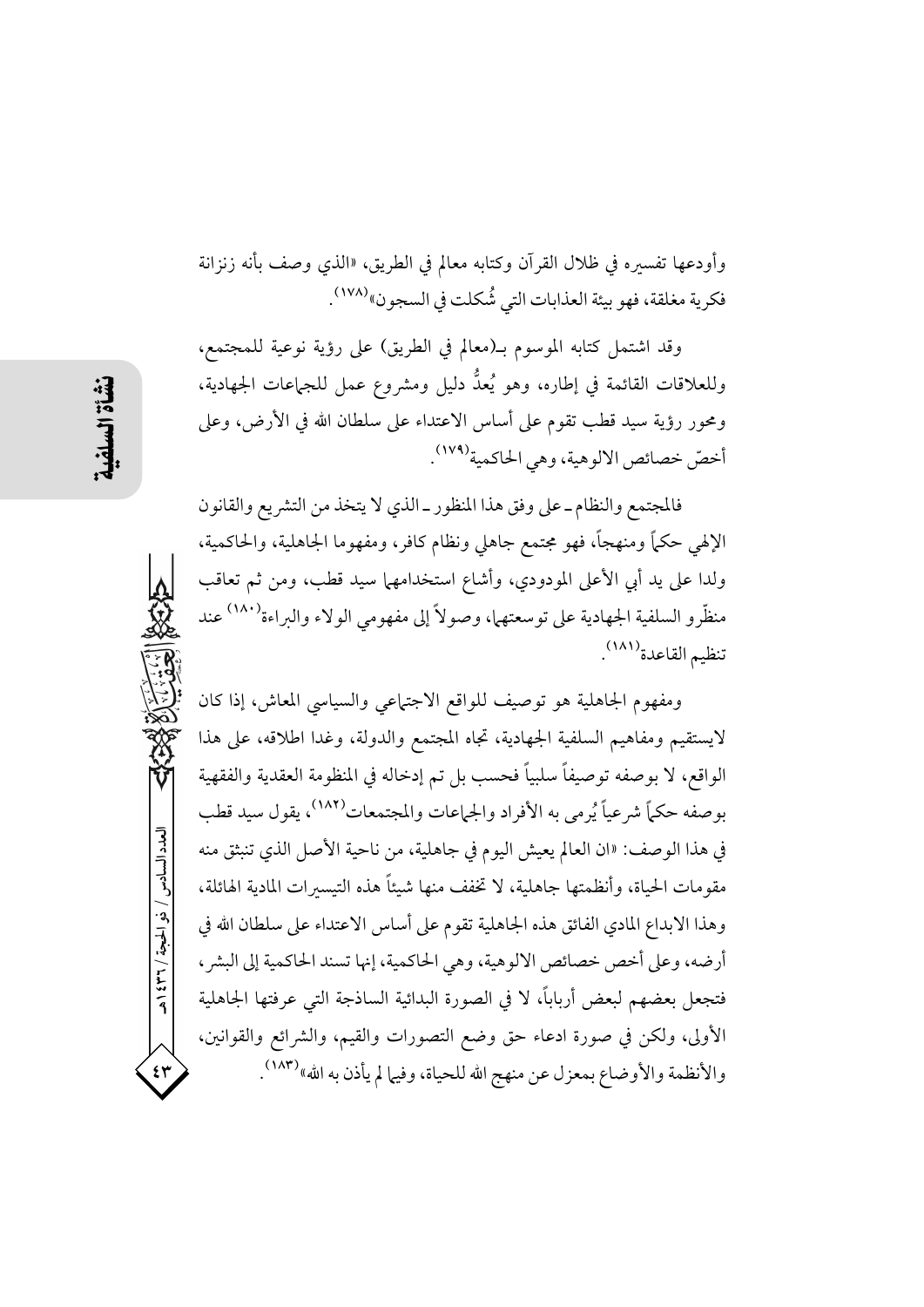وأودعها تفسيره في ظلال القرآن وكتابه معالم في الطريق، «الذي وصف بأنه زنزانة فكرية مغلقة، فهو بيئة العذابات التي شُكلت في السجون»(١٧٨).

وقد اشتمل كتابه الموسوم بـ(معالم في الطريق) على رؤية نوعية للمجتمع، وللعلاقات القائمة في إطاره، وهو يُعدُّ دليل ومشروع عمل للجماعات الجهادية، ومحور رؤية سيد قطب تقوم على أساس الاعتداء على سلطان الله في الأرض، وعلى أخصّ خصائص الالوهية، وهي الحاكمية(١٧٩).

فالمجتمع والنظام ـ على وفق هذا المنظور ـ الذي لا يتخذ من التشريع والقانون الإلهي حكماً ومنهجاً، فهو مجتمع جاهلي ونظام كافر، ومفهوما الجاهلية، والحاكمية، ولدا على يد أبي الأعلى المودودي، وأشاع استخدامهما سيد قطب، ومن ثم تعاقب منظّرو السلفية الجهادية على توسعتهما، وصولاً إلى مفهومي الولاء والبراءة(١٨٠) عند تنظيم القاعدة(١٨١).

ومفهوم الجاهلية هو توصيف للواقع الاجتماعي والسياسي المعاش، إذا كان لايستقيم ومفاهيم السلفية الجهادية، تجاه المجتمع والدولة، وغدا اطلاقه، على هذا الواقع، لا بوصفه توصيفاً سلبياً فحسب بل تم إدخاله في المنظومة العقدية والفقهية بوصفه حكماً شرعياً يُرمى به الأفراد والجماعات والمجتمعات(١٨٢)، يقول سيد قطب في هذا الوصف: «ان العالم يعيش اليوم في جاهلية، من ناحية الأصل الذي تنبثق منه مقومات الحياة، وأنظمتها جاهلية، لا تخفف منها شيئاً هذه التيسيرات المادية الهائلة، وهذا الابداع المادي الفائق هذه الجاهلية تقوم على أساس الاعتداء على سلطان الله في أرضه، وعلى أخص خصائص الالوهية، وهي الحاكمية، إنها تسند الحاكمية إلى البشر، فتجعل بعضهم لبعض أرباباً، لا في الصورة البدائية الساذجة التي عرفتها الجاهلية الأولى، ولكن في صورة ادعاء حق وضع التصورات والقيم، والشرائع والقوانين، والأنظمة والأوضاع بمعزل عن منهج الله للحياة، وفيما لم يأذن به الله»(١٨٣).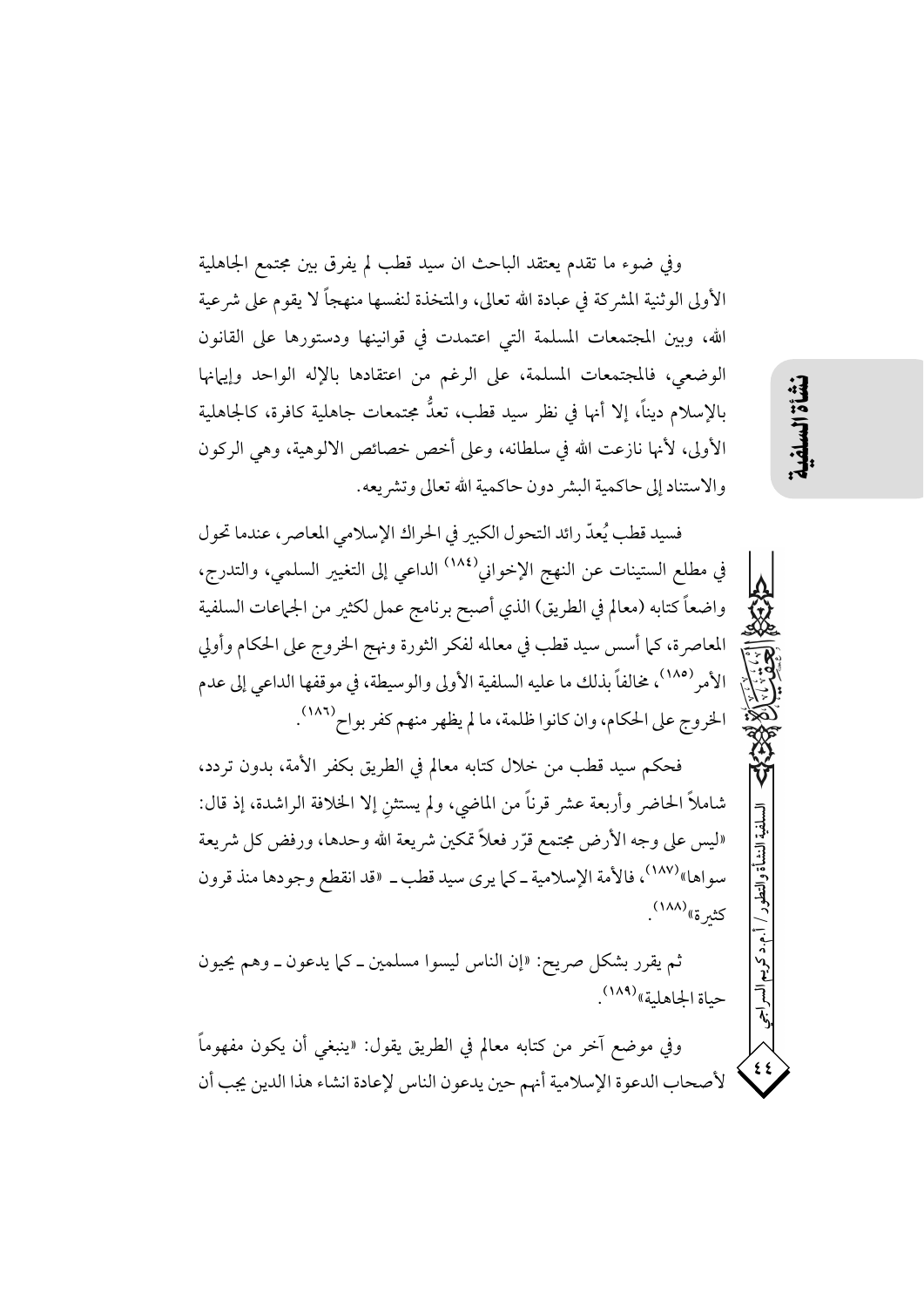وفي ضوء ما تقدم يعتقد الباحث ان سيد قطب لم يفرق بين مجتمع الجاهلية الأولى الوثنية المشركة في عبادة الله تعالى، والمتخذة لنفسها منهجاً لا يقوم على شرعية الله، وبين المجتمعات المسلمة التي اعتمدت في قوانينها ودستورها على القانون الوضعي، فالمجتمعات المسلمة، على الرغم من اعتقادها بالإله الواحد وإيمانها بالإسلام ديناً، إلا أنها في نظر سيد قطب، تعدُّ مجتمعات جاهلية كافرة، كالجاهلية الأولى، لأنها نازعت الله في سلطانه، وعلى أخص خصائص الالوهية، وهي الركون والاستناد إلى حاكمية البشر دون حاكمية الله تعالى وتشريعه.

فسيد قطب يُعدّ رائد التحول الكبير في الحراك الإسلامي المعاصر، عندما تحول في مطلع الستينات عن النهج الإخواني[١٨٤] الداعي إلى التغيير السلمي، والتدرج، واضعاً كتابه (معالم في الطريق) الذي أصبح برنامج عمل لكثير من الجماعات السلفية المعاصرة، كما أسس سيد قطب في معالمه لفكر الثورة ونهج الخروج على الحكام وأولي الأمر[١٨٥]، مخالفاً بذلك ما عليه السلفية الأولى والوسيطة، في موقفها الداعي إلى عدم الخروج على الحكام، وان كانوا ظلمة، ما لم يظهر منهم كفر بواح[١٨٦].

فحكم سيد قطب من خلال كتابه معالم في الطريق بكفر الأمة، بدون تردد، شاملاً الحاضر وأربعة عشر قرناً من الماضي، ولم يستثنِ إلا الخلافة الراشدة، إذ قال: «ليس على وجه الأرض مجتمع قرّر فعلاً تمكين شريعة الله وحدها، ورفض كل شريعة سواها»[١٨٧]، فالأمة الإسلامية ـ كما يرى سيد قطب ـ «قد انقطع وجودها منذ قرون كثيرة»[١٨٨].

ثم يقرر بشكل صريح: «إن الناس ليسوا مسلمين ـ كما يدعون ـ وهم يحيون حياة الجاهلية»[١٨٩].

وفي موضع آخر من كتابه معالم في الطريق يقول: «ينبغي أن يكون مفهوماً لأصحاب الدعوة الإسلامية أنهم حين يدعون الناس لإعادة انشاء هذا الدين يجب أن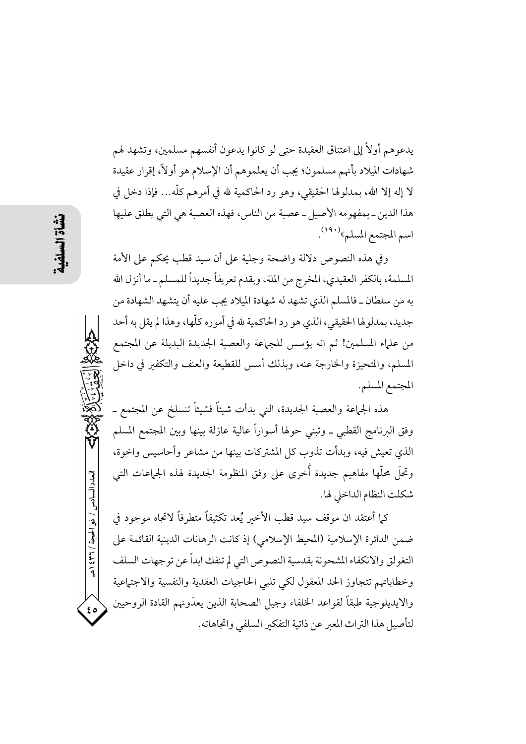يدعوهم أولاً إلى اعتناق العقيدة حتى لو كانوا يدعون أنفسهم مسلمين، وتشهد لهم شهادات الميلاد بأنهم مسلمون؛ يجب أن يعلموهم أن الإسلام هو أولاً، إقرار عقيدة لا إله إلا الله، بمدلولها الحقيقي، وهو رد الحاكمية لله في أمرهم كلّه... فإذا دخل في هذا الدين ـ بمفهومه الأصيل ـ عصبة من الناس، فهذه العصبة هي التي يطلق عليها اسم المجتمع المسلم»[١٩٠].

وفي هذه النصوص دلالة واضحة وجلية على أن سيد قطب يحكم على الأمة المسلمة، بالكفر العقيدي، المخرج من الملة، ويقدم تعريفاً جديداً للمسلم ـ ما أنزل الله به من سلطان ـ فالمسلم الذي تشهد له شهادة الميلاد يجب عليه أن يتشهد الشهادة من جديد، بمدلولها الحقيقي، الذي هو رد الحاكمية لله في أموره كلّها، وهذا لم يقل به أحد من علماء المسلمين! ثم انه يؤسس للجماعة والعصبة الجديدة البديلة عن المجتمع المسلم، والمتحيزة والخارجة عنه، وبذلك أسس للقطيعة والعنف والتكفير في داخل المجتمع المسلم.

هذه الجماعة والعصبة الجديدة، التي بدأت شيئاً فشيئاً تنسلخ عن المجتمع ـ وفق البرنامج القطبي ـ وتبني حولها أسواراً عالية عازلة بينها وبين المجتمع المسلم الذي تعيش فيه، وبدأت تذوب كل المشتركات بينها من مشاعر وأحاسيس واخوة، وتحلّ محلّها مفاهيم جديدة أُخرى على وفق المنظومة الجديدة لهذه الجماعات التي شكلت النظام الداخلي لها.

كما أعتقد ان موقف سيد قطب الأخير يُعد تكثيفاً متطرفاً لاتجاه موجود في ضمن الدائرة الإسلامية (المحيط الإسلامي) إذ كانت الرهانات الدينية القائمة على التغولق والانكفاء المشحونة بقدسية النصوص التي لم تنفك ابداً عن توجهات السلف وخطاباتهم تتجاوز الحد المعقول لكي تلبي الحاجيات العقدية والنفسية والاجتماعية والايديلوجية طبقاً لقواعد الخلفاء وجيل الصحابة الذين يعدّونهم القادة الروحيين لتأصيل هذا التراث المعبر عن ذاتية التفكير السلفي واتجاهاته.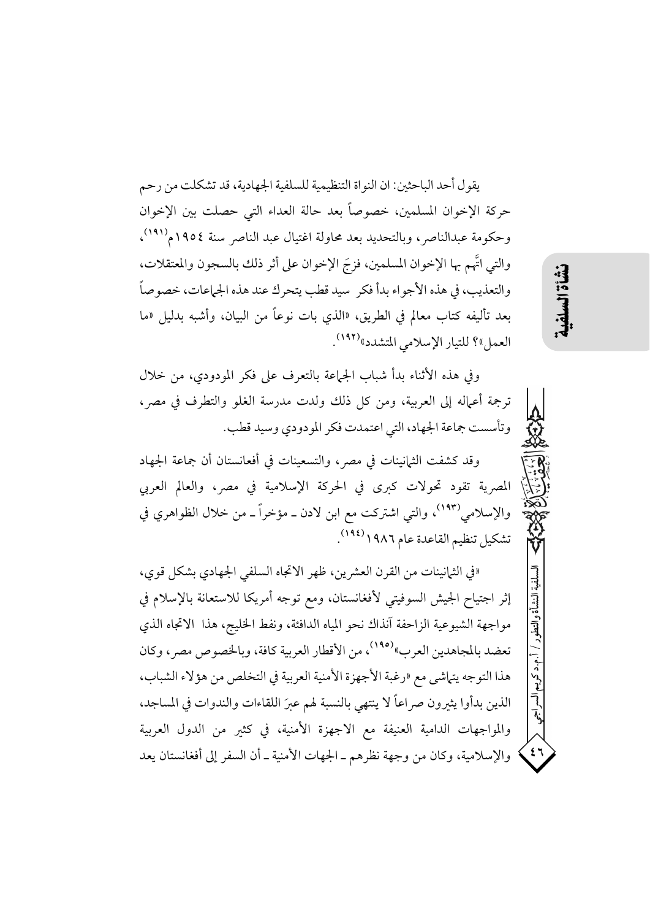يقول أحد الباحثين: ان النواة التنظيمية للسلفية الجهادية، قد تشكلت من رحم حركة الإخوان المسلمين، خصوصاً بعد حالة العداء التي حصلت بين الإخوان وحكومة عبدالناصر، وبالتحديد بعد محاولة اغتيال عبد الناصر سنة ١٩٥٤م[١٩١]، والتي اتُّهم بها الإخوان المسلمين، فزجَ الإخوان على أثر ذلك بالسجون والمعتقلات، والتعذيب، في هذه الأجواء بدأ فكر سيد قطب يتحرك عند هذه الجماعات، خصوصاً بعد تأليفه كتاب معالم في الطريق، «الذي بات نوعاً من البيان، وأشبه بدليل «ما العمل»؟ للتيار الإسلامي المتشدد»[١٩٢].

وفي هذه الأثناء بدأ شباب الجماعة بالتعرف على فكر المودودي، من خلال ترجمة أعماله إلى العربية، ومن كل ذلك ولدت مدرسة الغلو والتطرف في مصر، وتأسست جماعة الجهاد، التي اعتمدت فكر المودودي وسيد قطب.

وقد كشفت الثمانينات في مصر، والتسعينات في أفغانستان أن جماعة الجهاد المصرية تقود تحولات كبرى في الحركة الإسلامية في مصر، والعالم العربي والإسلامي[١٩٣]، والتي اشتركت مع ابن لادن ـ مؤخراً ـ من خلال الظواهري في تشكيل تنظيم القاعدة عام ١٩٨٦[١٩٤].

«في الثمانينات من القرن العشرين، ظهر الاتجاه السلفي الجهادي بشكل قوي، إثر اجتياح الجيش السوفيتي لأفغانستان، ومع توجه أمريكا للاستعانة بالإسلام في مواجهة الشيوعية الزاحفة آنذاك نحو المياه الدافئة، ونفط الخليج، هذا الاتجاه الذي تعضد بالمجاهدين العرب»[١٩٥]، من الأقطار العربية كافة، وبالخصوص مصر، وكان هذا التوجه يتماشى مع «رغبة الأجهزة الأمنية العربية في التخلص من هؤلاء الشباب، الذين بدأوا يثيرون صراعاً لا ينتهي بالنسبة لهم عبرَ اللقاءات والندوات في المساجد، والمواجهات الدامية العنيفة مع الاجهزة الأمنية، في كثير من الدول العربية والإسلامية، وكان من وجهة نظرهم ـ الجهات الأمنية ـ أن السفر إلى أفغانستان يعد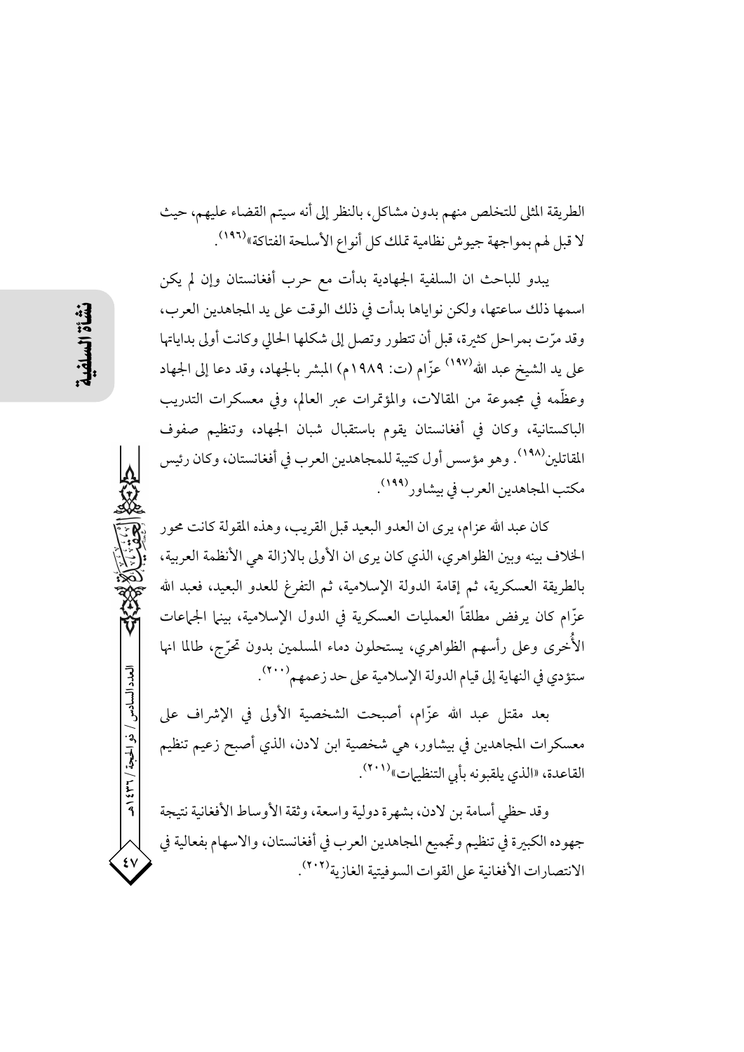الطريقة المثلى للتخلص منهم بدون مشاكل، بالنظر إلى أنه سيتم القضاء عليهم، حيث لا قبل لهم بمواجهة جيوش نظامية تملك كل أنواع الأسلحة الفتاكة»[١٩٦].

يبدو للباحث ان السلفية الجهادية بدأت مع حرب أفغانستان وإن لم يكن اسمها ذلك ساعتها، ولكن نواياها بدأت في ذلك الوقت على يد المجاهدين العرب، وقد مرّت بمراحل كثيرة، قبل أن تتطور وتصل إلى شكلها الحالي وكانت أولى بداياتها على يد الشيخ عبد الله[١٩٧] عزّام (ت: ١٩٨٩م) المبشر بالجهاد، وقد دعا إلى الجهاد وعظّمه في مجموعة من المقالات، والمؤتمرات عبر العالم، وفي معسكرات التدريب الباكستانية، وكان في أفغانستان يقوم باستقبال شبان الجهاد، وتنظيم صفوف المقاتلين[١٩٨]. وهو مؤسس أول كتيبة للمجاهدين العرب في أفغانستان، وكان رئيس مكتب المجاهدين العرب في بيشاور[١٩٩].

كان عبد الله عزام، يرى ان العدو البعيد قبل القريب، وهذه المقولة كانت محور الخلاف بينه وبين الظواهري، الذي كان يرى ان الأولى بالازالة هي الأنظمة العربية، بالطريقة العسكرية، ثم إقامة الدولة الإسلامية، ثم التفرغ للعدو البعيد، فعبد الله عزّام كان يرفض مطلقاً العمليات العسكرية في الدول الإسلامية، بينما الجماعات الأُخرى وعلى رأسهم الظواهري، يستحلون دماء المسلمين بدون تحرّج، طالما انها ستؤدي في النهاية إلى قيام الدولة الإسلامية على حد زعمهم[٢٠٠].

بعد مقتل عبد الله عزّام، أصبحت الشخصية الأولى في الإشراف على معسكرات المجاهدين في بيشاور، هي شخصية ابن لادن، الذي أصبح زعيم تنظيم القاعدة، «الذي يلقبونه بأبي التنظيمات»[٢٠١].

وقد حظي أسامة بن لادن، بشهرة دولية واسعة، وثقة الأوساط الأفغانية نتيجة جهوده الكبيرة في تنظيم وتجميع المجاهدين العرب في أفغانستان، والاسهام بفعالية في الانتصارات الأفغانية على القوات السوفيتية الغازية[٢٠٢].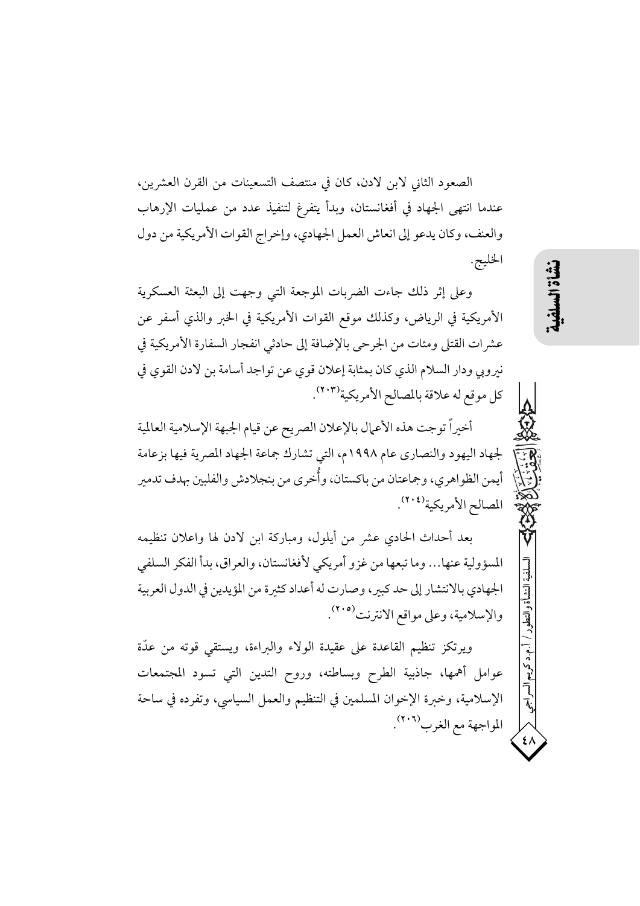الصعود الثاني لابن لادن، كان في منتصف التسعينات من القرن العشرين، عندما انتهى الجهاد في أفغانستان، وبدأ يتفرغ لتنفيذ عدد من عمليات الإرهاب والعنف، وكان يدعو إلى انعاش العمل الجهادي، وإخراج القوات الأمريكية من دول الخليج.

وعلى إثر ذلك جاءت الضربات الموجعة التي وجهت إلى البعثة العسكرية الأمريكية في الرياض، وكذلك موقع القوات الأمريكية في الخبر والذي أسفر عن عشرات القتلى ومئات من الجرحى بالإضافة إلى حادثي انفجار السفارة الأمريكية في نيروبي ودار السلام الذي كان بمثابة إعلان قوي عن تواجد أسامة بن لادن القوي في كل موقع له علاقة بالمصالح الأمريكية(٢٠٣).

أخيراً توجت هذه الأعمال بالإعلان الصريح عن قيام الجبهة الإسلامية العالمية لجهاد اليهود والنصارى عام ١٩٩٨م، التي تشارك جماعة الجهاد المصرية فيها بزعامة أيمن الظواهري، وجماعتان من باكستان، وأُخرى من بنجلادش والفلبين بهدف تدمير المصالح الأمريكية(٢٠٤).

بعد أحداث الحادي عشر من أيلول، ومباركة ابن لادن لها واعلان تنظيمه المسؤولية عنها... وما تبعها من غزو أمريكي لأفغانستان، والعراق، بدأ الفكر السلفي الجهادي بالانتشار إلى حد كبير، وصارت له أعداد كثيرة من المؤيدين في الدول العربية والإسلامية، وعلى مواقع الانترنت(٢٠٥).

ويرتكز تنظيم القاعدة على عقيدة الولاء والبراءة، ويستقي قوته من عدّة عوامل أهمها، جاذبية الطرح وبساطته، وروح التدين التي تسود المجتمعات الإسلامية، وخبرة الإخوان المسلمين في التنظيم والعمل السياسي، وتفرده في ساحة المواجهة مع الغرب(٢٠٦).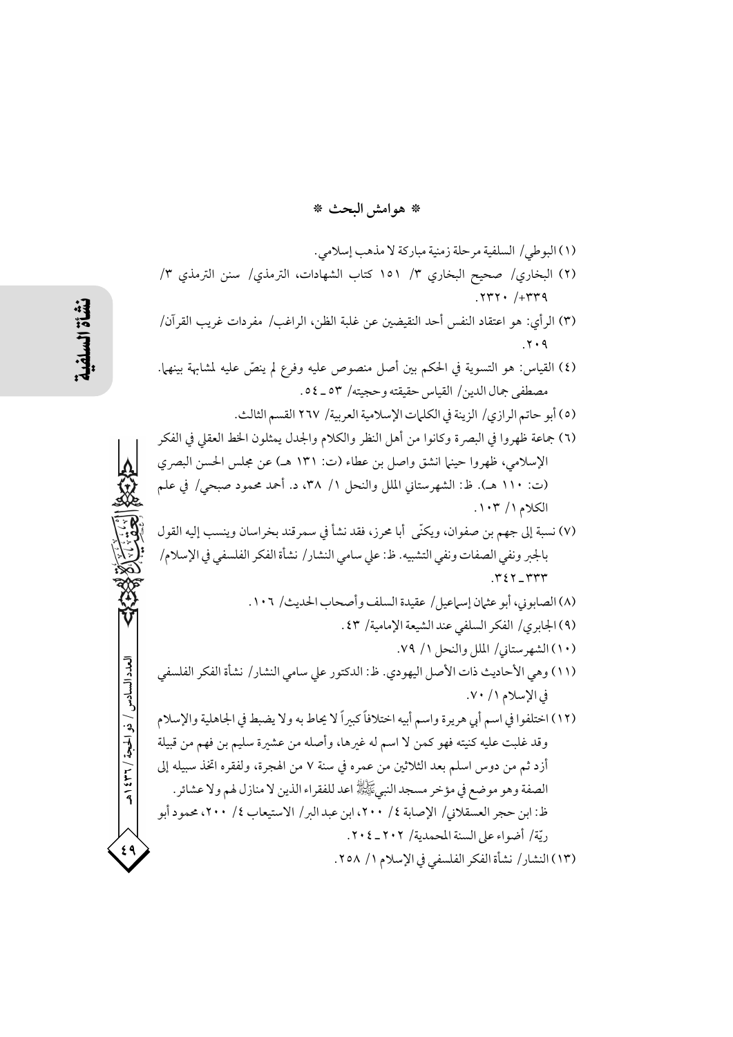## * هوامش البحث *

(١) البوطي/ السلفية مرحلة زمنية مباركة لا مذهب إسلامي.

(٢) البخاري/ صحيح البخاري ٣/ ١٥١ كتاب الشهادات، الترمذي/ سنن الترمذي ٣/ ٣٣٩+/ ٢٣٢٠.

(٣) الرأي: هو اعتقاد النفس أحد النقيضين عن غلبة الظن، الراغب/ مفردات غريب القرآن/ ٢٠٩.

(٤) القياس: هو التسوية في الحكم بين أصل منصوص عليه وفرع لم ينصّ عليه لمشابهة بينهما. مصطفى جمال الدين/ القياس حقيقته وحجيته/ ٥٣ ـ ٥٤.

(٥) أبو حاتم الرازي/ الزينة في الكلمات الإسلامية العربية/ ٢٦٧ القسم الثالث.

(٦) جماعة ظهروا في البصرة وكانوا من أهل النظر والكلام والجدل يمثلون الخط العقلي في الفكر الإسلامي، ظهروا حينما انشق واصل بن عطاء (ت: ١٣١ هـ) عن مجلس الحسن البصري (ت: ١١٠ هـ). ظ: الشهرستاني الملل والنحل ١/ ٣٨، د. أحمد محمود صبحي/ في علم الكلام ١/ ١٠٣.

(٧) نسبة إلى جهم بن صفوان، ويكنّى أبا محرز، فقد نشأ في سمرقند بخراسان وينسب إليه القول بالجبر ونفي الصفات ونفي التشبيه. ظ: علي سامي النشار/ نشأة الفكر الفلسفي في الإسلام/ ٣٣٣ ـ ٣٤٢.

(٨) الصابوني، أبو عثمان إسماعيل/ عقيدة السلف وأصحاب الحديث/ ١٠٦.

(٩) الجابري/ الفكر السلفي عند الشيعة الإمامية/ ٤٣.

(١٠) الشهرستاني/ الملل والنحل ١/ ٧٩.

(١١) وهي الأحاديث ذات الأصل اليهودي. ظ: الدكتور علي سامي النشار/ نشأة الفكر الفلسفي في الإسلام ١/ ٧٠.

(١٢) اختلفوا في اسم أبي هريرة واسم أبيه اختلافاً كبيراً لا يحاط به ولا يضبط في الجاهلية والإسلام وقد غلبت عليه كنيته فهو كمن لا اسم له غيرها، وأصله من عشيرة سليم بن فهم من قبيلة أزد ثم من دوس اسلم بعد الثلاثين من عمره في سنة ٧ من الهجرة، ولفقره اتخذ سبيله إلى الصفة وهو موضع في مؤخر مسجد النبيﷺ اعد للفقراء الذين لا منازل لهم ولا عشائر. ظ: ابن حجر العسقلاني/ الإصابة ٤/ ٢٠٠، ابن عبد البر/ الاستيعاب ٤/ ٢٠٠، محمود أبو ريّة/ أضواء على السنة المحمدية/ ٢٠٢ ـ ٢٠٤.

(١٣) النشار/ نشأة الفكر الفلسفي في الإسلام ١/ ٢٥٨.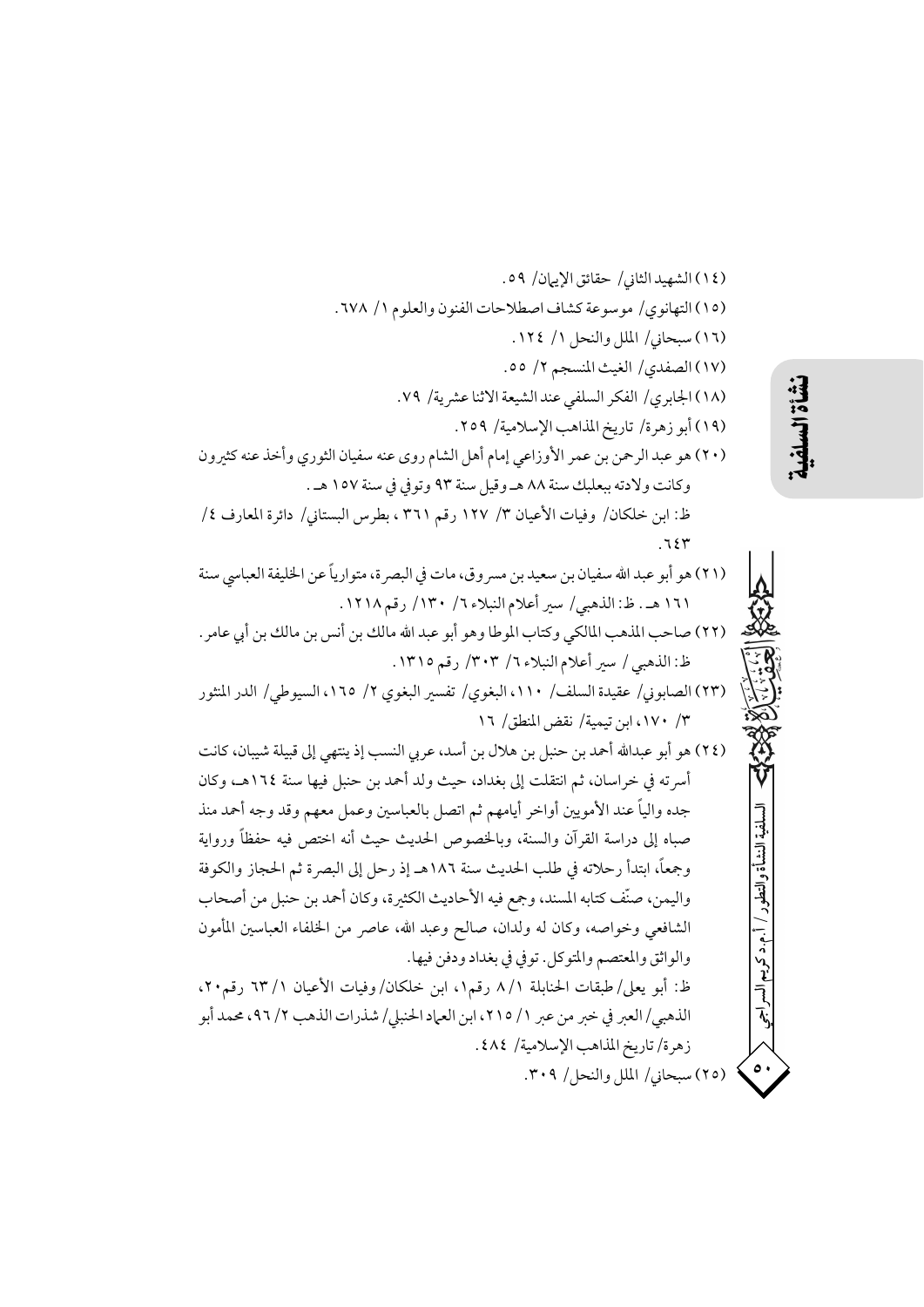(١٤) الشهيد الثاني/ حقائق الإيمان/ ٥٩.

(١٥) التهانوي/ موسوعة كشاف اصطلاحات الفنون والعلوم ١/ ٦٧٨.

(١٦) سبحاني/ الملل والنحل ١/ ١٢٤.

(١٧) الصفدي/ الغيث المنسجم ٢/ ٥٥.

(١٨) الجابري/ الفكر السلفي عند الشيعة الاثنا عشرية/ ٧٩.

(١٩) أبو زهرة/ تاريخ المذاهب الإسلامية/ ٢٥٩.

(٢٠) هو عبد الرحمن بن عمر الأوزاعي إمام أهل الشام روى عنه سفيان الثوري وأخذ عنه كثيرون وكانت ولادته ببعلبك سنة ٨٨ هـ وقيل سنة ٩٣ وتوفي في سنة ١٥٧ هـ.
ظ: ابن خلكان/ وفيات الأعيان ٣/ ١٢٧ رقم ٣٦١، بطرس البستاني/ دائرة المعارف ٤/ ٦٤٣.

(٢١) هو أبو عبد الله سفيان بن سعيد بن مسروق، مات في البصرة، متوارياً عن الخليفة العباسي سنة ١٦١ هـ. ظ: الذهبي/ سير أعلام النبلاء ٦/ ١٣٠/ رقم ١٢١٨.

(٢٢) صاحب المذهب المالكي وكتاب الموطا وهو أبو عبد الله مالك بن أنس بن مالك بن أبي عامر.
ظ: الذهبي/ سير أعلام النبلاء ٦/ ٣٠٣/ رقم ١٣١٥.

(٢٣) الصابوني/ عقيدة السلف/ ١١٠، البغوي/ تفسير البغوي ٢/ ١٦٥، السيوطي/ الدر المنثور ٣/ ١٧٠، ابن تيمية/ نقض المنطق/ ١٦

(٢٤) هو أبو عبدالله أحمد بن حنبل بن هلال بن أسد، عربي النسب إذ ينتهي إلى قبيلة شيبان، كانت أسرته في خراسان، ثم انتقلت إلى بغداد، حيث ولد أحمد بن حنبل فيها سنة ١٦٤هـ، وكان جده والياً عند الأمويين أواخر أيامهم ثم اتصل بالعباسين وعمل معهم وقد وجه أحمد منذ صباه إلى دراسة القرآن والسنة، وبالخصوص الحديث حيث أنه اختص فيه حفظاً ورواية وجمعاً، ابتدأ رحلاته في طلب الحديث سنة ١٨٦هـ إذ رحل إلى البصرة ثم الحجاز والكوفة واليمن، صنّف كتابه المسند، وجمع فيه الأحاديث الكثيرة، وكان أحمد بن حنبل من أصحاب الشافعي وخواصه، وكان له ولدان، صالح وعبد الله، عاصر من الخلفاء العباسين المأمون والواثق والمعتصم والمتوكل. توفي في بغداد ودفن فيها.
ظ: أبو يعلى/ طبقات الحنابلة ١/ ٨ رقم١، ابن خلكان/ وفيات الأعيان ١/ ٦٣ رقم٢٠، الذهبي/ العبر في خبر من عبر ١/ ٢١٥، ابن العماد الحنبلي/ شذرات الذهب ٢/ ٩٦، محمد أبو زهرة/ تاريخ المذاهب الإسلامية/ ٤٨٤.

(٢٥) سبحاني/ الملل والنحل/ ٣٠٩.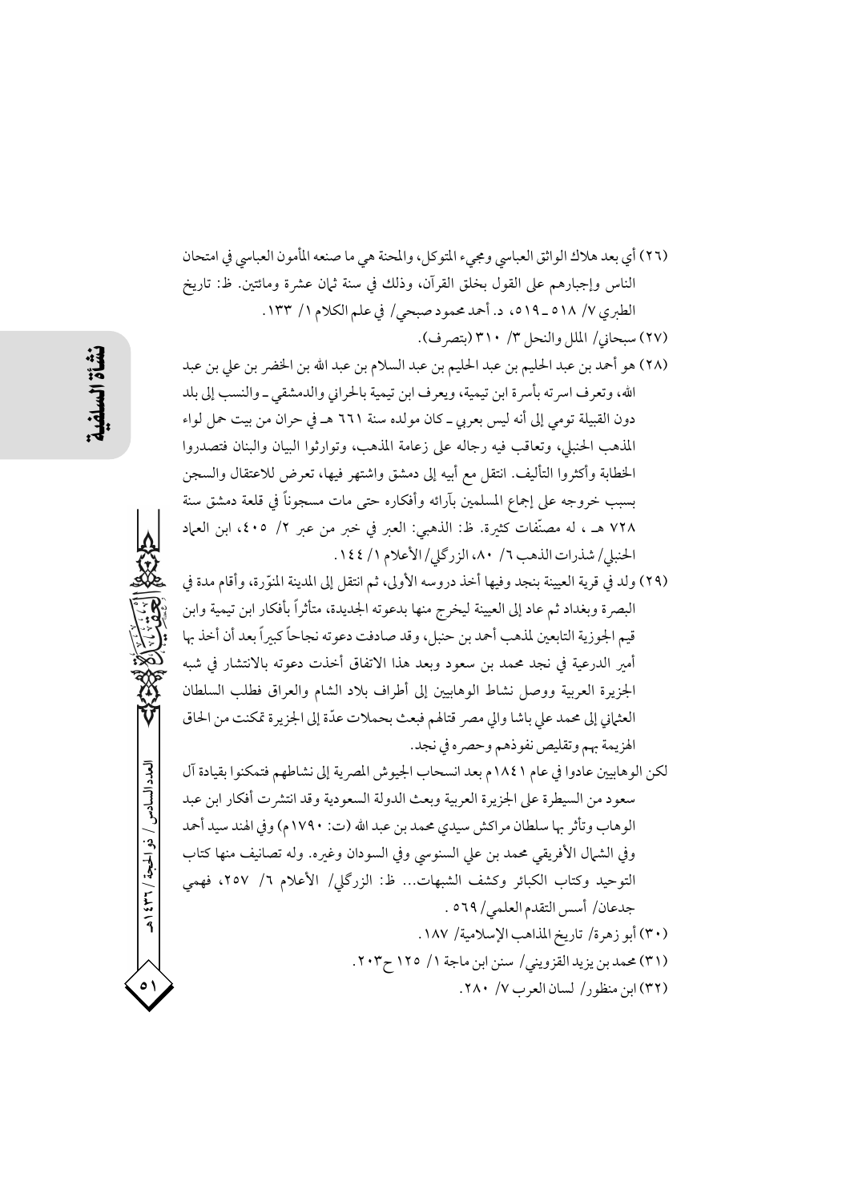(٢٦) أي بعد هلاك الواثق العباسي ومجيء المتوكل، والمحنة هي ما صنعه المأمون العباسي في امتحان الناس وإجبارهم على القول بخلق القرآن، وذلك في سنة ثمان عشرة ومائتين. ظ: تاريخ الطبري ٧/ ٥١٨ ـ ٥١٩، د. أحمد محمود صبحي/ في علم الكلام ١/ ١٣٣.

(٢٧) سبحاني/ الملل والنحل ٣/ ٣١٠ (بتصرف).

(٢٨) هو أحمد بن عبد الحليم بن عبد الحليم بن عبد السلام بن عبد الله بن الخضر بن علي بن عبد الله، وتعرف اسرته بأسرة ابن تيمية، ويعرف ابن تيمية بالحراني والدمشقي ـ والنسب إلى بلد دون القبيلة تومي إلى أنه ليس بعربي ـ كان مولده سنة ٦٦١ هـ في حران من بيت حمل لواء المذهب الحنبلي، وتعاقب فيه رجاله على زعامة المذهب، وتوارثوا البيان والبنان فتصدروا الخطابة وأكثروا التأليف. انتقل مع أبيه إلى دمشق واشتهر فيها، تعرض للاعتقال والسجن بسبب خروجه على إجماع المسلمين بآرائه وأفكاره حتى مات مسجوناً في قلعة دمشق سنة ٧٢٨ هـ ، له مصنّفات كثيرة. ظ: الذهبي: العبر في خبر من عبر ٢/ ٤٠٥، ابن العماد الحنبلي/ شذرات الذهب ٦/ ٨٠، الزركلي/ الأعلام ١/ ١٤٤.

(٢٩) ولد في قرية العيينة بنجد وفيها أخذ دروسه الأولى، ثم انتقل إلى المدينة المنوّرة، وأقام مدة في البصرة وبغداد ثم عاد إلى العيينة ليخرج منها بدعوته الجديدة، متأثراً بأفكار ابن تيمية وابن قيم الجوزية التابعين لمذهب أحمد بن حنبل، وقد صادفت دعوته نجاحاً كبيراً بعد أن أخذ بها أمير الدرعية في نجد محمد بن سعود وبعد هذا الاتفاق أخذت دعوته بالانتشار في شبه الجزيرة العربية ووصل نشاط الوهابيين إلى أطراف بلاد الشام والعراق فطلب السلطان العثماني إلى محمد علي باشا والي مصر قتالهم فبعث بحملات عدّة إلى الجزيرة تمكنت من الحاق الهزيمة بهم وتقليص نفوذهم وحصره في نجد.

لكن الوهابيين عادوا في عام ١٨٤١م بعد انسحاب الجيوش المصرية إلى نشاطهم فتمكنوا بقيادة آل سعود من السيطرة على الجزيرة العربية وبعث الدولة السعودية وقد انتشرت أفكار ابن عبد الوهاب وتأثر بها سلطان مراكش سيدي محمد بن عبد الله (ت: ١٧٩٠م) وفي الهند سيد أحمد وفي الشمال الأفريقي محمد بن علي السنوسي وفي السودان وغيره. وله تصانيف منها كتاب التوحيد وكتاب الكبائر وكشف الشبهات... ظ: الزركلي/ الأعلام ٦/ ٢٥٧، فهمي جدعان/ أسس التقدم العلمي/ ٥٦٩ .

(٣٠) أبو زهرة/ تاريخ المذاهب الإسلامية/ ١٨٧.

(٣١) محمد بن يزيد القزويني/ سنن ابن ماجة ١/ ١٢٥ ح٢٠٣.

(٣٢) ابن منظور/ لسان العرب ٧/ ٢٨٠.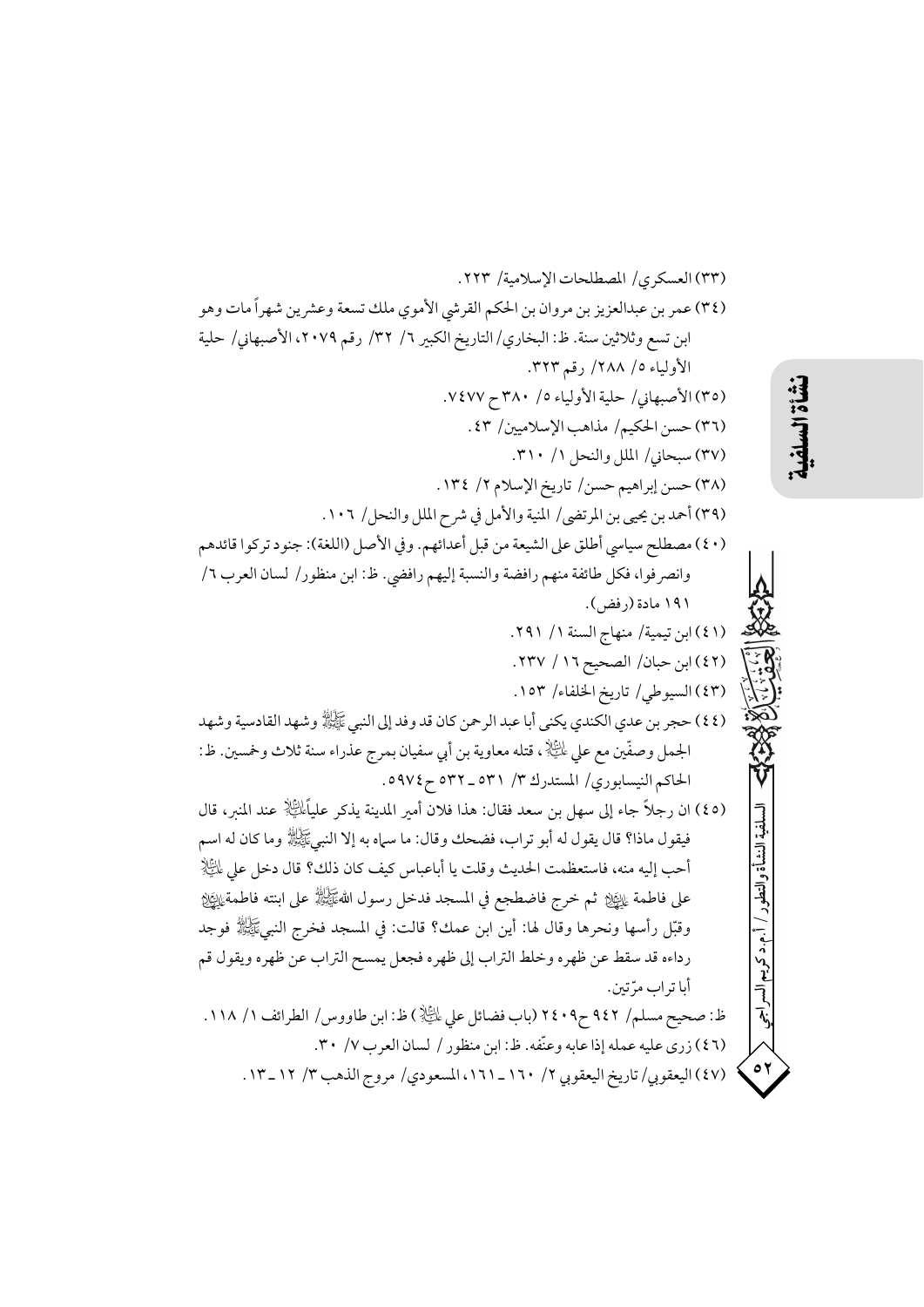(٣٣) العسكري/ المصطلحات الإسلامية/ ٢٢٣.

(٣٤) عمر بن عبدالعزيز بن مروان بن الحكم القرشي الأموي ملك تسعة وعشرين شهراً مات وهو ابن تسع وثلاثين سنة. ظ: البخاري/ التاريخ الكبير ٦/ ٣٢/ رقم ٢٠٧٩، الأصبهاني/ حلية الأولياء ٥/ ٢٨٨/ رقم ٣٢٣.

(٣٥) الأصبهاني/ حلية الأولياء ٥/ ٣٨٠ ح ٧٤٧٧.

(٣٦) حسن الحكيم/ مذاهب الإسلاميين/ ٤٣.

(٣٧) سبحاني/ الملل والنحل ١/ ٣١٠.

(٣٨) حسن إبراهيم حسن/ تاريخ الإسلام ٢/ ١٣٤.

(٣٩) أحمد بن يحيى بن المرتضى/ المنية والأمل في شرح الملل والنحل/ ١٠٦.

(٤٠) مصطلح سياسي أطلق على الشيعة من قبل أعدائهم. وفي الأصل (اللغة): جنود تركوا قائدهم وانصرفوا، فكل طائفة منهم رافضة والنسبة إليهم رافضي. ظ: ابن منظور/ لسان العرب ٦/ ١٩١ مادة (رفض).

(٤١) ابن تيمية/ منهاج السنة ١/ ٢٩١.

(٤٢) ابن حبان/ الصحيح ١٦/ ٢٣٧.

(٤٣) السيوطي/ تاريخ الخلفاء/ ١٥٣.

(٤٤) حجر بن عدي الكندي يكنى أبا عبد الرحمن كان قد وفد إلى النبي ﷺ وشهد القادسية وشهد الجمل وصفّين مع علي عليه السلام، قتله معاوية بن أبي سفيان بمرج عذراء سنة ثلاث وخمسين. ظ: الحاكم النيسابوري/ المستدرك ٣/ ٥٣١ ـ ٥٣٢ ح ٥٩٧٤.

(٤٥) ان رجلاً جاء إلى سهل بن سعد فقال: هذا فلان أمير المدينة يذكر علياً عليه السلام عند المنبر، قال فيقول ماذا؟ قال يقول له أبو تراب، فضحك وقال: ما سماه به إلا النبي ﷺ وما كان له اسم أحب إليه منه، فاستعظمت الحديث وقلت يا أباعباس كيف كان ذلك؟ قال دخل علي عليه السلام على فاطمة عليها السلام ثم خرج فاضطجع في المسجد فدخل رسول الله ﷺ على ابنته فاطمة عليها السلام وقبّل رأسها ونحرها وقال لها: أين ابن عمك؟ قالت: في المسجد فخرج النبي ﷺ فوجد رداءه قد سقط عن ظهره وخلط التراب إلى ظهره فجعل يمسح التراب عن ظهره ويقول قم أبا تراب مرّتين.

ظ: صحيح مسلم/ ٩٤٢ ح٢٤٠٩ (باب فضائل علي عليه السلام) ظ: ابن طاووس/ الطرائف ١/ ١١٨.

(٤٦) زرى عليه عمله إذا عابه وعنّفه. ظ: ابن منظور / لسان العرب ٧/ ٣٠.

(٤٧) اليعقوبي/ تاريخ اليعقوبي ٢/ ١٦٠ ـ ١٦١، المسعودي/ مروج الذهب ٣/ ١٢ ـ ١٣.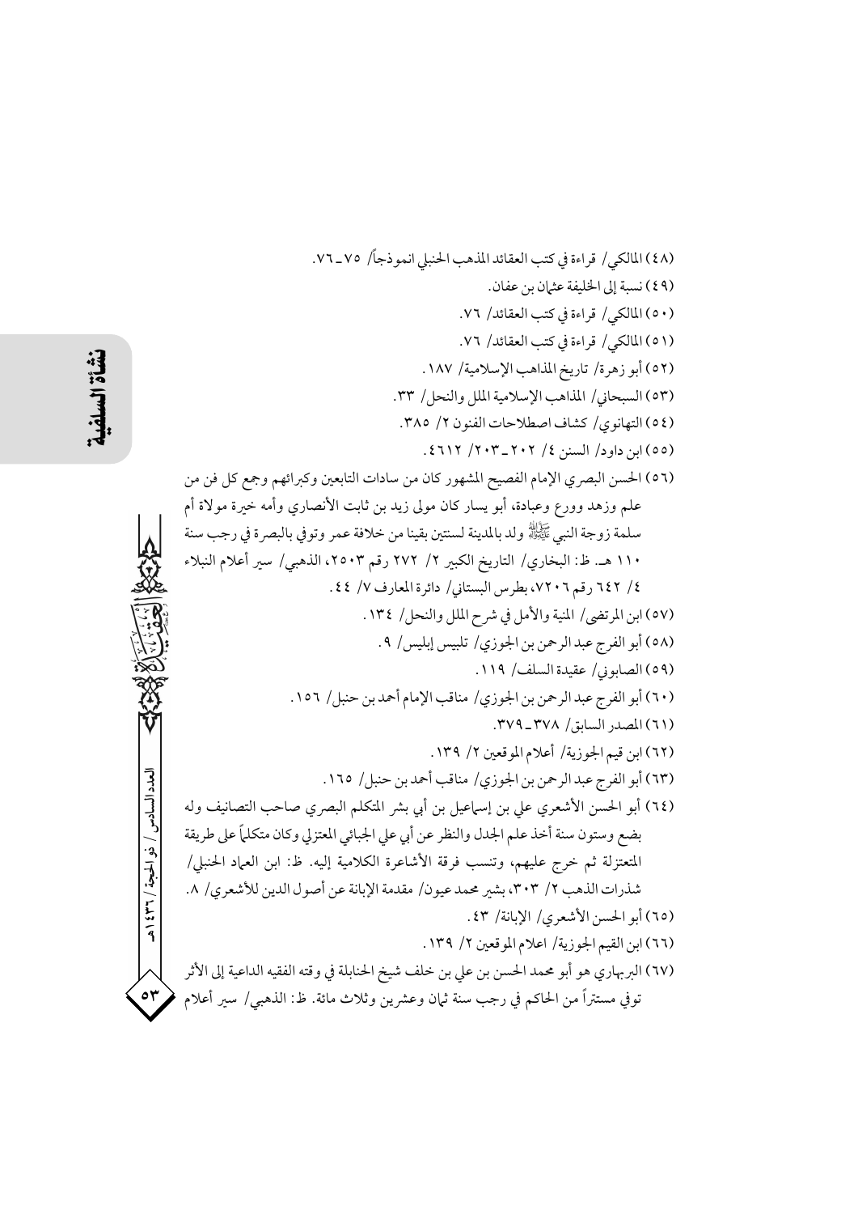(٤٨) المالكي/ قراءة في كتب العقائد المذهب الحنبلي انموذجاً/ ٧٥ ـ ٧٦.

(٤٩) نسبة إلى الخليفة عثمان بن عفان.

(٥٠) المالكي/ قراءة في كتب العقائد/ ٧٦.

(٥١) المالكي/ قراءة في كتب العقائد/ ٧٦.

(٥٢) أبو زهرة/ تاريخ المذاهب الإسلامية/ ١٨٧.

(٥٣) السبحاني/ المذاهب الإسلامية الملل والنحل/ ٣٣.

(٥٤) التهانوي/ كشاف اصطلاحات الفنون ٢/ ٣٨٥.

(٥٥) ابن داود/ السنن ٤/ ٢٠٢ ـ ٢٠٣/ ٤٦١٢.

(٥٦) الحسن البصري الإمام الفصيح المشهور كان من سادات التابعين وكبرائهم وجمع كل فن من علم وزهد وورع وعبادة، أبو يسار كان مولى زيد بن ثابت الأنصاري وأمه خيرة مولاة أم سلمة زوجة النبي ﷺ ولد بالمدينة لسنتين بقينا من خلافة عمر وتوفي بالبصرة في رجب سنة ١١٠ هـ. ظ: البخاري/ التاريخ الكبير ٢/ ٢٧٢ رقم ٢٥٠٣، الذهبي/ سير أعلام النبلاء ٤/ ٦٤٢ رقم ٧٢٠٦، بطرس البستاني/ دائرة المعارف ٧/ ٤٤.

(٥٧) ابن المرتضى/ المنية والأمل في شرح الملل والنحل/ ١٣٤.

(٥٨) أبو الفرج عبد الرحمن بن الجوزي/ تلبيس إبليس/ ٩.

(٥٩) الصابوني/ عقيدة السلف/ ١١٩.

(٦٠) أبو الفرج عبد الرحمن بن الجوزي/ مناقب الإمام أحمد بن حنبل/ ١٥٦.

(٦١) المصدر السابق/ ٣٧٨ ـ ٣٧٩.

(٦٢) ابن قيم الجوزية/ أعلام الموقعين ٢/ ١٣٩.

(٦٣) أبو الفرج عبد الرحمن بن الجوزي/ مناقب أحمد بن حنبل/ ١٦٥.

(٦٤) أبو الحسن الأشعري علي بن إسماعيل بن أبي بشر المتكلم البصري صاحب التصانيف وله بضع وستون سنة أخذ علم الجدل والنظر عن أبي علي الجبائي المعتزلي وكان متكلماً على طريقة المتعزلة ثم خرج عليهم، وتنسب فرقة الأشاعرة الكلامية إليه. ظ: ابن العماد الحنبلي/ شذرات الذهب ٢/ ٣٠٣، بشير محمد عيون/ مقدمة الإبانة عن أصول الدين للأشعري/ ٨.

(٦٥) أبو الحسن الأشعري/ الإبانة/ ٤٣.

(٦٦) ابن القيم الجوزية/ اعلام الموقعين ٢/ ١٣٩.

(٦٧) البربهاري هو أبو محمد الحسن بن علي بن خلف شيخ الحنابلة في وقته الفقيه الداعية إلى الأثر توفي مستتراً من الحاكم في رجب سنة ثمان وعشرين وثلاث مائة. ظ: الذهبي/ سير أعلام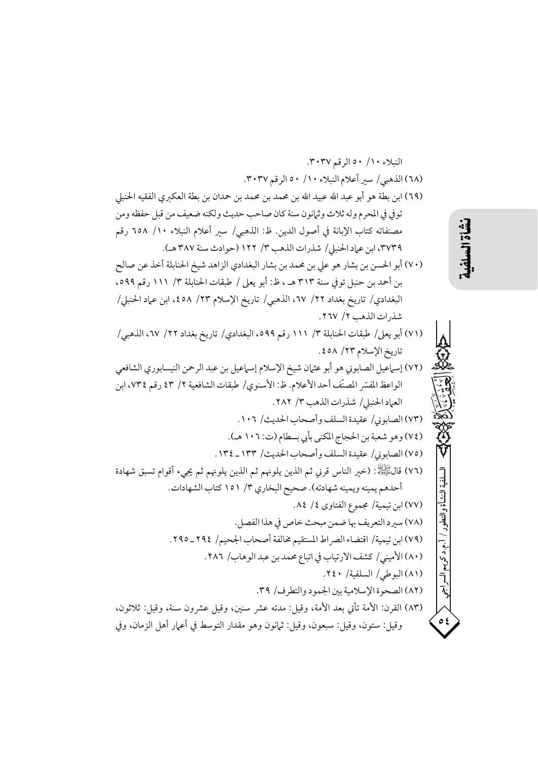النبلاء ١٠/ ٥٠ الرقم ٣٠٣٧.

(٦٨) الذهبي/ سير أعلام النبلاء ١٠/ ٥٠ الرقم ٣٠٣٧.

(٦٩) ابن بطة هو أبو عبد الله عبيد الله بن محمد بن محمد بن حمدان بن بطة العكبري الفقيه الحنبلي توفي في المحرم وله ثلاث وثمانون سنة كان صاحب حديث ولكنه ضعيف من قبل حفظه ومن مصنفاته كتاب الإبانة في أصول الدين. ظ: الذهبي/ سير أعلام النبلاء ١٠/ ٦٥٨ رقم ٣٧٣٩، ابن عماد الحنبلي/ شذرات الذهب ٣/ ١٢٢ (حوادث سنة ٣٨٧ هـ).

(٧٠) أبو الحسن بن بشار هو علي بن محمد بن بشار البغدادي الزاهد شيخ الحنابلة أخذ عن صالح بن أحمد بن حنبل توفي سنة ٣١٣ هـ ، ظ: أبو يعلى / طبقات الحنابلة ٣/ ١١١ رقم ٥٩٩، البغدادي/ تاريخ بغداد ٢٢/ ٦٧، الذهبي/ تاريخ الإسلام ٢٣/ ٤٥٨، ابن عماد الحنبلي/ شذرات الذهب ٢/ ٢٦٧.

(٧١) أبو يعلى/ طبقات الحنابلة ٣/ ١١١ رقم ٥٩٩، البغدادي/ تاريخ بغداد ٢٢/ ٦٧، الذهبي/ تاريخ الإسلام ٢٣/ ٤٥٨.

(٧٢) إسماعيل الصابوني هو أبو عثمان شيخ الإسلام إسماعيل بن عبد الرحمن النيسابوري الشافعي الواعظ المفسّر المصنّف أحد الأعلام. ظ: الأسنوي/ طبقات الشافعية ٢/ ٤٣ رقم ٧٣٤، ابن العماد الحنبلي/ شذرات الذهب ٣/ ٢٨٢.

(٧٣) الصابوني/ عقيدة السلف وأصحاب الحديث/ ١٠٦.

(٧٤) وهو شعبة بن الحجاج المكنى بأبي بسطام (ت: ١٠٦ هـ).

(٧٥) الصابوني/ عقيدة السلف وأصحاب الحديث/ ١٣٣ ـ ١٣٤.

(٧٦) قالﷺ: (خير الناس قرني ثم الذين يلونهم ثم الذين يلونهم ثم يجيء أقوام تسبق شهادة أحدهم يمينه ويمينه شهادته). صحيح البخاري ٣/ ١٥١ كتاب الشهادات.

(٧٧) ابن تيمية/ مجموع الفتاوى ٤/ ٨٤.

(٧٨) سيرد التعريف بها ضمن مبحث خاص في هذا الفصل.

(٧٩) ابن تيمية/ اقتضاء الصراط المستقيم لمخالفة أصحاب الجحيم/ ٢٩٤ ـ ٢٩٥.

(٨٠) الأميني/ كشف الارتياب في اتباع محمد بن عبد الوهاب/ ٢٨٦.

(٨١) البوطي/ السلفية/ ٢٤٠.

(٨٢) الصحوة الإسلامية بين الجمود والتطرف/ ٣٩.

(٨٣) القرن: الأمة تأتي بعد الأمة، وقيل: مدته عشر سنين، وقيل عشرون سنة، وقيل: ثلاثون، وقيل: ستون، وقيل: سبعون، وقيل: ثمانون وهو مقدار التوسط في أعمار أهل الزمان، وفي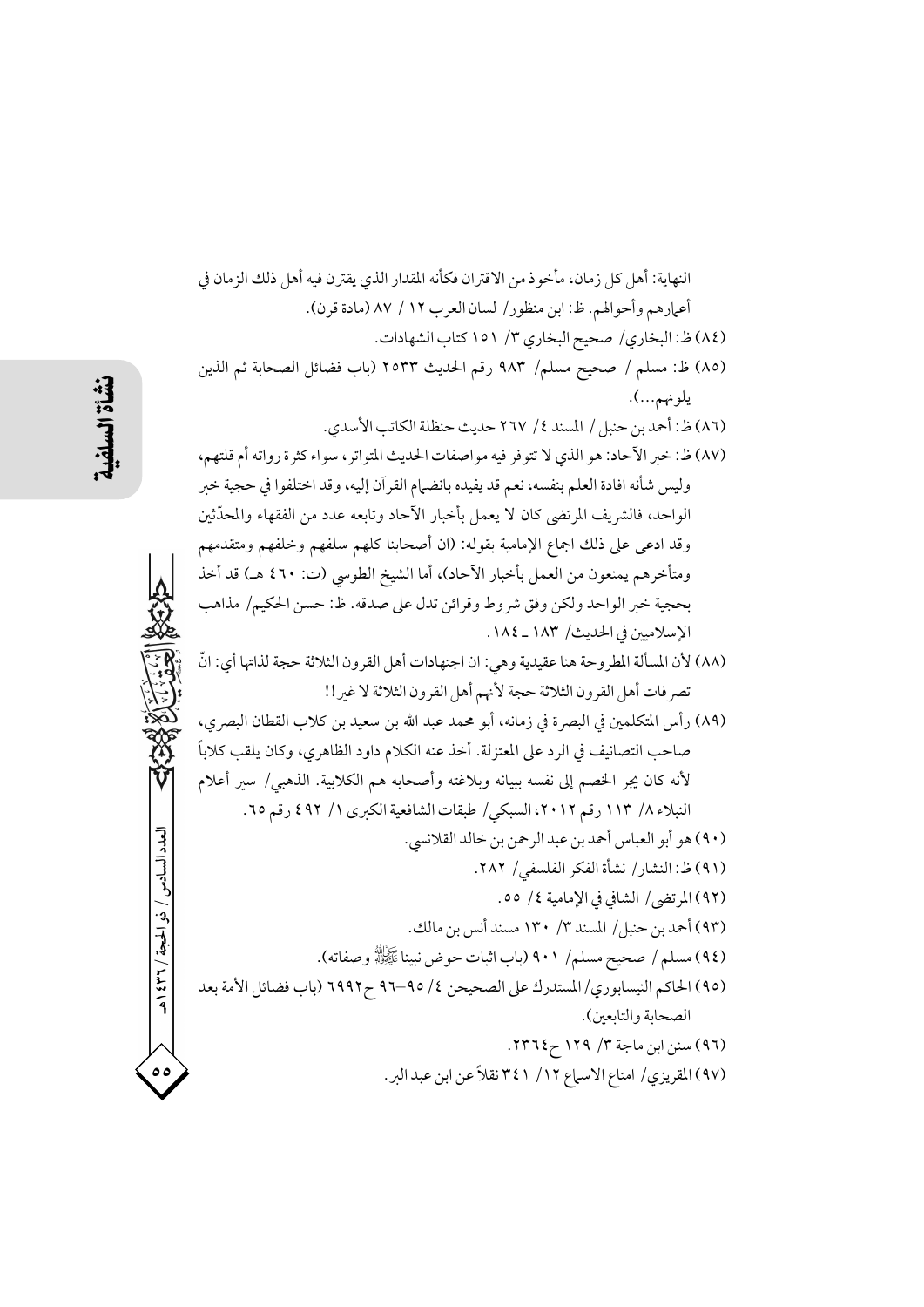النهاية: أهل كل زمان، مأخوذ من الاقتران فكأنه المقدار الذي يقترن فيه أهل ذلك الزمان في أعمارهم وأحوالهم. ظ: ابن منظور/ لسان العرب ١٢ / ٨٧ (مادة قرن).

(٨٤) ظ: البخاري/ صحيح البخاري ٣/ ١٥١ كتاب الشهادات.

(٨٥) ظ: مسلم / صحيح مسلم/ ٩٨٣ رقم الحديث ٢٥٣٣ (باب فضائل الصحابة ثم الذين يلونهم...).

(٨٦) ظ: أحمد بن حنبل / المسند ٤/ ٢٦٧ حديث حنظلة الكاتب الأسدي.

(٨٧) ظ: خبر الآحاد: هو الذي لا تتوفر فيه مواصفات الحديث المتواتر، سواء كثرة رواته أم قلتهم، وليس شأنه افادة العلم بنفسه، نعم قد يفيده بانضمام القرآن إليه، وقد اختلفوا في حجية خبر الواحد، فالشريف المرتضى كان لا يعمل بأخبار الآحاد وتابعه عدد من الفقهاء والمحدّثين وقد ادعى على ذلك اجماع الإمامية بقوله: (ان أصحابنا كلهم سلفهم وخلفهم ومتقدمهم ومتأخرهم يمنعون من العمل بأخبار الآحاد)، أما الشيخ الطوسي (ت: ٤٦٠ هـ) قد أخذ بحجية خبر الواحد ولكن وفق شروط وقرائن تدل على صدقه. ظ: حسن الحكيم/ مذاهب الإسلاميين في الحديث/ ١٨٣ ـ ١٨٤.

(٨٨) لأن المسألة المطروحة هنا عقيدية وهي: ان اجتهادات أهل القرون الثلاثة حجة لذاتها أي: انّ تصرفات أهل القرون الثلاثة حجة لأنهم أهل القرون الثلاثة لا غير!!

(٨٩) رأس المتكلمين في البصرة في زمانه، أبو محمد عبد الله بن سعيد بن كلاب القطان البصري، صاحب التصانيف في الرد على المعتزلة. أخذ عنه الكلام داود الظاهري، وكان يلقب كلاباً لأنه كان يجر الخصم إلى نفسه ببيانه وبلاغته وأصحابه هم الكلابية. الذهبي/ سير أعلام النبلاء ٨/ ١١٣ رقم ٢٠١٢، السبكي/ طبقات الشافعية الكبرى ١/ ٤٩٢ رقم ٦٥.

(٩٠) هو أبو العباس أحمد بن عبد الرحمن بن خالد القلانسي.

(٩١) ظ: النشار/ نشأة الفكر الفلسفي/ ٢٨٢.

(٩٢) المرتضى/ الشافي في الإمامية ٤/ ٥٥.

(٩٣) أحمد بن حنبل/ المسند ٣/ ١٣٠ مسند أنس بن مالك.

(٩٤) مسلم / صحيح مسلم/ ٩٠١ (باب اثبات حوض نبينا ﷺ وصفاته).

(٩٥) الحاكم النيسابوري/ المستدرك على الصحيحن ٤/ ٩٥–٩٦ ح٦٩٩٢ (باب فضائل الأمة بعد الصحابة والتابعين).

(٩٦) سنن ابن ماجة ٣/ ١٢٩ ح٢٣٦٤.

(٩٧) المقريزي/ امتاع الاسماع ١٢/ ٣٤١ نقلاً عن ابن عبد البر.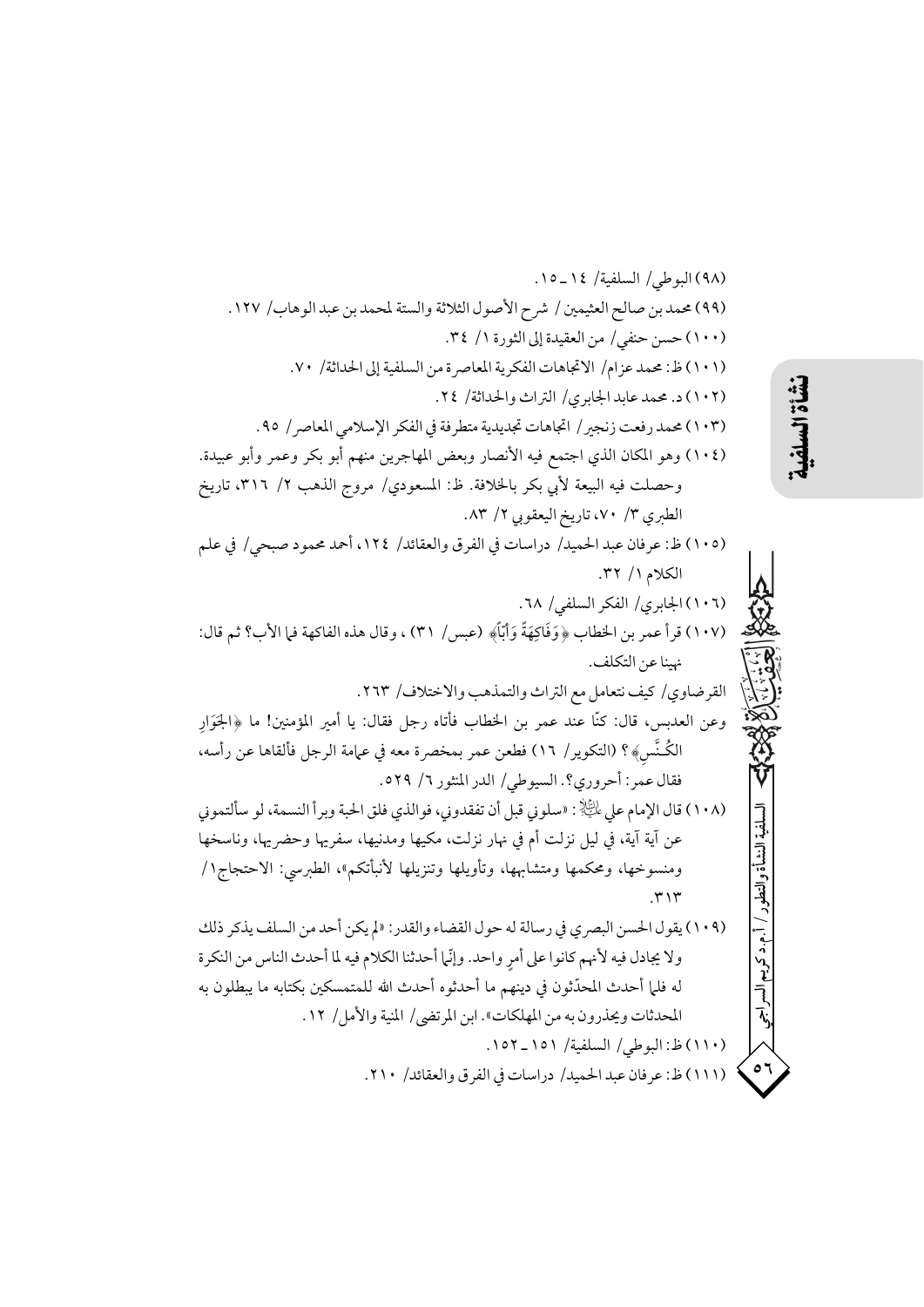(٩٨) البوطي/ السلفية/ ١٤ ـ ١٥.

(٩٩) محمد بن صالح العثيمين / شرح الأصول الثلاثة والستة لمحمد بن عبد الوهاب/ ١٢٧.

(١٠٠) حسن حنفي/ من العقيدة إلى الثورة ١/ ٣٤.

(١٠١) ظ: محمد عزام/ الاتجاهات الفكرية المعاصرة من السلفية إلى الحداثة/ ٧٠.

(١٠٢) د. محمد عابد الجابري/ التراث والحداثة/ ٢٤.

(١٠٣) محمد رفعت زنجير/ اتجاهات تجديدية متطرفة في الفكر الإسلامي المعاصر/ ٩٥.

(١٠٤) وهو المكان الذي اجتمع فيه الأنصار وبعض المهاجرين منهم أبو بكر وعمر وأبو عبيدة. وحصلت فيه البيعة لأبي بكر بالخلافة. ظ: المسعودي/ مروج الذهب ٢/ ٣١٦، تاريخ الطبري ٣/ ٧٠، تاريخ اليعقوبي ٢/ ٨٣.

(١٠٥) ظ: عرفان عبد الحميد/ دراسات في الفرق والعقائد/ ١٢٤، أحمد محمود صبحي/ في علم الكلام ١/ ٣٢.

(١٠٦) الجابري/ الفكر السلفي/ ٦٨.

(١٠٧) قرأ عمر بن الخطاب ﴿وَفَاكِهَةً وَأَبًّا﴾ (عبس/ ٣١) ، وقال هذه الفاكهة فما الأب؟ ثم قال: نهينا عن التكلف.

القرضاوي/ كيف نتعامل مع التراث والتمذهب والاختلاف/ ٢٦٣.

وعن العدبس، قال: كنّا عند عمر بن الخطاب فأتاه رجل فقال: يا أمير المؤمنين! ما ﴿الجَوَارِ الكُنَّسِ﴾؟ (التكوير/ ١٦) فطعن عمر بمخصرة معه في عمامة الرجل فألقاها عن رأسه، فقال عمر: أحروري؟. السيوطي/ الدر المنثور ٦/ ٥٢٩.

(١٠٨) قال الإمام علي عليه السلام: «سلوني قبل أن تفقدوني، فوالذي فلق الحبة وبرأ النسمة، لو سألتموني عن آية آية، في ليل نزلت أم في نهار نزلت، مكيها ومدنيها، سفريها وحضريها، وناسخها ومنسوخها، ومحكمها ومتشابهها، وتأويلها وتنزيلها لأنبأتكم»، الطبرسي: الاحتجاج١/ ٣١٣.

(١٠٩) يقول الحسن البصري في رسالة له حول القضاء والقدر: «لم يكن أحد من السلف يذكر ذلك ولا يجادل فيه لأنهم كانوا على أمرٍ واحد. وإنّما أحدثنا الكلام فيه لما أحدث الناس من النكرة له فلما أحدث المحدّثون في دينهم ما أحدثوه أحدث الله للمتمسكين بكتابه ما يبطلون به المحدثات ويحذرون به من المهلكات». ابن المرتضى/ المنية والأمل/ ١٢.

(١١٠) ظ: البوطي/ السلفية/ ١٥١ ـ ١٥٢.

(١١١) ظ: عرفان عبد الحميد/ دراسات في الفرق والعقائد/ ٢١٠.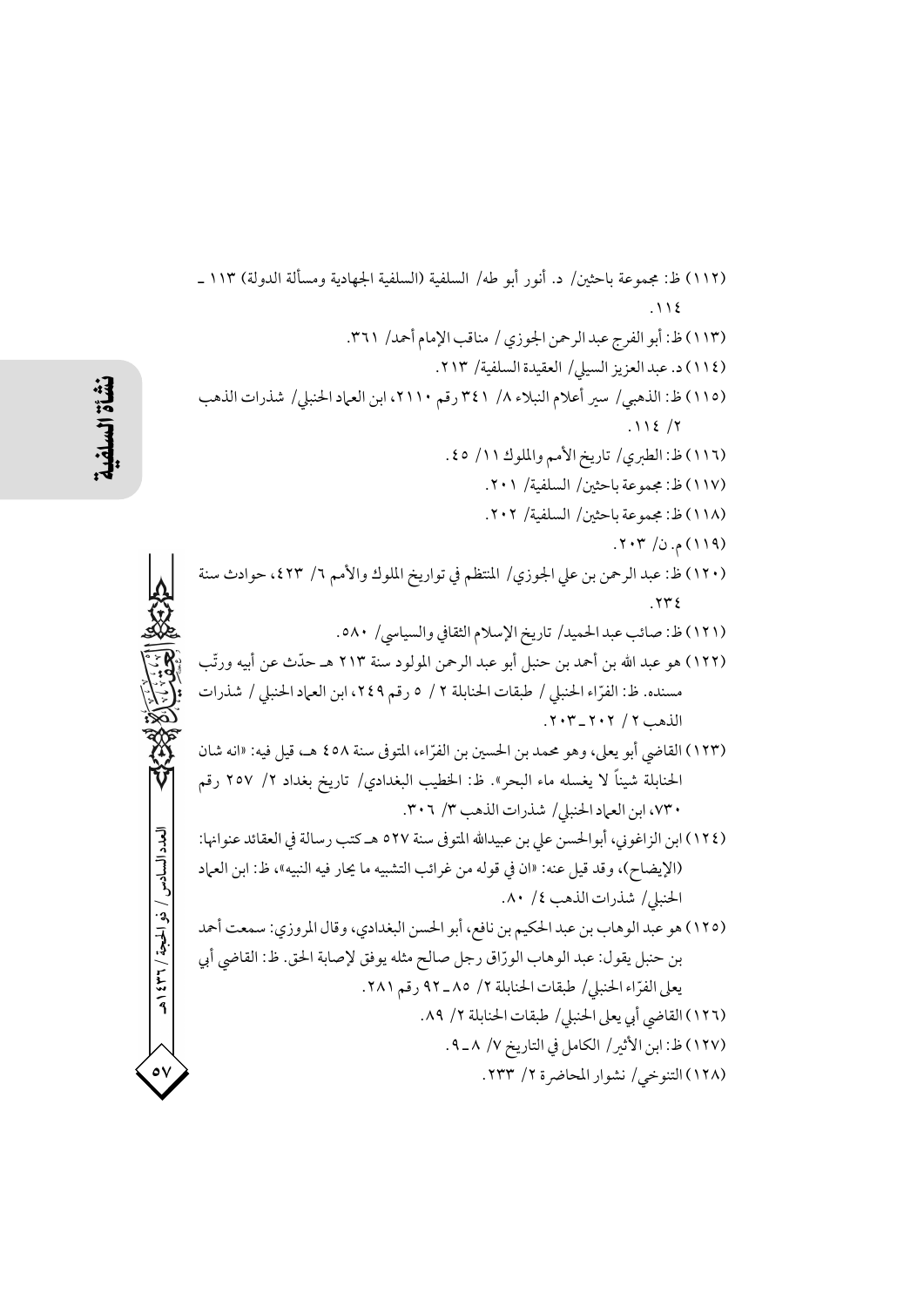(١١٢) ظ: مجموعة باحثين/ د. أنور أبو طه/ السلفية (السلفية الجهادية ومسألة الدولة) ١١٣ ـ ١١٤.

(١١٣) ظ: أبو الفرج عبد الرحمن الجوزي / مناقب الإمام أحمد/ ٣٦١.

(١١٤) د. عبد العزيز السيلي/ العقيدة السلفية/ ٢١٣.

(١١٥) ظ: الذهبي/ سير أعلام النبلاء ٨/ ٣٤١ رقم ٢١١٠، ابن العماد الحنبلي/ شذرات الذهب ٢/ ١١٤.

(١١٦) ظ: الطبري/ تاريخ الأمم والملوك ١١/ ٤٥.

(١١٧) ظ: مجموعة باحثين/ السلفية/ ٢٠١.

(١١٨) ظ: مجموعة باحثين/ السلفية/ ٢٠٢.

(١١٩) م. ن/ ٢٠٣.

(١٢٠) ظ: عبد الرحمن بن علي الجوزي/ المنتظم في تواريخ الملوك والأمم ٦/ ٤٢٣، حوادث سنة ٢٣٤.

(١٢١) ظ: صائب عبد الحميد/ تاريخ الإسلام الثقافي والسياسي/ ٥٨٠.

(١٢٢) هو عبد الله بن أحمد بن حنبل أبو عبد الرحمن المولود سنة ٢١٣ هـ حدّث عن أبيه ورتّب مسنده. ظ: الفرّاء الحنبلي / طبقات الحنابلة ٢ / ٥ رقم ٢٤٩، ابن العماد الحنبلي / شذرات الذهب ٢ / ٢٠٢ ـ ٢٠٣.

(١٢٣) القاضي أبو يعلى، وهو محمد بن الحسين بن الفرّاء، المتوفى سنة ٤٥٨ هـ، قيل فيه: «انه شان الحنابلة شيناً لا يغسله ماء البحر». ظ: الخطيب البغدادي/ تاريخ بغداد ٢/ ٢٥٧ رقم ٧٣٠، ابن العماد الحنبلي/ شذرات الذهب ٣/ ٣٠٦.

(١٢٤) ابن الزاغوني، أبوالحسن علي بن عبيدالله المتوفى سنة ٥٢٧ هـ كتب رسالة في العقائد عنوانها: (الإيضاح)، وقد قيل عنه: «ان في قوله من غرائب التشبيه ما يحار فيه النبيه»، ظ: ابن العماد الحنبلي/ شذرات الذهب ٤/ ٨٠.

(١٢٥) هو عبد الوهاب بن عبد الحكيم بن نافع، أبو الحسن البغدادي، وقال المروزي: سمعت أحمد بن حنبل يقول: عبد الوهاب الورّاق رجل صالح مثله يوفق لإصابة الحق. ظ: القاضي أبي يعلى الفرّاء الحنبلي/ طبقات الحنابلة ٢/ ٨٥ ـ ٩٢ رقم ٢٨١.

(١٢٦) القاضي أبي يعلى الحنبلي/ طبقات الحنابلة ٢/ ٨٩.

(١٢٧) ظ: ابن الأثير/ الكامل في التاريخ ٧/ ٨ ـ ٩.

(١٢٨) التنوخي/ نشوار المحاضرة ٢/ ٢٣٣.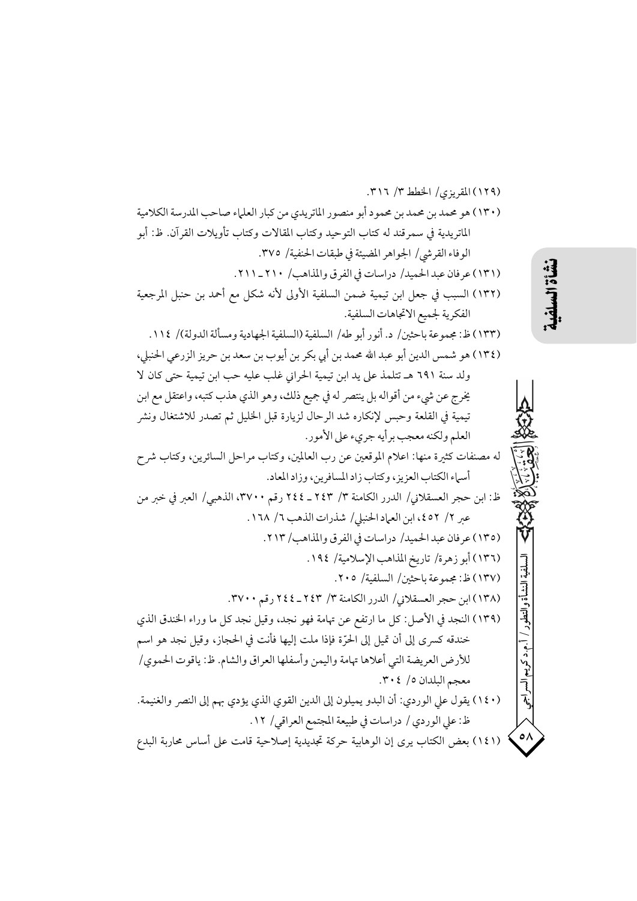(١٢٩) المقريزي/ الخطط ٣/ ٣١٦.

(١٣٠) هو محمد بن محمد بن محمود أبو منصور الماتريدي من كبار العلماء صاحب المدرسة الكلامية الماتريدية في سمرقند له كتاب التوحيد وكتاب المقالات وكتاب تأويلات القرآن. ظ: أبو الوفاء القرشي/ الجواهر المضيئة في طبقات الحنفية/ ٣٧٥.

(١٣١) عرفان عبد الحميد/ دراسات في الفرق والمذاهب/ ٢١٠ ـ ٢١١.

(١٣٢) السبب في جعل ابن تيمية ضمن السلفية الأولى لأنه شكل مع أحمد بن حنبل المرجعية الفكرية لجميع الاتجاهات السلفية.

(١٣٣) ظ: مجموعة باحثين/ د. أنور أبو طه/ السلفية (السلفية الجهادية ومسألة الدولة)/ ١١٤.

(١٣٤) هو شمس الدين أبو عبد الله محمد بن أبي بكر بن أيوب بن سعد بن حريز الزرعي الحنبلي، ولد سنة ٦٩١ هـ تتلمذ على يد ابن تيمية الحراني غلب عليه حب ابن تيمية حتى كان لا يخرج عن شيء من أقواله بل ينتصر له في جميع ذلك، وهو الذي هذب كتبه، واعتقل مع ابن تيمية في القلعة وحبس لإنكاره شد الرحال لزيارة قبل الخليل ثم تصدر للاشتغال ونشر العلم ولكنه معجب برأيه جريء على الأمور.

له مصنفات كثيرة منها: اعلام الموقعين عن رب العالمين، وكتاب مراحل السائرين، وكتاب شرح أسماء الكتاب العزيز، وكتاب زاد المسافرين، وزاد المعاد.

ظ: ابن حجر العسقلاني/ الدرر الكامنة ٣/ ٢٤٣ ـ ٢٤٤ رقم ٣٧٠٠، الذهبي/ العبر في خبر من عبر ٢/ ٤٥٢، ابن العماد الحنبلي/ شذرات الذهب ٦/ ١٦٨.

(١٣٥) عرفان عبد الحميد/ دراسات في الفرق والمذاهب/ ٢١٣.

(١٣٦) أبو زهرة/ تاريخ المذاهب الإسلامية/ ١٩٤.

(١٣٧) ظ: مجموعة باحثين/ السلفية/ ٢٠٥.

(١٣٨) ابن حجر العسقلاني/ الدرر الكامنة ٣/ ٢٤٣ ـ ٢٤٤ رقم ٣٧٠٠.

(١٣٩) النجد في الأصل: كل ما ارتفع عن تهامة فهو نجد، وقيل نجد كل ما وراء الخندق الذي خندقه كسرى إلى أن تميل إلى الحرّة فإذا ملت إليها فأنت في الحجاز، وقيل نجد هو اسم للأرض العريضة التي أعلاها تهامة واليمن وأسفلها العراق والشام. ظ: ياقوت الحموي/ معجم البلدان ٥/ ٣٠٤.

(١٤٠) يقول علي الوردي: أن البدو يميلون إلى الدين القوي الذي يؤدي بهم إلى النصر والغنيمة. ظ: علي الوردي / دراسات في طبيعة المجتمع العراقي/ ١٢.

(١٤١) بعض الكتاب يرى إن الوهابية حركة تجديدية إصلاحية قامت على أساس محاربة البدع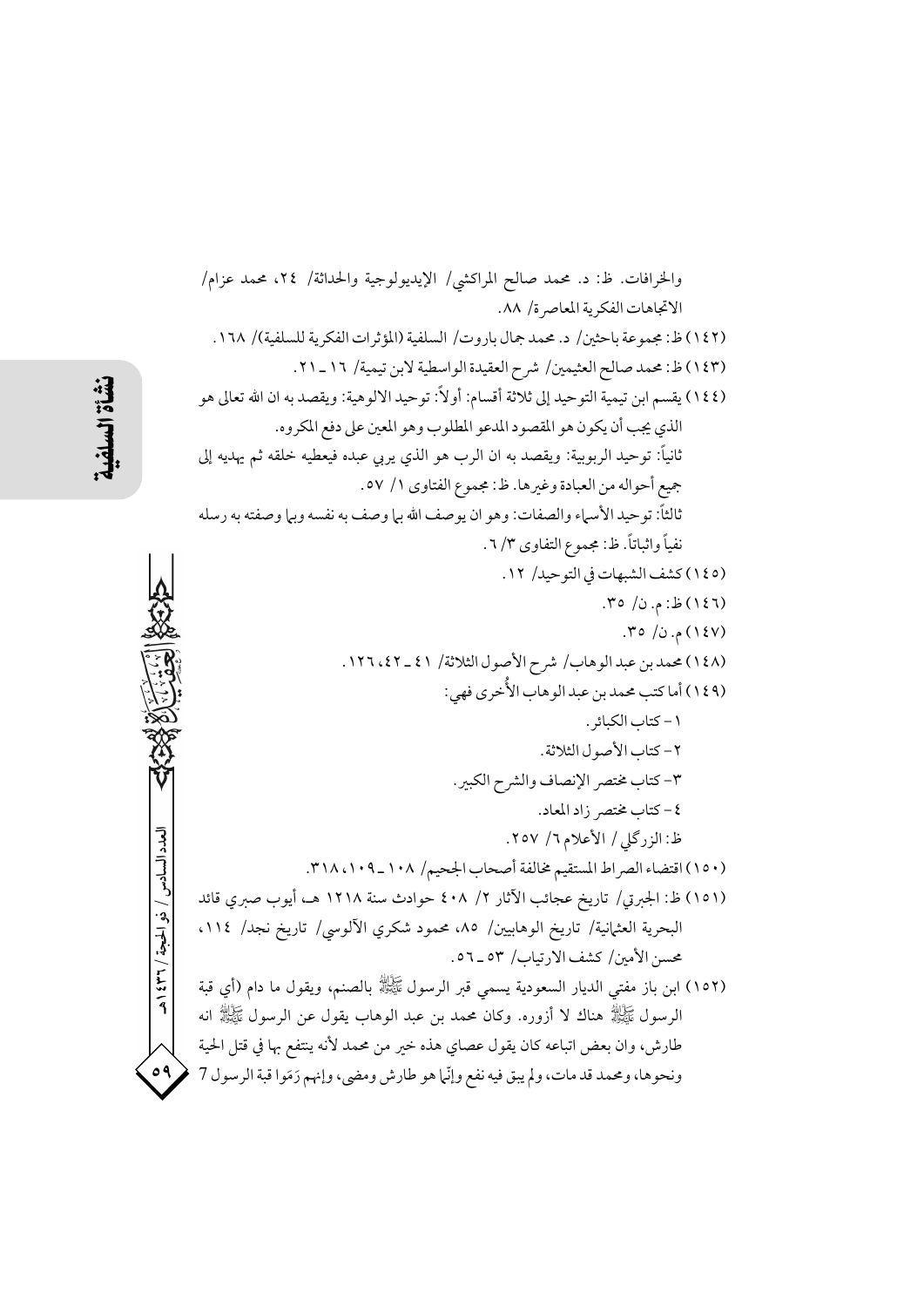والخرافات. ظ: د. محمد صالح المراكشي/ الإيديولوجية والحداثة/ ٢٤، محمد عزام/ الاتجاهات الفكرية المعاصرة/ ٨٨.

(١٤٢) ظ: مجموعة باحثين/ د. محمد جمال باروت/ السلفية (المؤثرات الفكرية للسلفية)/ ١٦٨.

(١٤٣) ظ: محمد صالح العثيمين/ شرح العقيدة الواسطية لابن تيمية/ ١٦ ـ ٢١.

(١٤٤) يقسم ابن تيمية التوحيد إلى ثلاثة أقسام: أولاً: توحيد الالوهية: ويقصد به ان الله تعالى هو الذي يجب أن يكون هو المقصود المدعو المطلوب وهو المعين على دفع المكروه.
ثانياً: توحيد الربوبية: ويقصد به ان الرب هو الذي يربي عبده فيعطيه خلقه ثم يهديه إلى جميع أحواله من العبادة وغيرها. ظ: مجموع الفتاوى ١/ ٥٧.
ثالثاً: توحيد الأسماء والصفات: وهو ان يوصف الله بما وصف به نفسه وبما وصفته به رسله نفياً واثباتاً. ظ: مجموع التفاوى ٣/ ٦.

(١٤٥) كشف الشبهات في التوحيد/ ١٢.

(١٤٦) ظ: م. ن/ ٣٥.

(١٤٧) م. ن/ ٣٥.

(١٤٨) محمد بن عبد الوهاب/ شرح الأصول الثلاثة/ ٤١ ـ ٤٢، ١٢٦.

(١٤٩) أما كتب محمد بن عبد الوهاب الأُخرى فهي:

١- كتاب الكبائر.

٢- كتاب الأصول الثلاثة.

٣- كتاب مختصر الإنصاف والشرح الكبير.

٤- كتاب مختصر زاد المعاد.

ظ: الزركلي/ الأعلام ٦/ ٢٥٧.

(١٥٠) اقتضاء الصراط المستقيم مخالفة أصحاب الجحيم/ ١٠٨ ـ ١٠٩، ٣١٨.

(١٥١) ظ: الجبرتي/ تاريخ عجائب الآثار ٢/ ٤٠٨ حوادث سنة ١٢١٨ هـ، أيوب صبري قائد البحرية العثمانية/ تاريخ الوهابيين/ ٨٥، محمود شكري الآلوسي/ تاريخ نجد/ ١١٤، محسن الأمين/ كشف الارتياب/ ٥٣ ـ ٥٦.

(١٥٢) ابن باز مفتي الديار السعودية يسمي قبر الرسول ﷺ بالصنم، ويقول ما دام (أي قبة الرسول ﷺ هناك لا أزوره. وكان محمد بن عبد الوهاب يقول عن الرسول ﷺ انه طارش، وان بعض اتباعه كان يقول عصاي هذه خير من محمد لأنه ينتفع بها في قتل الحية ونحوها، ومحمد قد مات، ولم يبق فيه نفع وإنّما هو طارش ومضى، وإنهم رَمَوا قبة الرسول 7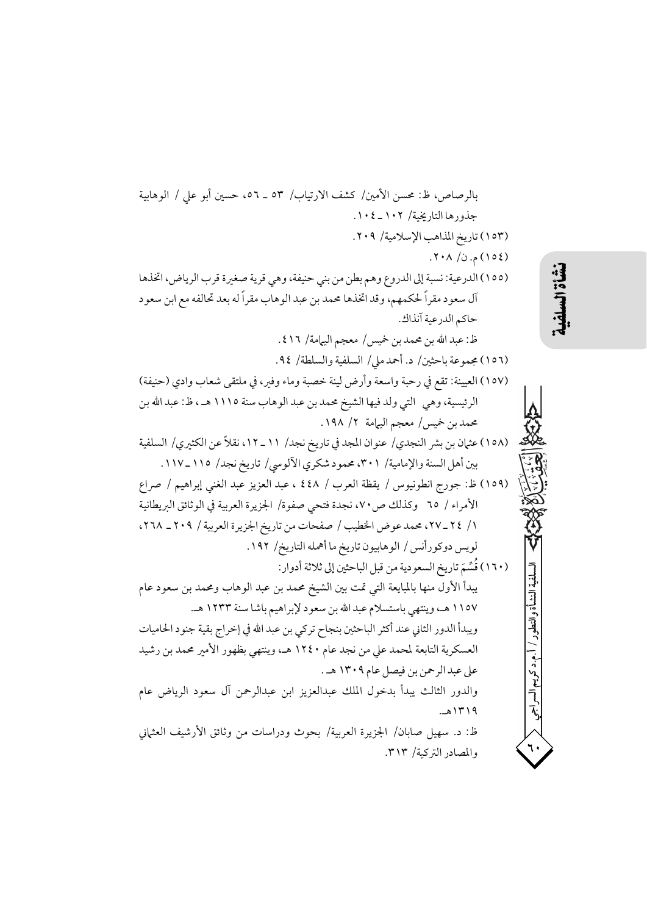بالرصاص، ظ: محسن الأمين/ كشف الارتياب/ ٥٣ ـ ٥٦، حسين أبو علي / الوهابية جذورها التاريخية/ ١٠٢ ـ ١٠٤.

(١٥٣) تاريخ المذاهب الإسلامية/ ٢٠٩.

(١٥٤) م. ن/ ٢٠٨.

(١٥٥) الدرعية: نسبة إلى الدروع وهم بطن من بني حنيفة، وهي قرية صغيرة قرب الرياض، اتخذها آل سعود مقراً لحكمهم، وقد اتخذها محمد بن عبد الوهاب مقراً له بعد تحالفه مع ابن سعود حاكم الدرعية آنذاك.

ظ: عبد الله بن محمد بن خميس/ معجم اليمامة/ ٤١٦.

(١٥٦) مجموعة باحثين/ د. أحمد ملي/ السلفية والسلطة/ ٩٤.

(١٥٧) العيينة: تقع في رحبة واسعة وأرض لينة خصبة وماء وفير، في ملتقى شعاب وادي (حنيفة) الرئيسية، وهي التي ولد فيها الشيخ محمد بن عبد الوهاب سنة ١١١٥ هـ، ظ: عبد الله بن محمد بن خميس/ معجم اليمامة ٢/ ١٩٨.

(١٥٨) عثمان بن بشر النجدي/ عنوان المجد في تاريخ نجد/ ١١ ـ ١٢، نقلاً عن الكثيري/ السلفية بين أهل السنة والإمامية/ ٣٠١، محمود شكري الآلوسي/ تاريخ نجد/ ١١٥ ـ ١١٧.

(١٥٩) ظ: جورج انطونيوس / يقظة العرب / ٤٤٨ ، عبد العزيز عبد الغني إبراهيم / صراع الأمراء / ٦٥ وكذلك ص٧٠، نجدة فتحي صفوة/ الجزيرة العربية في الوثائق البريطانية ١/ ٢٤ ـ ٢٧، محمد عوض الخطيب / صفحات من تاريخ الجزيرة العربية / ٢٠٩ ـ ٢٦٨، لويس دوكورأنس / الوهابيون تاريخ ما أهمله التاريخ/ ١٩٢.

(١٦٠) قُسِّمَ تاريخ السعودية من قبل الباحثين إلى ثلاثة أدوار:

يبدأ الأول منها بالمبايعة التي تمت بين الشيخ محمد بن عبد الوهاب ومحمد بن سعود عام ١١٥٧ هـ، وينتهي باستسلام عبد الله بن سعود لإبراهيم باشا سنة ١٢٣٣ هـ.

ويبدأ الدور الثاني عند أكثر الباحثين بنجاح تركي بن عبد الله في إخراج بقية جنود الحاميات العسكرية التابعة لمحمد علي من نجد عام ١٢٤٠ هـ، وينتهي بظهور الأمير محمد بن رشيد على عبد الرحمن بن فيصل عام ١٣٠٩ هـ.

والدور الثالث يبدأ بدخول الملك عبدالعزيز ابن عبدالرحمن آل سعود الرياض عام ١٣١٩هـ.

ظ: د. سهيل صابان/ الجزيرة العربية/ بحوث ودراسات من وثائق الأرشيف العثماني والمصادر التركية/ ٣١٣.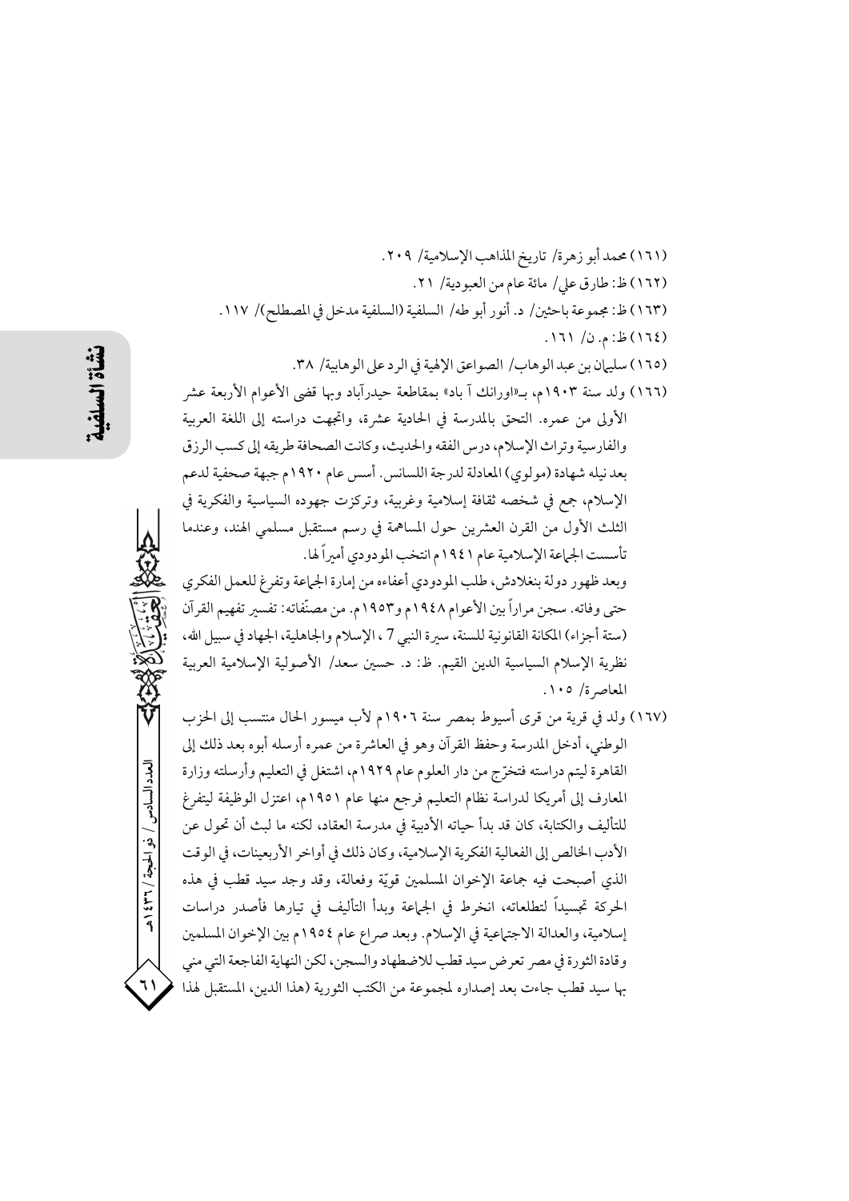(١٦١) محمد أبو زهرة/ تاريخ المذاهب الإسلامية/ ٢٠٩.

(١٦٢) ظ: طارق علي/ مائة عام من العبودية/ ٢١.

(١٦٣) ظ: مجموعة باحثين/ د. أنور أبو طه/ السلفية (السلفية مدخل في المصطلح)/ ١١٧.

(١٦٤) ظ: م. ن/ ١٦١.

(١٦٥) سليمان بن عبد الوهاب/ الصواعق الإلهية في الرد على الوهابية/ ٣٨.

(١٦٦) ولد سنة ١٩٠٣م، بـ«اورانك آ باد» بمقاطعة حيدرآباد وبها قضى الأعوام الأربعة عشر الأولى من عمره. التحق بالمدرسة في الحادية عشرة، واتجهت دراسته إلى اللغة العربية والفارسية وتراث الإسلام، درس الفقه والحديث، وكانت الصحافة طريقه إلى كسب الرزق بعد نيله شهادة (مولوي) المعادلة لدرجة اللسانس. أسس عام ١٩٢٠م جبهة صحفية لدعم الإسلام، جمع في شخصه ثقافة إسلامية وغربية، وتركزت جهوده السياسية والفكرية في الثلث الأول من القرن العشرين حول المساهمة في رسم مستقبل مسلمي الهند، وعندما تأسست الجماعة الإسلامية عام ١٩٤١م انتخب المودودي أميراً لها.

وبعد ظهور دولة بنغلادش، طلب المودودي أعفاءه من إمارة الجماعة وتفرغ للعمل الفكري حتى وفاته. سجن مراراً بين الأعوام ١٩٤٨م و١٩٥٣م. من مصنّفاته: تفسير تفهيم القرآن (ستة أجزاء) المكانة القانونية للسنة، سيرة النبي 7 ، الإسلام والجاهلية، الجهاد في سبيل الله، نظرية الإسلام السياسية الدين القيم. ظ: د. حسين سعد/ الأصولية الإسلامية العربية المعاصرة/ ١٠٥.

(١٦٧) ولد في قرية من قرى أسيوط بمصر سنة ١٩٠٦م لأب ميسور الحال منتسب إلى الحزب الوطني، أدخل المدرسة وحفظ القرآن وهو في العاشرة من عمره أرسله أبوه بعد ذلك إلى القاهرة ليتم دراسته فتخرّج من دار العلوم عام ١٩٢٩م، اشتغل في التعليم وأرسلته وزارة المعارف إلى أمريكا لدراسة نظام التعليم فرجع منها عام ١٩٥١م، اعتزل الوظيفة ليتفرغ للتأليف والكتابة، كان قد بدأ حياته الأدبية في مدرسة العقاد، لكنه ما لبث أن تحول عن الأدب الخالص إلى الفعالية الفكرية الإسلامية، وكان ذلك في أواخر الأربعينات، في الوقت الذي أصبحت فيه جماعة الإخوان المسلمين قويّة وفعالة، وقد وجد سيد قطب في هذه الحركة تجسيداً لتطلعاته، انخرط في الجماعة وبدأ التأليف في تيارها فأصدر دراسات إسلامية، والعدالة الاجتماعية في الإسلام. وبعد صراع عام ١٩٥٤م بين الإخوان المسلمين وقادة الثورة في مصر تعرض سيد قطب للاضطهاد والسجن، لكن النهاية الفاجعة التي مني بها سيد قطب جاءت بعد إصداره لمجموعة من الكتب الثورية (هذا الدين، المستقبل لهذا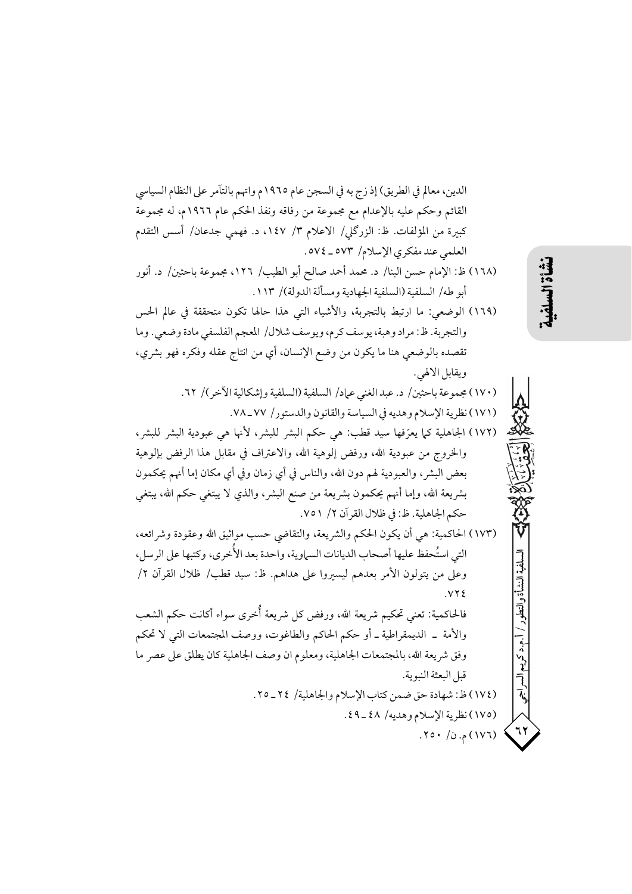الدين، معالم في الطريق) إذ زج به في السجن عام ١٩٦٥م واتهم بالتآمر على النظام السياسي القائم وحكم عليه بالإعدام مع مجموعة من رفاقه ونفذ الحكم عام ١٩٦٦م، له مجموعة كبيرة من المؤلفات. ظ: الزركلي/ الاعلام ٣/ ١٤٧، د. فهمي جدعان/ أسس التقدم العلمي عند مفكري الإسلام/ ٥٧٣ ـ ٥٧٤.

(١٦٨) ظ: الإمام حسن البنا/ د. محمد أحمد صالح أبو الطيب/ ١٢٦، مجموعة باحثين/ د. أنور أبو طه/ السلفية (السلفية الجهادية ومسألة الدولة)/ ١١٣.

(١٦٩) الوضعي: ما ارتبط بالتجربة، والأشياء التي هذا حالها تكون متحققة في عالم الحس والتجربة. ظ: مراد وهبة، يوسف كرم، ويوسف شلال/ المعجم الفلسفي مادة وضعي. وما تقصده بالوضعي هنا ما يكون من وضع الإنسان، أي من انتاج عقله وفكره فهو بشري، ويقابل الالهي.

(١٧٠) مجموعة باحثين/ د. عبد الغني عماد/ السلفية (السلفية وإشكالية الآخر)/ ٦٢.

(١٧١) نظرية الإسلام وهديه في السياسة والقانون والدستور/ ٧٧ ـ ٧٨.

(١٧٢) الجاهلية كما يعرّفها سيد قطب: هي حكم البشر للبشر، لأنها هي عبودية البشر للبشر، والخروج من عبودية الله، ورفض إلوهية الله، والاعتراف في مقابل هذا الرفض بإلوهية بعض البشر، والعبودية لهم دون الله، والناس في أي زمان وفي أي مكان إما أنهم يحكمون بشريعة الله، وإما أنهم يحكمون بشريعة من صنع البشر، والذي لا يبتغي حكم الله، يبتغي حكم الجاهلية. ظ: في ظلال القرآن ٢/ ٧٥١.

(١٧٣) الحاكمية: هي أن يكون الحكم والشريعة، والتقاضي حسب مواثيق الله وعقودة وشرائعه، التي استُحفظ عليها أصحاب الديانات السماوية، واحدة بعد الأُخرى، وكتبها على الرسل، وعلى من يتولون الأمر بعدهم ليسيروا على هداهم. ظ: سيد قطب/ ظلال القرآن ٢/ ٧٢٤.

فالحاكمية: تعني تحكيم شريعة الله، ورفض كل شريعة أُخرى سواء أكانت حكم الشعب والأمة ـ الديمقراطية ـ أو حكم الحاكم والطاغوت، ووصف المجتمعات التي لا تحكم وفق شريعة الله، بالمجتمعات الجاهلية، ومعلوم ان وصف الجاهلية كان يطلق على عصر ما قبل البعثة النبوية.

(١٧٤) ظ: شهادة حق ضمن كتاب الإسلام والجاهلية/ ٢٤ ـ ٢٥.

(١٧٥) نظرية الإسلام وهديه/ ٤٨ ـ ٤٩.

(١٧٦) م. ن/ ٢٥٠.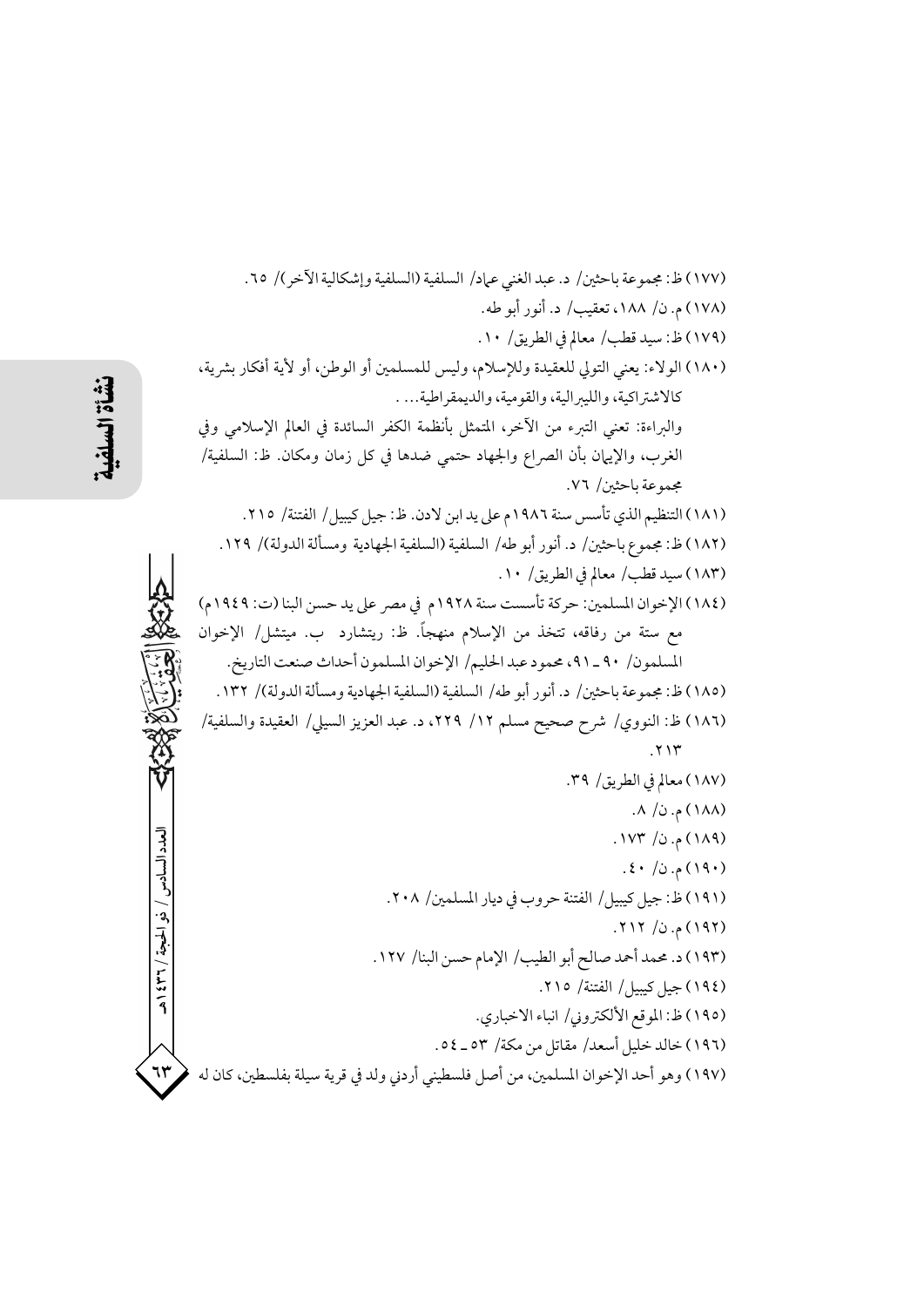(١٧٧) ظ: مجموعة باحثين/ د. عبد الغني عماد/ السلفية (السلفية وإشكالية الآخر)/ ٦٥.

(١٧٨) م. ن/ ١٨٨، تعقيب/ د. أنور أبو طه.

(١٧٩) ظ: سيد قطب/ معالم في الطريق/ ١٠.

(١٨٠) الولاء: يعني التولي للعقيدة وللإسلام، وليس للمسلمين أو الوطن، أو لأية أفكار بشرية، كالاشتراكية، والليبرالية، والقومية، والديمقراطية... .

والبراءة: تعني التبرء من الآخر، المتمثل بأنظمة الكفر السائدة في العالم الإسلامي وفي الغرب، والإيمان بأن الصراع والجهاد حتمي ضدها في كل زمان ومكان. ظ: السلفية/ مجموعة باحثين/ ٧٦.

(١٨١) التنظيم الذي تأسس سنة ١٩٨٦م على يد ابن لادن. ظ: جيل كيبيل/ الفتنة/ ٢١٥.

(١٨٢) ظ: مجموع باحثين/ د. أنور أبو طه/ السلفية (السلفية الجهادية ومسألة الدولة)/ ١٢٩.

(١٨٣) سيد قطب/ معالم في الطريق/ ١٠.

(١٨٤) الإخوان المسلمين: حركة تأسست سنة ١٩٢٨م في مصر على يد حسن البنا (ت: ١٩٤٩م) مع ستة من رفاقه، تتخذ من الإسلام منهجاً. ظ: ريتشارد ب. ميتشل/ الإخوان المسلمون/ ٩٠ ـ ٩١، محمود عبد الحليم/ الإخوان المسلمون أحداث صنعت التاريخ.

(١٨٥) ظ: مجموعة باحثين/ د. أنور أبو طه/ السلفية (السلفية الجهادية ومسألة الدولة)/ ١٣٢.

(١٨٦) ظ: النووي/ شرح صحيح مسلم ١٢/ ٢٢٩، د. عبد العزيز السيلي/ العقيدة والسلفية/ ٢١٣.

(١٨٧) معالم في الطريق/ ٣٩.

(١٨٨) م. ن/ ٨.

(١٨٩) م. ن/ ١٧٣.

(١٩٠) م. ن/ ٤٠.

(١٩١) ظ: جيل كيبيل/ الفتنة حروب في ديار المسلمين/ ٢٠٨.

(١٩٢) م. ن/ ٢١٢.

(١٩٣) د. محمد أحمد صالح أبو الطيب/ الإمام حسن البنا/ ١٢٧.

(١٩٤) جيل كيبيل/ الفتنة/ ٢١٥.

(١٩٥) ظ: الموقع الألكتروني/ انباء الاخباري.

(١٩٦) خالد خليل أسعد/ مقاتل من مكة/ ٥٣ ـ ٥٤.

(١٩٧) وهو أحد الإخوان المسلمين، من أصل فلسطيني أردني ولد في قرية سيلة بفلسطين، كان له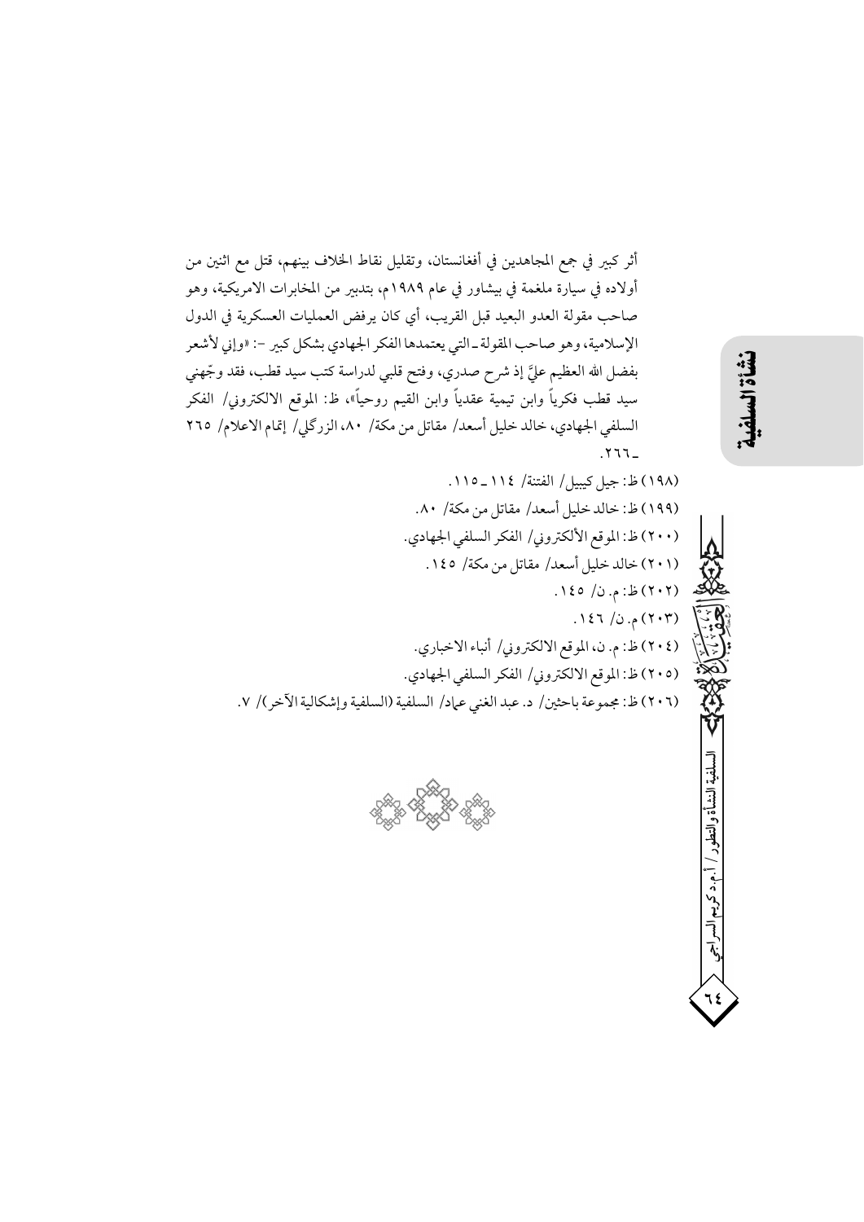أثر كبير في جمع المجاهدين في أفغانستان، وتقليل نقاط الخلاف بينهم، قتل مع اثنين من أولاده في سيارة ملغمة في بيشاور في عام ١٩٨٩م، بتدبير من المخابرات الامريكية، وهو صاحب مقولة العدو البعيد قبل القريب، أي كان يرفض العمليات العسكرية في الدول الإسلامية، وهو صاحب المقولة ـ التي يعتمدها الفكر الجهادي بشكل كبير -: «وإني لأشعر بفضل الله العظيم عليَّ إذ شرح صدري، وفتح قلبي لدراسة كتب سيد قطب، فقد وجّهني سيد قطب فكرياً وابن تيمية عقدياً وابن القيم روحياً»، ظ: الموقع الالكتروني/ الفكر السلفي الجهادي، خالد خليل أسعد/ مقاتل من مكة/ ٨٠، الزركلي/ إتمام الاعلام/ ٢٦٥ ـ ٢٦٦.

(١٩٨) ظ: جيل كيبيل/ الفتنة/ ١١٤ـ١١٥.

(١٩٩) ظ: خالد خليل أسعد/ مقاتل من مكة/ ٨٠.

(٢٠٠) ظ: الموقع الألكتروني/ الفكر السلفي الجهادي.

(٢٠١) خالد خليل أسعد/ مقاتل من مكة/ ١٤٥.

(٢٠٢) ظ: م. ن/ ١٤٥.

(٢٠٣) م. ن/ ١٤٦.

(٢٠٤) ظ: م. ن، الموقع الالكتروني/ أنباء الاخباري.

(٢٠٥) ظ: الموقع الالكتروني/ الفكر السلفي الجهادي.

(٢٠٦) ظ: مجموعة باحثين/ د. عبد الغني عماد/ السلفية (السلفية وإشكالية الآخر)/ ٧.